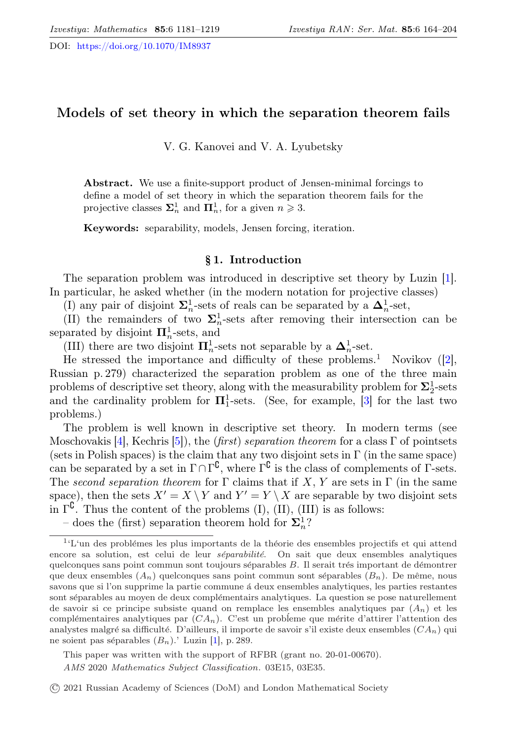DOI: https://doi.org/10.1070/IM8937

# Models of set theory in which the separation theorem fails

V. G. Kanovei and V. A. Lyubetsky

**Abstract.** We use a finite-support product of Jensen-minimal forcings to define a model of set theory in which the separation theorem fails for the projective classes $\mathbf{\Sigma}^1_n$ and $\mathbf{\Pi}^1_n$, for a given $n \geqslant 3$.

**Keywords:** separability, models, Jensen forcing, iteration.

## § 1. Introduction

The separation problem was introduced in descriptive set theory by Luzin [1]. In particular, he asked whether (in the modern notation for projective classes)

(I) any pair of disjoint $\mathbf{\Sigma}^1_n$-sets of reals can be separated by a $\mathbf{\Delta}^1_n$-set,

(II) the remainders of two $\mathbf{\Sigma}^1_n$-sets after removing their intersection can be separated by disjoint $\mathbf{\Pi}^1_n$-sets, and

(III) there are two disjoint $\mathbf{\Pi}^1_n$-sets not separable by a $\mathbf{\Delta}^1_n$-set.

He stressed the importance and difficulty of these problems.[1] Novikov ([2], Russian p. 279) characterized the separation problem as one of the three main problems of descriptive set theory, along with the measurability problem for $\mathbf{\Sigma}^1_2$-sets and the cardinality problem for $\mathbf{\Pi}^1_1$-sets. (See, for example, [3] for the last two problems.)

The problem is well known in descriptive set theory. In modern terms (see Moschovakis [4], Kechris [5]), the (*first*) *separation theorem* for a class $\Gamma$ of pointsets (sets in Polish spaces) is the claim that any two disjoint sets in $\Gamma$ (in the same space) can be separated by a set in $\Gamma \cap \Gamma^{\complement}$, where $\Gamma^{\complement}$ is the class of complements of $\Gamma$-sets. The *second separation theorem* for $\Gamma$ claims that if $X$, $Y$ are sets in $\Gamma$ (in the same space), then the sets $X' = X \setminus Y$ and $Y' = Y \setminus X$ are separable by two disjoint sets in $\Gamma^{\complement}$. Thus the content of the problems (I), (II), (III) is as follows:

– does the (first) separation theorem hold for $\mathbf{\Sigma}^1_n$?

[1] 'L'un des problémes les plus importants de la théorie des ensembles projectifs et qui attend encore sa solution, est celui de leur *séparabilité*. On sait que deux ensembles analytiques quelconques sans point commun sont toujours séparables $B$. Il serait trés important de démontrer que deux ensembles $(A_n)$ quelconques sans point commun sont séparables $(B_n)$. De même, nous savons que si l'on supprime la partie commune á deux ensembles analytiques, les parties restantes sont séparables au moyen de deux complémentaires analytiques. La question se pose naturellement de savoir si ce principe subsiste quand on remplace les ensembles analytiques par $(A_n)$ et les complémentaires analytiques par $(CA_n)$. C'est un problème que mérite d'attirer l'attention des analystes malgré sa difficulté. D'ailleurs, il importe de savoir s'il existe deux ensembles $(CA_n)$ qui ne soient pas séparables $(B_n)$.' Luzin [1], p. 289.

This paper was written with the support of RFBR (grant no. 20-01-00670).

*AMS* 2020 *Mathematics Subject Classification.* 03E15, 03E35.

© 2021 Russian Academy of Sciences (DoM) and London Mathematical Society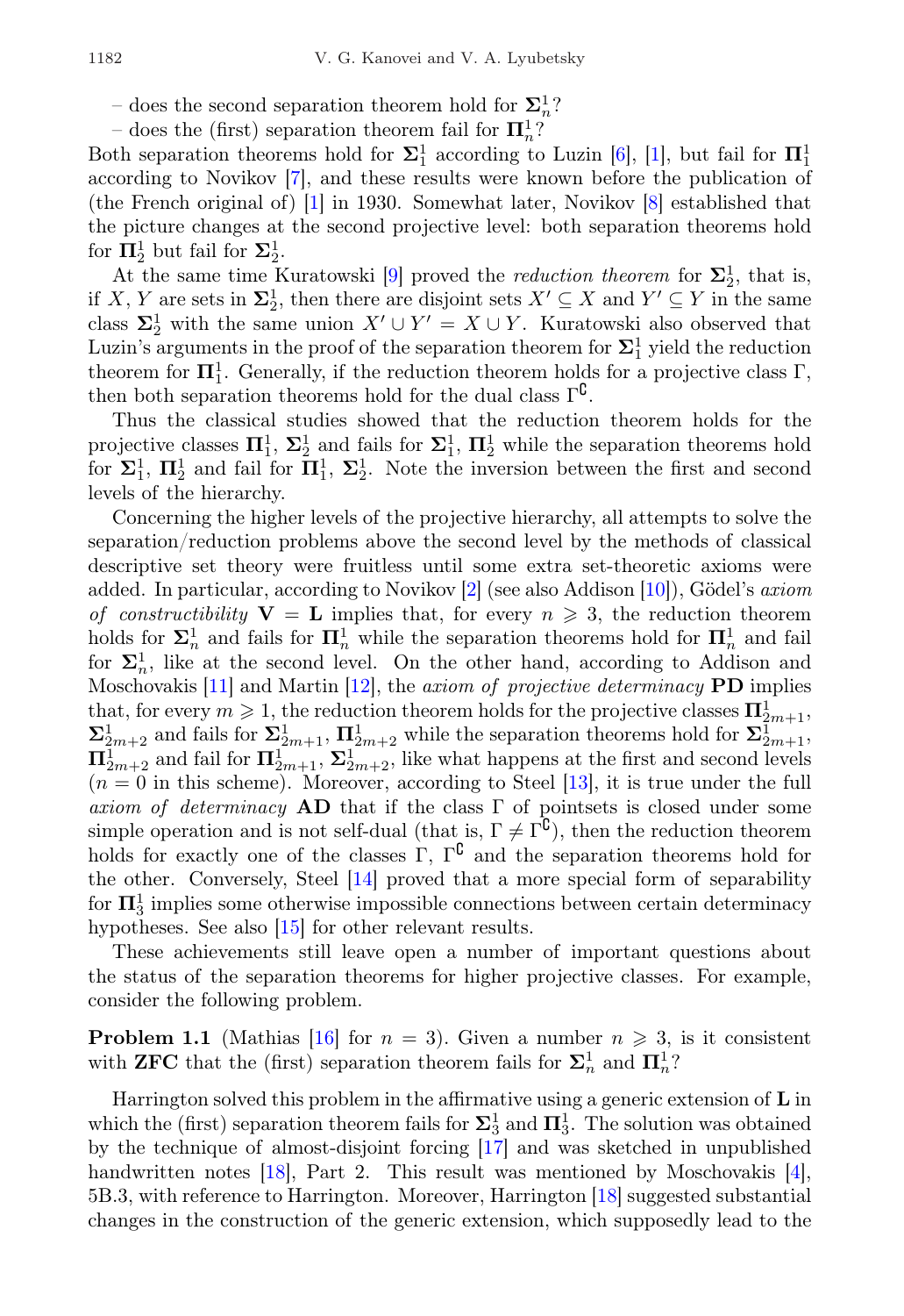– does the second separation theorem hold for $\mathbf{\Sigma}^1_n$?

– does the (first) separation theorem fail for $\mathbf{\Pi}^1_n$?

Both separation theorems hold for $\mathbf{\Sigma}^1_1$ according to Luzin [6], [1], but fail for $\mathbf{\Pi}^1_1$ according to Novikov [7], and these results were known before the publication of (the French original of) [1] in 1930. Somewhat later, Novikov [8] established that the picture changes at the second projective level: both separation theorems hold for $\mathbf{\Pi}^1_2$ but fail for $\mathbf{\Sigma}^1_2$.

At the same time Kuratowski [9] proved the *reduction theorem* for $\mathbf{\Sigma}^1_2$, that is, if $X$, $Y$ are sets in $\mathbf{\Sigma}^1_2$, then there are disjoint sets $X' \subseteq X$ and $Y' \subseteq Y$ in the same class $\mathbf{\Sigma}^1_2$ with the same union $X' \cup Y' = X \cup Y$. Kuratowski also observed that Luzin's arguments in the proof of the separation theorem for $\mathbf{\Sigma}^1_1$ yield the reduction theorem for $\mathbf{\Pi}^1_1$. Generally, if the reduction theorem holds for a projective class $\Gamma$, then both separation theorems hold for the dual class $\Gamma^{\complement}$.

Thus the classical studies showed that the reduction theorem holds for the projective classes $\mathbf{\Pi}^1_1$, $\mathbf{\Sigma}^1_2$ and fails for $\mathbf{\Sigma}^1_1$, $\mathbf{\Pi}^1_2$ while the separation theorems hold for $\mathbf{\Sigma}^1_1$, $\mathbf{\Pi}^1_2$ and fail for $\mathbf{\Pi}^1_1$, $\mathbf{\Sigma}^1_2$. Note the inversion between the first and second levels of the hierarchy.

Concerning the higher levels of the projective hierarchy, all attempts to solve the separation/reduction problems above the second level by the methods of classical descriptive set theory were fruitless until some extra set-theoretic axioms were added. In particular, according to Novikov [2] (see also Addison [10]), Gödel's *axiom of constructibility* $\mathbf{V} = \mathbf{L}$ implies that, for every $n \geqslant 3$, the reduction theorem holds for $\mathbf{\Sigma}^1_n$ and fails for $\mathbf{\Pi}^1_n$ while the separation theorems hold for $\mathbf{\Pi}^1_n$ and fail for $\mathbf{\Sigma}^1_n$, like at the second level. On the other hand, according to Addison and Moschovakis [11] and Martin [12], the *axiom of projective determinacy* **PD** implies that, for every $m \geqslant 1$, the reduction theorem holds for the projective classes $\mathbf{\Pi}^1_{2m+1}$, $\mathbf{\Sigma}^1_{2m+2}$ and fails for $\mathbf{\Sigma}^1_{2m+1}$, $\mathbf{\Pi}^1_{2m+2}$ while the separation theorems hold for $\mathbf{\Sigma}^1_{2m+1}$, $\mathbf{\Pi}^1_{2m+2}$ and fail for $\mathbf{\Pi}^1_{2m+1}$, $\mathbf{\Sigma}^1_{2m+2}$, like what happens at the first and second levels ($n = 0$ in this scheme). Moreover, according to Steel [13], it is true under the full *axiom of determinacy* **AD** that if the class $\Gamma$ of pointsets is closed under some simple operation and is not self-dual (that is, $\Gamma \neq \Gamma^{\complement}$), then the reduction theorem holds for exactly one of the classes $\Gamma$, $\Gamma^{\complement}$ and the separation theorems hold for the other. Conversely, Steel [14] proved that a more special form of separability for $\mathbf{\Pi}^1_3$ implies some otherwise impossible connections between certain determinacy hypotheses. See also [15] for other relevant results.

These achievements still leave open a number of important questions about the status of the separation theorems for higher projective classes. For example, consider the following problem.

**Problem 1.1** (Mathias [16] for $n = 3$). Given a number $n \geqslant 3$, is it consistent with **ZFC** that the (first) separation theorem fails for $\mathbf{\Sigma}^1_n$ and $\mathbf{\Pi}^1_n$?

Harrington solved this problem in the affirmative using a generic extension of $\mathbf{L}$ in which the (first) separation theorem fails for $\mathbf{\Sigma}^1_3$ and $\mathbf{\Pi}^1_3$. The solution was obtained by the technique of almost-disjoint forcing [17] and was sketched in unpublished handwritten notes [18], Part 2. This result was mentioned by Moschovakis [4], 5B.3, with reference to Harrington. Moreover, Harrington [18] suggested substantial changes in the construction of the generic extension, which supposedly lead to the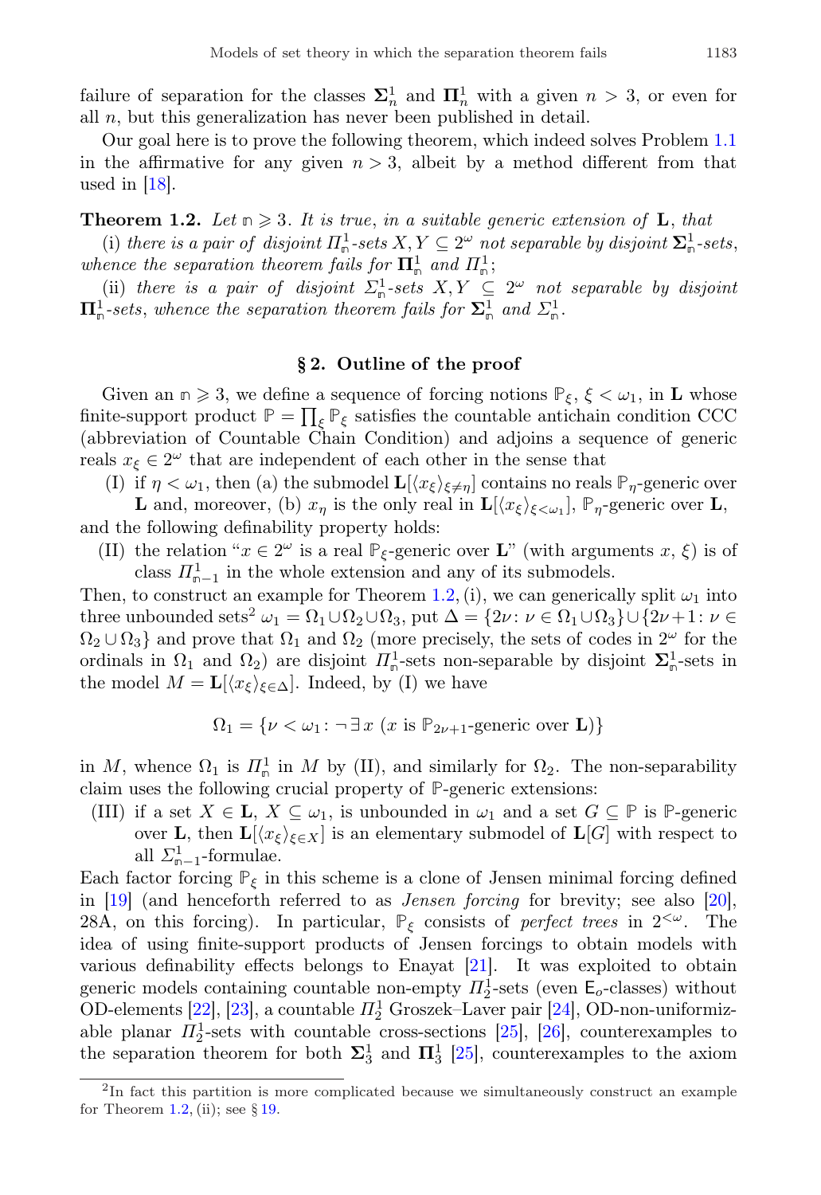failure of separation for the classes $\mathbf{\Sigma}^1_n$ and $\mathbf{\Pi}^1_n$ with a given $n > 3$, or even for all $n$, but this generalization has never been published in detail.

Our goal here is to prove the following theorem, which indeed solves Problem 1.1 in the affirmative for any given $n > 3$, albeit by a method different from that used in [18].

**Theorem 1.2.** *Let $\mathfrak{n} \geqslant 3$. It is true, in a suitable generic extension of $\mathbf{L}$, that*

(i) *there is a pair of disjoint $\Pi^1_{\mathfrak{n}}$-sets $X, Y \subseteq 2^\omega$ not separable by disjoint $\mathbf{\Sigma}^1_{\mathfrak{n}}$-sets, whence the separation theorem fails for $\mathbf{\Pi}^1_{\mathfrak{n}}$ and $\Pi^1_{\mathfrak{n}}$;*

(ii) *there is a pair of disjoint $\Sigma^1_{\mathfrak{n}}$-sets $X, Y \subseteq 2^\omega$ not separable by disjoint $\mathbf{\Pi}^1_{\mathfrak{n}}$-sets, whence the separation theorem fails for $\mathbf{\Sigma}^1_{\mathfrak{n}}$ and $\Sigma^1_{\mathfrak{n}}$.*

## § 2. Outline of the proof

Given an $\mathfrak{n} \geqslant 3$, we define a sequence of forcing notions $\mathbb{P}_\xi$, $\xi < \omega_1$, in $\mathbf{L}$ whose finite-support product $\mathbb{P} = \prod_\xi \mathbb{P}_\xi$ satisfies the countable antichain condition CCC (abbreviation of Countable Chain Condition) and adjoins a sequence of generic reals $x_\xi \in 2^\omega$ that are independent of each other in the sense that

(I) if $\eta < \omega_1$, then (a) the submodel $\mathbf{L}[\langle x_\xi \rangle_{\xi \neq \eta}]$ contains no reals $\mathbb{P}_\eta$-generic over $\mathbf{L}$ and, moreover, (b) $x_\eta$ is the only real in $\mathbf{L}[\langle x_\xi \rangle_{\xi < \omega_1}]$, $\mathbb{P}_\eta$-generic over $\mathbf{L}$,

and the following definability property holds:

(II) the relation "$x \in 2^\omega$ is a real $\mathbb{P}_\xi$-generic over $\mathbf{L}$" (with arguments $x$, $\xi$) is of class $\Pi^1_{\mathfrak{n}-1}$ in the whole extension and any of its submodels.

Then, to construct an example for Theorem 1.2, (i), we can generically split $\omega_1$ into three unbounded sets[2] $\omega_1 = \Omega_1 \cup \Omega_2 \cup \Omega_3$, put $\Delta = \{2\nu \colon \nu \in \Omega_1 \cup \Omega_3\} \cup \{2\nu+1 \colon \nu \in \Omega_2 \cup \Omega_3\}$ and prove that $\Omega_1$ and $\Omega_2$ (more precisely, the sets of codes in $2^\omega$ for the ordinals in $\Omega_1$ and $\Omega_2$) are disjoint $\Pi^1_{\mathfrak{n}}$-sets non-separable by disjoint $\mathbf{\Sigma}^1_{\mathfrak{n}}$-sets in the model $M = \mathbf{L}[\langle x_\xi \rangle_{\xi \in \Delta}]$. Indeed, by (I) we have

$$\Omega_1 = \{\nu < \omega_1 \colon \neg \exists\, x \ (x \text{ is } \mathbb{P}_{2\nu+1}\text{-generic over } \mathbf{L})\}$$

in $M$, whence $\Omega_1$ is $\Pi^1_{\mathfrak{n}}$ in $M$ by (II), and similarly for $\Omega_2$. The non-separability claim uses the following crucial property of $\mathbb{P}$-generic extensions:

(III) if a set $X \in \mathbf{L}$, $X \subseteq \omega_1$, is unbounded in $\omega_1$ and a set $G \subseteq \mathbb{P}$ is $\mathbb{P}$-generic over $\mathbf{L}$, then $\mathbf{L}[\langle x_\xi \rangle_{\xi \in X}]$ is an elementary submodel of $\mathbf{L}[G]$ with respect to all $\Sigma^1_{\mathfrak{n}-1}$-formulae.

Each factor forcing $\mathbb{P}_\xi$ in this scheme is a clone of Jensen minimal forcing defined in [19] (and henceforth referred to as *Jensen forcing* for brevity; see also [20], 28A, on this forcing). In particular, $\mathbb{P}_\xi$ consists of *perfect trees* in $2^{<\omega}$. The idea of using finite-support products of Jensen forcings to obtain models with various definability effects belongs to Enayat [21]. It was exploited to obtain generic models containing countable non-empty $\Pi^1_2$-sets (even $\mathsf{E}_o$-classes) without OD-elements [22], [23], a countable $\Pi^1_2$ Groszek–Laver pair [24], OD-non-uniformizable planar $\Pi^1_2$-sets with countable cross-sections [25], [26], counterexamples to the separation theorem for both $\mathbf{\Sigma}^1_3$ and $\mathbf{\Pi}^1_3$ [25], counterexamples to the axiom

[2] In fact this partition is more complicated because we simultaneously construct an example for Theorem 1.2, (ii); see § 19.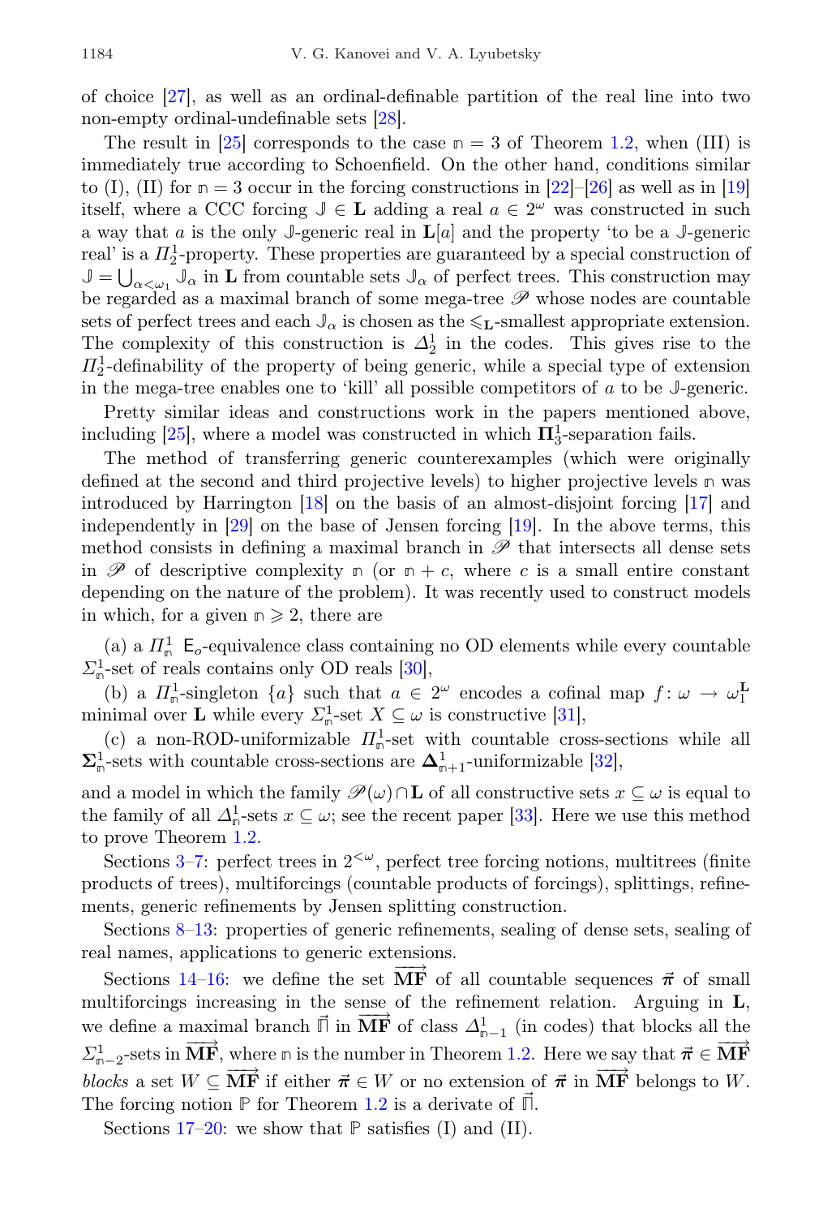of choice [27], as well as an ordinal-definable partition of the real line into two non-empty ordinal-undefinable sets [28].

The result in [25] corresponds to the case $\mathbb{n} = 3$ of Theorem 1.2, when (III) is immediately true according to Schoenfield. On the other hand, conditions similar to (I), (II) for $\mathbb{n} = 3$ occur in the forcing constructions in [22]–[26] as well as in [19] itself, where a CCC forcing $\mathbb{J} \in \mathbf{L}$ adding a real $a \in 2^\omega$ was constructed in such a way that $a$ is the only $\mathbb{J}$-generic real in $\mathbf{L}[a]$ and the property 'to be a $\mathbb{J}$-generic real' is a $\Pi^1_2$-property. These properties are guaranteed by a special construction of $\mathbb{J} = \bigcup_{\alpha<\omega_1} \mathbb{J}_\alpha$ in $\mathbf{L}$ from countable sets $\mathbb{J}_\alpha$ of perfect trees. This construction may be regarded as a maximal branch of some mega-tree $\mathscr{P}$ whose nodes are countable sets of perfect trees and each $\mathbb{J}_\alpha$ is chosen as the $\leqslant_{\mathbf{L}}$-smallest appropriate extension. The complexity of this construction is $\Delta^1_2$ in the codes. This gives rise to the $\Pi^1_2$-definability of the property of being generic, while a special type of extension in the mega-tree enables one to 'kill' all possible competitors of $a$ to be $\mathbb{J}$-generic.

Pretty similar ideas and constructions work in the papers mentioned above, including [25], where a model was constructed in which $\mathbf{\Pi}^1_3$-separation fails.

The method of transferring generic counterexamples (which were originally defined at the second and third projective levels) to higher projective levels $\mathbb{n}$ was introduced by Harrington [18] on the basis of an almost-disjoint forcing [17] and independently in [29] on the base of Jensen forcing [19]. In the above terms, this method consists in defining a maximal branch in $\mathscr{P}$ that intersects all dense sets in $\mathscr{P}$ of descriptive complexity $\mathbb{n}$ (or $\mathbb{n} + c$, where $c$ is a small entire constant depending on the nature of the problem). It was recently used to construct models in which, for a given $\mathbb{n} \geqslant 2$, there are

(a) a $\Pi^1_{\mathbb{n}}$ $\mathsf{E}_o$-equivalence class containing no OD elements while every countable $\Sigma^1_{\mathbb{n}}$-set of reals contains only OD reals [30],

(b) a $\Pi^1_{\mathbb{n}}$-singleton $\{a\}$ such that $a \in 2^\omega$ encodes a cofinal map $f\colon \omega \to \omega_1^{\mathbf{L}}$ minimal over $\mathbf{L}$ while every $\Sigma^1_{\mathbb{n}}$-set $X \subseteq \omega$ is constructive [31],

(c) a non-ROD-uniformizable $\Pi^1_{\mathbb{n}}$-set with countable cross-sections while all $\mathbf{\Sigma}^1_{\mathbb{n}}$-sets with countable cross-sections are $\mathbf{\Delta}^1_{\mathbb{n}+1}$-uniformizable [32],

and a model in which the family $\mathscr{P}(\omega) \cap \mathbf{L}$ of all constructive sets $x \subseteq \omega$ is equal to the family of all $\Delta^1_{\mathbb{n}}$-sets $x \subseteq \omega$; see the recent paper [33]. Here we use this method to prove Theorem 1.2.

Sections 3–7: perfect trees in $2^{<\omega}$, perfect tree forcing notions, multitrees (finite products of trees), multiforcings (countable products of forcings), splittings, refinements, generic refinements by Jensen splitting construction.

Sections 8–13: properties of generic refinements, sealing of dense sets, sealing of real names, applications to generic extensions.

Sections 14–16: we define the set $\overrightarrow{\mathbf{MF}}$ of all countable sequences $\vec{\pi}$ of small multiforcings increasing in the sense of the refinement relation. Arguing in $\mathbf{L}$, we define a maximal branch $\vec{\sqcap}$ in $\overrightarrow{\mathbf{MF}}$ of class $\Delta^1_{\mathbb{n}-1}$ (in codes) that blocks all the $\Sigma^1_{\mathbb{n}-2}$-sets in $\overrightarrow{\mathbf{MF}}$, where $\mathbb{n}$ is the number in Theorem 1.2. Here we say that $\vec{\pi} \in \overrightarrow{\mathbf{MF}}$ *blocks* a set $W \subseteq \overrightarrow{\mathbf{MF}}$ if either $\vec{\pi} \in W$ or no extension of $\vec{\pi}$ in $\overrightarrow{\mathbf{MF}}$ belongs to $W$. The forcing notion $\mathbb{P}$ for Theorem 1.2 is a derivate of $\vec{\sqcap}$.

Sections 17–20: we show that $\mathbb{P}$ satisfies (I) and (II).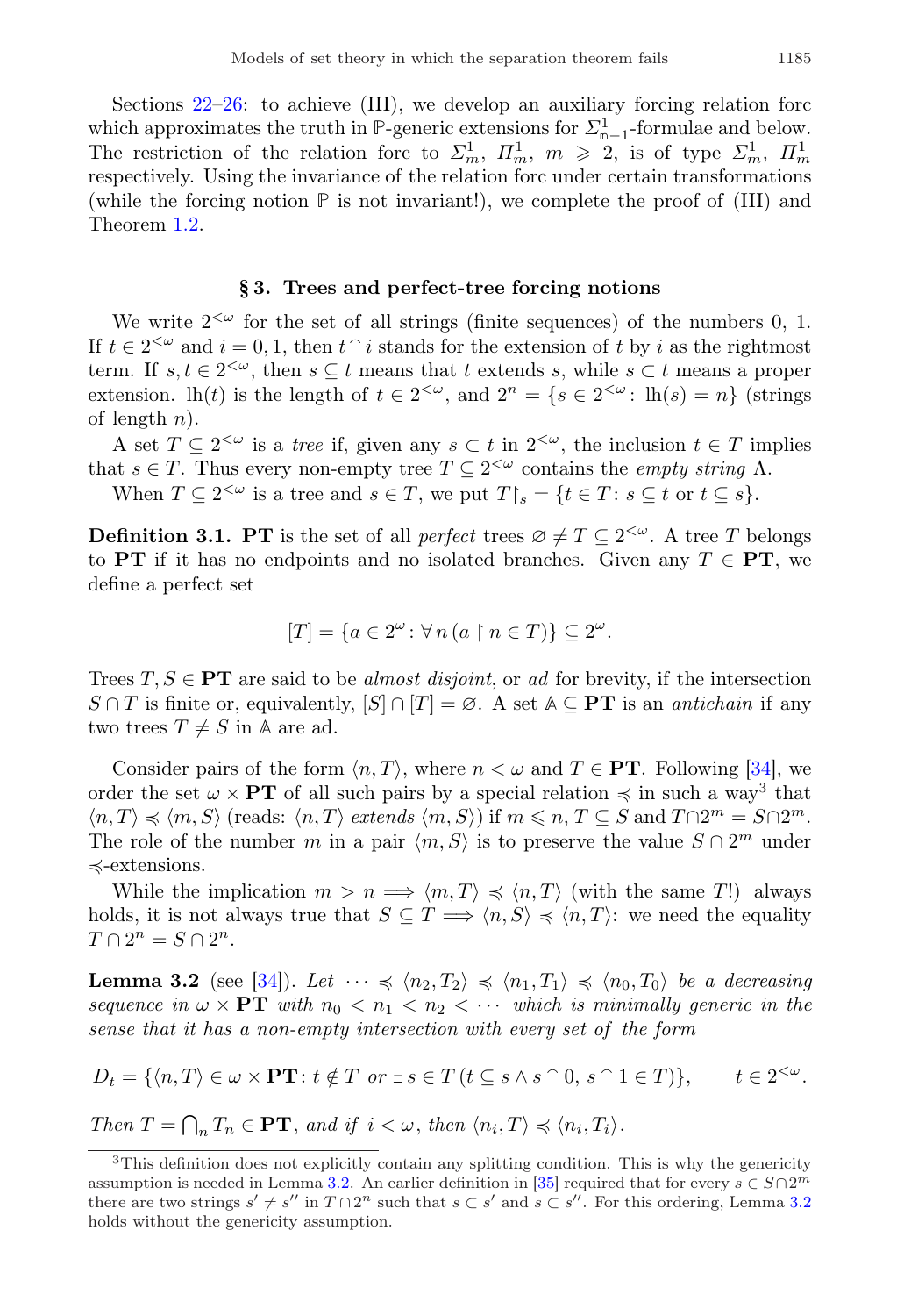Sections 22–26: to achieve (III), we develop an auxiliary forcing relation forc which approximates the truth in $\mathbb{P}$-generic extensions for $\Sigma^1_{\mathfrak{n}-1}$-formulae and below. The restriction of the relation forc to $\Sigma^1_m$, $\Pi^1_m$, $m \geqslant 2$, is of type $\Sigma^1_m$, $\Pi^1_m$ respectively. Using the invariance of the relation forc under certain transformations (while the forcing notion $\mathbb{P}$ is not invariant!), we complete the proof of (III) and Theorem 1.2.

## § 3. Trees and perfect-tree forcing notions

We write $2^{<\omega}$ for the set of all strings (finite sequences) of the numbers 0, 1. If $t \in 2^{<\omega}$ and $i = 0, 1$, then $t^\frown i$ stands for the extension of $t$ by $i$ as the rightmost term. If $s, t \in 2^{<\omega}$, then $s \subseteq t$ means that $t$ extends $s$, while $s \subset t$ means a proper extension. $\operatorname{lh}(t)$ is the length of $t \in 2^{<\omega}$, and $2^n = \{s \in 2^{<\omega} : \operatorname{lh}(s) = n\}$ (strings of length $n$).

A set $T \subseteq 2^{<\omega}$ is a *tree* if, given any $s \subset t$ in $2^{<\omega}$, the inclusion $t \in T$ implies that $s \in T$. Thus every non-empty tree $T \subseteq 2^{<\omega}$ contains the *empty string* $\Lambda$.

When $T \subseteq 2^{<\omega}$ is a tree and $s \in T$, we put $T{\restriction}_s = \{t \in T : s \subseteq t \text{ or } t \subseteq s\}$.

**Definition 3.1. PT** is the set of all *perfect* trees $\varnothing \neq T \subseteq 2^{<\omega}$. A tree $T$ belongs to **PT** if it has no endpoints and no isolated branches. Given any $T \in \mathbf{PT}$, we define a perfect set

$$[T] = \{a \in 2^\omega : \forall\, n\, (a \restriction n \in T)\} \subseteq 2^\omega.$$

Trees $T, S \in \mathbf{PT}$ are said to be *almost disjoint*, or *ad* for brevity, if the intersection $S \cap T$ is finite or, equivalently, $[S] \cap [T] = \varnothing$. A set $\mathbb{A} \subseteq \mathbf{PT}$ is an *antichain* if any two trees $T \neq S$ in $\mathbb{A}$ are ad.

Consider pairs of the form $\langle n, T\rangle$, where $n < \omega$ and $T \in \mathbf{PT}$. Following [34], we order the set $\omega \times \mathbf{PT}$ of all such pairs by a special relation $\preccurlyeq$ in such a way[3] that $\langle n, T\rangle \preccurlyeq \langle m, S\rangle$ (reads: $\langle n, T\rangle$ *extends* $\langle m, S\rangle$) if $m \leqslant n$, $T \subseteq S$ and $T \cap 2^m = S \cap 2^m$. The role of the number $m$ in a pair $\langle m, S\rangle$ is to preserve the value $S \cap 2^m$ under $\preccurlyeq$-extensions.

While the implication $m > n \Longrightarrow \langle m, T\rangle \preccurlyeq \langle n, T\rangle$ (with the same $T$!) always holds, it is not always true that $S \subseteq T \Longrightarrow \langle n, S\rangle \preccurlyeq \langle n, T\rangle$: we need the equality $T \cap 2^n = S \cap 2^n$.

**Lemma 3.2** (see [34]). *Let $\cdots \preccurlyeq \langle n_2, T_2\rangle \preccurlyeq \langle n_1, T_1\rangle \preccurlyeq \langle n_0, T_0\rangle$ be a decreasing sequence in $\omega \times \mathbf{PT}$ with $n_0 < n_1 < n_2 < \cdots$ which is minimally generic in the sense that it has a non-empty intersection with every set of the form*

$$D_t = \{\langle n, T\rangle \in \omega \times \mathbf{PT} : t \notin T \ \text{or}\ \exists\, s \in T\, (t \subseteq s \wedge s^\frown 0,\ s^\frown 1 \in T)\}, \qquad t \in 2^{<\omega}.$$

*Then $T = \bigcap_n T_n \in \mathbf{PT}$, and if $i < \omega$, then $\langle n_i, T\rangle \preccurlyeq \langle n_i, T_i\rangle$.*

[3] This definition does not explicitly contain any splitting condition. This is why the genericity assumption is needed in Lemma 3.2. An earlier definition in [35] required that for every $s \in S \cap 2^m$ there are two strings $s' \neq s''$ in $T \cap 2^n$ such that $s \subset s'$ and $s \subset s''$. For this ordering, Lemma 3.2 holds without the genericity assumption.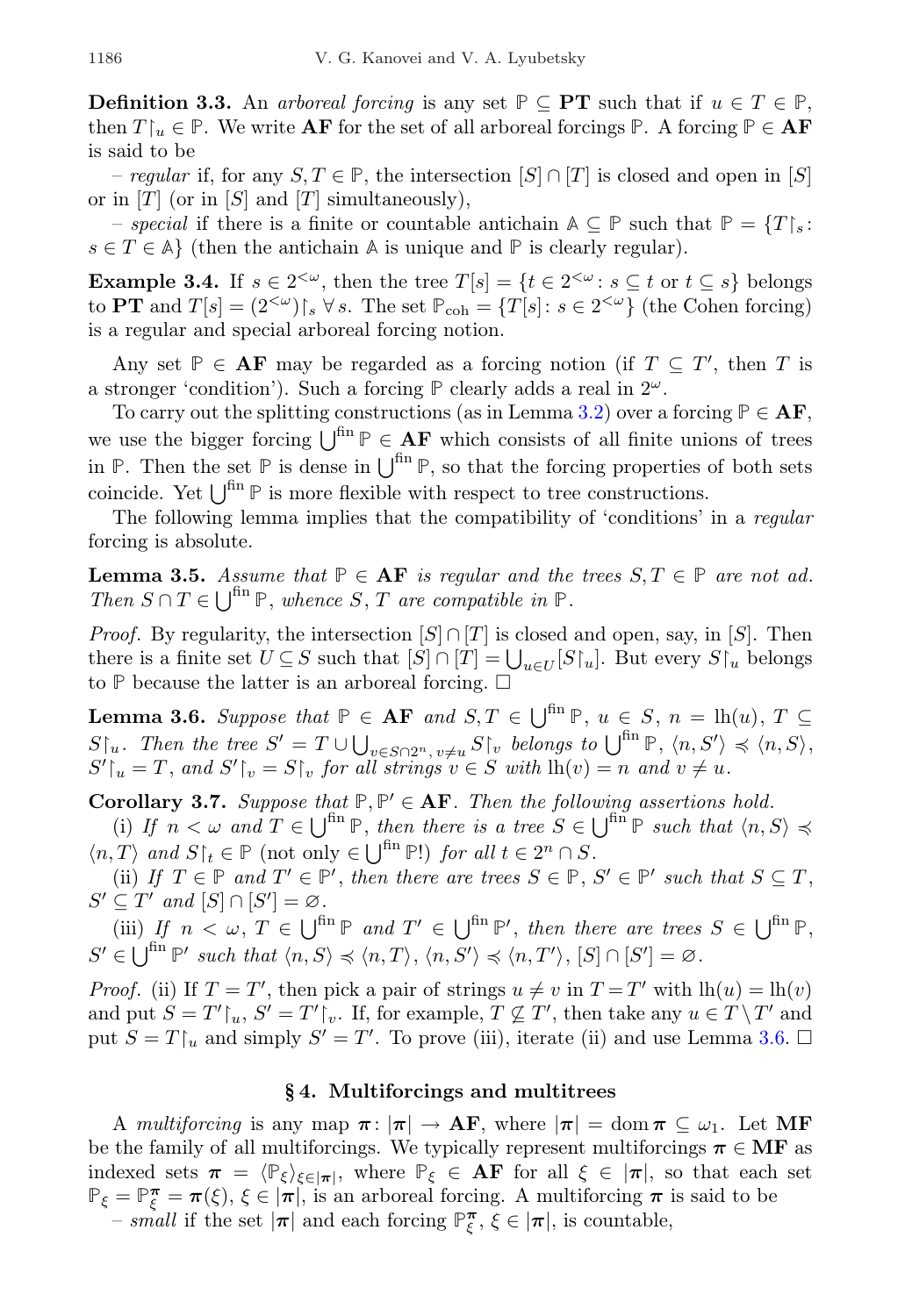**Definition 3.3.** An *arboreal forcing* is any set $\mathbb{P} \subseteq \mathbf{PT}$ such that if $u \in T \in \mathbb{P}$, then $T{\restriction}_u \in \mathbb{P}$. We write $\mathbf{AF}$ for the set of all arboreal forcings $\mathbb{P}$. A forcing $\mathbb{P} \in \mathbf{AF}$ is said to be

– *regular* if, for any $S, T \in \mathbb{P}$, the intersection $[S] \cap [T]$ is closed and open in $[S]$ or in $[T]$ (or in $[S]$ and $[T]$ simultaneously),

– *special* if there is a finite or countable antichain $\mathbb{A} \subseteq \mathbb{P}$ such that $\mathbb{P} = \{T{\restriction}_s : s \in T \in \mathbb{A}\}$ (then the antichain $\mathbb{A}$ is unique and $\mathbb{P}$ is clearly regular).

**Example 3.4.** If $s \in 2^{<\omega}$, then the tree $T[s] = \{t \in 2^{<\omega} : s \subseteq t \text{ or } t \subseteq s\}$ belongs to $\mathbf{PT}$ and $T[s] = (2^{<\omega}){\restriction}_s$ $\forall s$. The set $\mathbb{P}_{\mathrm{coh}} = \{T[s] : s \in 2^{<\omega}\}$ (the Cohen forcing) is a regular and special arboreal forcing notion.

Any set $\mathbb{P} \in \mathbf{AF}$ may be regarded as a forcing notion (if $T \subseteq T'$, then $T$ is a stronger 'condition'). Such a forcing $\mathbb{P}$ clearly adds a real in $2^\omega$.

To carry out the splitting constructions (as in Lemma 3.2) over a forcing $\mathbb{P} \in \mathbf{AF}$, we use the bigger forcing $\bigcup^{\mathrm{fin}} \mathbb{P} \in \mathbf{AF}$ which consists of all finite unions of trees in $\mathbb{P}$. Then the set $\mathbb{P}$ is dense in $\bigcup^{\mathrm{fin}} \mathbb{P}$, so that the forcing properties of both sets coincide. Yet $\bigcup^{\mathrm{fin}} \mathbb{P}$ is more flexible with respect to tree constructions.

The following lemma implies that the compatibility of 'conditions' in a *regular* forcing is absolute.

**Lemma 3.5.** *Assume that $\mathbb{P} \in \mathbf{AF}$ is regular and the trees $S, T \in \mathbb{P}$ are not ad. Then $S \cap T \in \bigcup^{\mathrm{fin}} \mathbb{P}$, whence $S$, $T$ are compatible in $\mathbb{P}$.*

*Proof.* By regularity, the intersection $[S] \cap [T]$ is closed and open, say, in $[S]$. Then there is a finite set $U \subseteq S$ such that $[S] \cap [T] = \bigcup_{u \in U} [S{\restriction}_u]$. But every $S{\restriction}_u$ belongs to $\mathbb{P}$ because the latter is an arboreal forcing. $\square$

**Lemma 3.6.** *Suppose that $\mathbb{P} \in \mathbf{AF}$ and $S, T \in \bigcup^{\mathrm{fin}} \mathbb{P}$, $u \in S$, $n = \mathrm{lh}(u)$, $T \subseteq S{\restriction}_u$. Then the tree $S' = T \cup \bigcup_{v \in S \cap 2^n,\, v \neq u} S{\restriction}_v$ belongs to $\bigcup^{\mathrm{fin}} \mathbb{P}$, $\langle n, S' \rangle \preccurlyeq \langle n, S \rangle$, $S'{\restriction}_u = T$, and $S'{\restriction}_v = S{\restriction}_v$ for all strings $v \in S$ with $\mathrm{lh}(v) = n$ and $v \neq u$.*

**Corollary 3.7.** *Suppose that $\mathbb{P}, \mathbb{P}' \in \mathbf{AF}$. Then the following assertions hold.*

(i) *If $n < \omega$ and $T \in \bigcup^{\mathrm{fin}} \mathbb{P}$, then there is a tree $S \in \bigcup^{\mathrm{fin}} \mathbb{P}$ such that $\langle n, S \rangle \preccurlyeq \langle n, T \rangle$ and $S{\restriction}_t \in \mathbb{P}$ (not only $\in \bigcup^{\mathrm{fin}} \mathbb{P}$!) for all $t \in 2^n \cap S$.*

(ii) *If $T \in \mathbb{P}$ and $T' \in \mathbb{P}'$, then there are trees $S \in \mathbb{P}$, $S' \in \mathbb{P}'$ such that $S \subseteq T$, $S' \subseteq T'$ and $[S] \cap [S'] = \varnothing$.*

(iii) *If $n < \omega$, $T \in \bigcup^{\mathrm{fin}} \mathbb{P}$ and $T' \in \bigcup^{\mathrm{fin}} \mathbb{P}'$, then there are trees $S \in \bigcup^{\mathrm{fin}} \mathbb{P}$, $S' \in \bigcup^{\mathrm{fin}} \mathbb{P}'$ such that $\langle n, S \rangle \preccurlyeq \langle n, T \rangle$, $\langle n, S' \rangle \preccurlyeq \langle n, T' \rangle$, $[S] \cap [S'] = \varnothing$.*

*Proof.* (ii) If $T = T'$, then pick a pair of strings $u \neq v$ in $T = T'$ with $\mathrm{lh}(u) = \mathrm{lh}(v)$ and put $S = T'{\restriction}_u$, $S' = T'{\restriction}_v$. If, for example, $T \not\subseteq T'$, then take any $u \in T \setminus T'$ and put $S = T{\restriction}_u$ and simply $S' = T'$. To prove (iii), iterate (ii) and use Lemma 3.6. $\square$

## § 4. Multiforcings and multitrees

A *multiforcing* is any map $\boldsymbol{\pi} \colon |\boldsymbol{\pi}| \to \mathbf{AF}$, where $|\boldsymbol{\pi}| = \operatorname{dom} \boldsymbol{\pi} \subseteq \omega_1$. Let $\mathbf{MF}$ be the family of all multiforcings. We typically represent multiforcings $\boldsymbol{\pi} \in \mathbf{MF}$ as indexed sets $\boldsymbol{\pi} = \langle \mathbb{P}_\xi \rangle_{\xi \in |\boldsymbol{\pi}|}$, where $\mathbb{P}_\xi \in \mathbf{AF}$ for all $\xi \in |\boldsymbol{\pi}|$, so that each set $\mathbb{P}_\xi = \mathbb{P}^{\boldsymbol{\pi}}_\xi = \boldsymbol{\pi}(\xi)$, $\xi \in |\boldsymbol{\pi}|$, is an arboreal forcing. A multiforcing $\boldsymbol{\pi}$ is said to be

– *small* if the set $|\boldsymbol{\pi}|$ and each forcing $\mathbb{P}^{\boldsymbol{\pi}}_\xi$, $\xi \in |\boldsymbol{\pi}|$, is countable,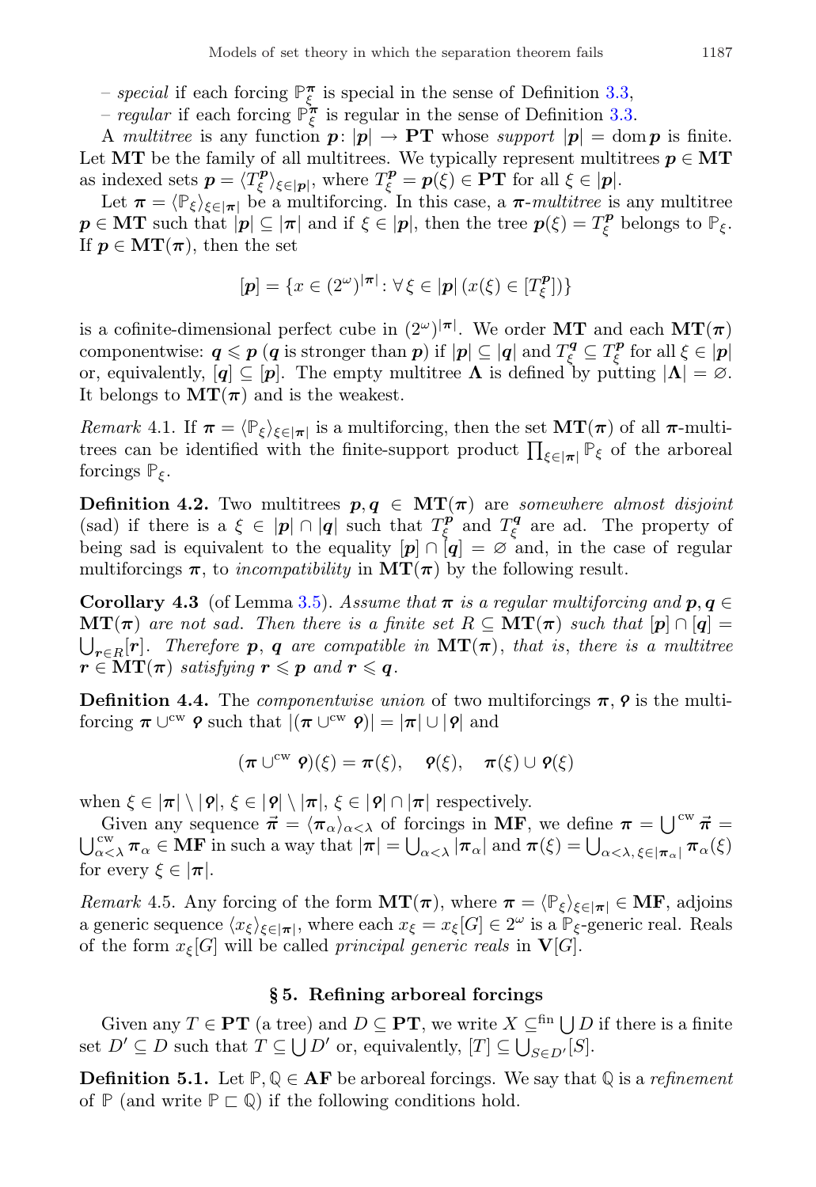– *special* if each forcing $\mathbb{P}^{\boldsymbol{\pi}}_\xi$ is special in the sense of Definition 3.3,

– *regular* if each forcing $\mathbb{P}^{\boldsymbol{\pi}}_\xi$ is regular in the sense of Definition 3.3.

A *multitree* is any function $\boldsymbol{p}\colon |\boldsymbol{p}| \to \mathbf{PT}$ whose *support* $|\boldsymbol{p}| = \operatorname{dom} \boldsymbol{p}$ is finite. Let $\mathbf{MT}$ be the family of all multitrees. We typically represent multitrees $\boldsymbol{p} \in \mathbf{MT}$ as indexed sets $\boldsymbol{p} = \langle T^{\boldsymbol{p}}_\xi \rangle_{\xi \in |\boldsymbol{p}|}$, where $T^{\boldsymbol{p}}_\xi = \boldsymbol{p}(\xi) \in \mathbf{PT}$ for all $\xi \in |\boldsymbol{p}|$.

Let $\boldsymbol{\pi} = \langle \mathbb{P}_\xi \rangle_{\xi \in |\boldsymbol{\pi}|}$ be a multiforcing. In this case, a $\boldsymbol{\pi}$*-multitree* is any multitree $\boldsymbol{p} \in \mathbf{MT}$ such that $|\boldsymbol{p}| \subseteq |\boldsymbol{\pi}|$ and if $\xi \in |\boldsymbol{p}|$, then the tree $\boldsymbol{p}(\xi) = T^{\boldsymbol{p}}_\xi$ belongs to $\mathbb{P}_\xi$. If $\boldsymbol{p} \in \mathbf{MT}(\boldsymbol{\pi})$, then the set

$$[\boldsymbol{p}] = \{x \in (2^\omega)^{|\boldsymbol{\pi}|} \colon \forall\, \xi \in |\boldsymbol{p}|\, (x(\xi) \in [T^{\boldsymbol{p}}_\xi])\}$$

is a cofinite-dimensional perfect cube in $(2^\omega)^{|\boldsymbol{\pi}|}$. We order $\mathbf{MT}$ and each $\mathbf{MT}(\boldsymbol{\pi})$ componentwise: $\boldsymbol{q} \leqslant \boldsymbol{p}$ ($\boldsymbol{q}$ is stronger than $\boldsymbol{p}$) if $|\boldsymbol{p}| \subseteq |\boldsymbol{q}|$ and $T^{\boldsymbol{q}}_\xi \subseteq T^{\boldsymbol{p}}_\xi$ for all $\xi \in |\boldsymbol{p}|$ or, equivalently, $[\boldsymbol{q}] \subseteq [\boldsymbol{p}]$. The empty multitree $\boldsymbol{\Lambda}$ is defined by putting $|\boldsymbol{\Lambda}| = \varnothing$. It belongs to $\mathbf{MT}(\boldsymbol{\pi})$ and is the weakest.

*Remark* 4.1. If $\boldsymbol{\pi} = \langle \mathbb{P}_\xi \rangle_{\xi \in |\boldsymbol{\pi}|}$ is a multiforcing, then the set $\mathbf{MT}(\boldsymbol{\pi})$ of all $\boldsymbol{\pi}$-multitrees can be identified with the finite-support product $\prod_{\xi \in |\boldsymbol{\pi}|} \mathbb{P}_\xi$ of the arboreal forcings $\mathbb{P}_\xi$.

**Definition 4.2.** Two multitrees $\boldsymbol{p}, \boldsymbol{q} \in \mathbf{MT}(\boldsymbol{\pi})$ are *somewhere almost disjoint* (sad) if there is a $\xi \in |\boldsymbol{p}| \cap |\boldsymbol{q}|$ such that $T^{\boldsymbol{p}}_\xi$ and $T^{\boldsymbol{q}}_\xi$ are ad. The property of being sad is equivalent to the equality $[\boldsymbol{p}] \cap [\boldsymbol{q}] = \varnothing$ and, in the case of regular multiforcings $\boldsymbol{\pi}$, to *incompatibility* in $\mathbf{MT}(\boldsymbol{\pi})$ by the following result.

**Corollary 4.3** (of Lemma 3.5). *Assume that $\boldsymbol{\pi}$ is a regular multiforcing and $\boldsymbol{p}, \boldsymbol{q} \in \mathbf{MT}(\boldsymbol{\pi})$ are not sad. Then there is a finite set $R \subseteq \mathbf{MT}(\boldsymbol{\pi})$ such that $[\boldsymbol{p}] \cap [\boldsymbol{q}] = \bigcup_{\boldsymbol{r} \in R} [\boldsymbol{r}]$. Therefore $\boldsymbol{p}$, $\boldsymbol{q}$ are compatible in $\mathbf{MT}(\boldsymbol{\pi})$, that is, there is a multitree $\boldsymbol{r} \in \mathbf{MT}(\boldsymbol{\pi})$ satisfying $\boldsymbol{r} \leqslant \boldsymbol{p}$ and $\boldsymbol{r} \leqslant \boldsymbol{q}$.*

**Definition 4.4.** The *componentwise union* of two multiforcings $\boldsymbol{\pi}$, $\boldsymbol{\varphi}$ is the multiforcing $\boldsymbol{\pi} \cup^{\mathrm{cw}} \boldsymbol{\varphi}$ such that $|(\boldsymbol{\pi} \cup^{\mathrm{cw}} \boldsymbol{\varphi})| = |\boldsymbol{\pi}| \cup |\boldsymbol{\varphi}|$ and

$$(\boldsymbol{\pi} \cup^{\mathrm{cw}} \boldsymbol{\varphi})(\xi) = \boldsymbol{\pi}(\xi), \quad \boldsymbol{\varphi}(\xi), \quad \boldsymbol{\pi}(\xi) \cup \boldsymbol{\varphi}(\xi)$$

when $\xi \in |\boldsymbol{\pi}| \setminus |\boldsymbol{\varphi}|$, $\xi \in |\boldsymbol{\varphi}| \setminus |\boldsymbol{\pi}|$, $\xi \in |\boldsymbol{\varphi}| \cap |\boldsymbol{\pi}|$ respectively.

Given any sequence $\vec{\boldsymbol{\pi}} = \langle \boldsymbol{\pi}_\alpha \rangle_{\alpha < \lambda}$ of forcings in $\mathbf{MF}$, we define $\boldsymbol{\pi} = \bigcup^{\mathrm{cw}} \vec{\boldsymbol{\pi}} = \bigcup^{\mathrm{cw}}_{\alpha < \lambda} \boldsymbol{\pi}_\alpha \in \mathbf{MF}$ in such a way that $|\boldsymbol{\pi}| = \bigcup_{\alpha < \lambda} |\boldsymbol{\pi}_\alpha|$ and $\boldsymbol{\pi}(\xi) = \bigcup_{\alpha < \lambda,\, \xi \in |\boldsymbol{\pi}_\alpha|} \boldsymbol{\pi}_\alpha(\xi)$ for every $\xi \in |\boldsymbol{\pi}|$.

*Remark* 4.5. Any forcing of the form $\mathbf{MT}(\boldsymbol{\pi})$, where $\boldsymbol{\pi} = \langle \mathbb{P}_\xi \rangle_{\xi \in |\boldsymbol{\pi}|} \in \mathbf{MF}$, adjoins a generic sequence $\langle x_\xi \rangle_{\xi \in |\boldsymbol{\pi}|}$, where each $x_\xi = x_\xi[G] \in 2^\omega$ is a $\mathbb{P}_\xi$-generic real. Reals of the form $x_\xi[G]$ will be called *principal generic reals* in $\mathbf{V}[G]$.

## § 5. Refining arboreal forcings

Given any $T \in \mathbf{PT}$ (a tree) and $D \subseteq \mathbf{PT}$, we write $X \subseteq^{\mathrm{fin}} \bigcup D$ if there is a finite set $D' \subseteq D$ such that $T \subseteq \bigcup D'$ or, equivalently, $[T] \subseteq \bigcup_{S \in D'} [S]$.

**Definition 5.1.** Let $\mathbb{P}, \mathbb{Q} \in \mathbf{AF}$ be arboreal forcings. We say that $\mathbb{Q}$ is a *refinement* of $\mathbb{P}$ (and write $\mathbb{P} \sqsubset \mathbb{Q}$) if the following conditions hold.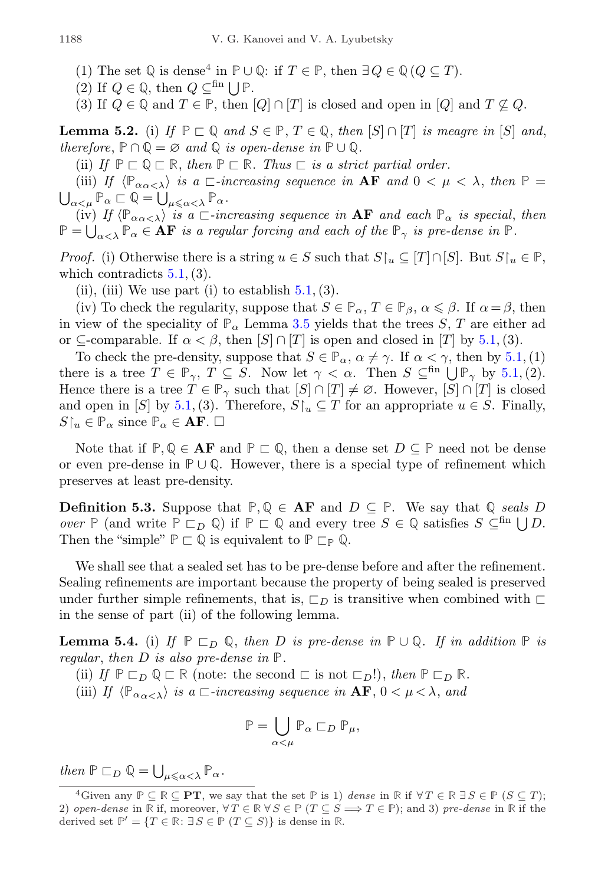(1) The set $\mathbb{Q}$ is dense[4] in $\mathbb{P} \cup \mathbb{Q}$: if $T \in \mathbb{P}$, then $\exists Q \in \mathbb{Q}\,(Q \subseteq T)$.

(2) If $Q \in \mathbb{Q}$, then $Q \subseteq^{\text{fin}} \bigcup \mathbb{P}$.

(3) If $Q \in \mathbb{Q}$ and $T \in \mathbb{P}$, then $[Q] \cap [T]$ is closed and open in $[Q]$ and $T \not\subseteq Q$.

**Lemma 5.2.** (i) *If $\mathbb{P} \sqsubset \mathbb{Q}$ and $S \in \mathbb{P}$, $T \in \mathbb{Q}$, then $[S] \cap [T]$ is meagre in $[S]$ and, therefore, $\mathbb{P} \cap \mathbb{Q} = \varnothing$ and $\mathbb{Q}$ is open-dense in $\mathbb{P} \cup \mathbb{Q}$.*

(ii) *If $\mathbb{P} \sqsubset \mathbb{Q} \sqsubset \mathbb{R}$, then $\mathbb{P} \sqsubset \mathbb{R}$. Thus $\sqsubset$ is a strict partial order.*

(iii) *If $\langle \mathbb{P}_{\alpha \alpha < \lambda} \rangle$ is a $\sqsubset$-increasing sequence in $\mathbf{AF}$ and $0 < \mu < \lambda$, then $\mathbb{P} = \bigcup_{\alpha < \mu} \mathbb{P}_\alpha \sqsubset \mathbb{Q} = \bigcup_{\mu \leqslant \alpha < \lambda} \mathbb{P}_\alpha$.*

(iv) *If $\langle \mathbb{P}_{\alpha \alpha < \lambda} \rangle$ is a $\sqsubset$-increasing sequence in $\mathbf{AF}$ and each $\mathbb{P}_\alpha$ is special, then $\mathbb{P} = \bigcup_{\alpha < \lambda} \mathbb{P}_\alpha \in \mathbf{AF}$ is a regular forcing and each of the $\mathbb{P}_\gamma$ is pre-dense in $\mathbb{P}$.*

*Proof.* (i) Otherwise there is a string $u \in S$ such that $S{\restriction}_u \subseteq [T] \cap [S]$. But $S{\restriction}_u \in \mathbb{P}$, which contradicts 5.1, (3).

(ii), (iii) We use part (i) to establish 5.1, (3).

(iv) To check the regularity, suppose that $S \in \mathbb{P}_\alpha$, $T \in \mathbb{P}_\beta$, $\alpha \leqslant \beta$. If $\alpha = \beta$, then in view of the speciality of $\mathbb{P}_\alpha$ Lemma 3.5 yields that the trees $S$, $T$ are either ad or $\subseteq$-comparable. If $\alpha < \beta$, then $[S] \cap [T]$ is open and closed in $[T]$ by 5.1, (3).

To check the pre-density, suppose that $S \in \mathbb{P}_\alpha$, $\alpha \neq \gamma$. If $\alpha < \gamma$, then by 5.1, (1) there is a tree $T \in \mathbb{P}_\gamma$, $T \subseteq S$. Now let $\gamma < \alpha$. Then $S \subseteq^{\text{fin}} \bigcup \mathbb{P}_\gamma$ by 5.1, (2). Hence there is a tree $T \in \mathbb{P}_\gamma$ such that $[S] \cap [T] \neq \varnothing$. However, $[S] \cap [T]$ is closed and open in $[S]$ by 5.1, (3). Therefore, $S{\restriction}_u \subseteq T$ for an appropriate $u \in S$. Finally, $S{\restriction}_u \in \mathbb{P}_\alpha$ since $\mathbb{P}_\alpha \in \mathbf{AF}$. $\square$

Note that if $\mathbb{P}, \mathbb{Q} \in \mathbf{AF}$ and $\mathbb{P} \sqsubset \mathbb{Q}$, then a dense set $D \subseteq \mathbb{P}$ need not be dense or even pre-dense in $\mathbb{P} \cup \mathbb{Q}$. However, there is a special type of refinement which preserves at least pre-density.

**Definition 5.3.** Suppose that $\mathbb{P}, \mathbb{Q} \in \mathbf{AF}$ and $D \subseteq \mathbb{P}$. We say that $\mathbb{Q}$ *seals* $D$ *over* $\mathbb{P}$ (and write $\mathbb{P} \sqsubset_D \mathbb{Q}$) if $\mathbb{P} \sqsubset \mathbb{Q}$ and every tree $S \in \mathbb{Q}$ satisfies $S \subseteq^{\text{fin}} \bigcup D$. Then the "simple" $\mathbb{P} \sqsubset \mathbb{Q}$ is equivalent to $\mathbb{P} \sqsubset_{\mathbb{P}} \mathbb{Q}$.

We shall see that a sealed set has to be pre-dense before and after the refinement. Sealing refinements are important because the property of being sealed is preserved under further simple refinements, that is, $\sqsubset_D$ is transitive when combined with $\sqsubset$ in the sense of part (ii) of the following lemma.

**Lemma 5.4.** (i) *If $\mathbb{P} \sqsubset_D \mathbb{Q}$, then $D$ is pre-dense in $\mathbb{P} \cup \mathbb{Q}$. If in addition $\mathbb{P}$ is regular, then $D$ is also pre-dense in $\mathbb{P}$.*

(ii) *If $\mathbb{P} \sqsubset_D \mathbb{Q} \sqsubset \mathbb{R}$ (note: the second $\sqsubset$ is not $\sqsubset_D$!), then $\mathbb{P} \sqsubset_D \mathbb{R}$.*

(iii) *If $\langle \mathbb{P}_{\alpha \alpha < \lambda} \rangle$ is a $\sqsubset$-increasing sequence in $\mathbf{AF}$, $0 < \mu < \lambda$, and*

$$\mathbb{P} = \bigcup_{\alpha < \mu} \mathbb{P}_\alpha \sqsubset_D \mathbb{P}_\mu,$$

*then $\mathbb{P} \sqsubset_D \mathbb{Q} = \bigcup_{\mu \leqslant \alpha < \lambda} \mathbb{P}_\alpha$.*

[4] Given any $\mathbb{P} \subseteq \mathbb{R} \subseteq \mathbf{PT}$, we say that the set $\mathbb{P}$ is 1) *dense* in $\mathbb{R}$ if $\forall T \in \mathbb{R}\, \exists S \in \mathbb{P}\, (S \subseteq T)$; 2) *open-dense* in $\mathbb{R}$ if, moreover, $\forall T \in \mathbb{R}\, \forall S \in \mathbb{P}\, (T \subseteq S \Longrightarrow T \in \mathbb{P})$; and 3) *pre-dense* in $\mathbb{R}$ if the derived set $\mathbb{P}' = \{T \in \mathbb{R} : \exists S \in \mathbb{P}\, (T \subseteq S)\}$ is dense in $\mathbb{R}$.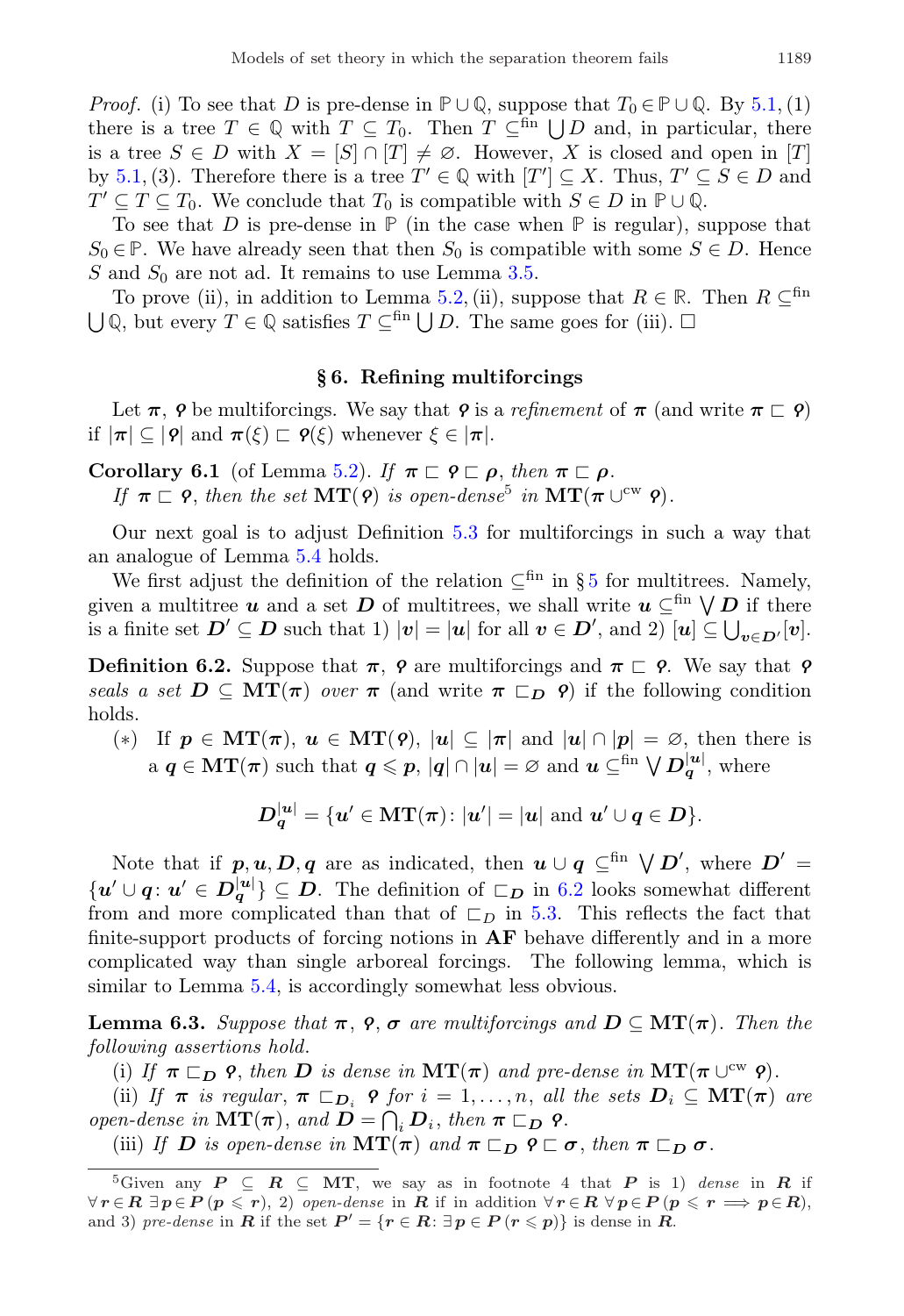*Proof.* (i) To see that $D$ is pre-dense in $\mathbb{P} \cup \mathbb{Q}$, suppose that $T_0 \in \mathbb{P} \cup \mathbb{Q}$. By 5.1, (1) there is a tree $T \in \mathbb{Q}$ with $T \subseteq T_0$. Then $T \subseteq^{\text{fin}} \bigcup D$ and, in particular, there is a tree $S \in D$ with $X = [S] \cap [T] \neq \varnothing$. However, $X$ is closed and open in $[T]$ by 5.1, (3). Therefore there is a tree $T' \in \mathbb{Q}$ with $[T'] \subseteq X$. Thus, $T' \subseteq S \in D$ and $T' \subseteq T \subseteq T_0$. We conclude that $T_0$ is compatible with $S \in D$ in $\mathbb{P} \cup \mathbb{Q}$.

To see that $D$ is pre-dense in $\mathbb{P}$ (in the case when $\mathbb{P}$ is regular), suppose that $S_0 \in \mathbb{P}$. We have already seen that then $S_0$ is compatible with some $S \in D$. Hence $S$ and $S_0$ are not ad. It remains to use Lemma 3.5.

To prove (ii), in addition to Lemma 5.2, (ii), suppose that $R \in \mathbb{R}$. Then $R \subseteq^{\text{fin}} \bigcup \mathbb{Q}$, but every $T \in \mathbb{Q}$ satisfies $T \subseteq^{\text{fin}} \bigcup D$. The same goes for (iii). $\square$

## § 6. Refining multiforcings

Let $\boldsymbol{\pi}$, $\boldsymbol{\varphi}$ be multiforcings. We say that $\boldsymbol{\varphi}$ is a *refinement* of $\boldsymbol{\pi}$ (and write $\boldsymbol{\pi} \sqsubset \boldsymbol{\varphi}$) if $|\boldsymbol{\pi}| \subseteq |\boldsymbol{\varphi}|$ and $\boldsymbol{\pi}(\xi) \sqsubset \boldsymbol{\varphi}(\xi)$ whenever $\xi \in |\boldsymbol{\pi}|$.

**Corollary 6.1** (of Lemma 5.2). *If $\boldsymbol{\pi} \sqsubset \boldsymbol{\varphi} \sqsubset \boldsymbol{\rho}$, then $\boldsymbol{\pi} \sqsubset \boldsymbol{\rho}$.*
*If $\boldsymbol{\pi} \sqsubset \boldsymbol{\varphi}$, then the set $\mathbf{MT}(\boldsymbol{\varphi})$ is open-dense*[5] *in $\mathbf{MT}(\boldsymbol{\pi} \cup^{\text{cw}} \boldsymbol{\varphi})$.*

Our next goal is to adjust Definition 5.3 for multiforcings in such a way that an analogue of Lemma 5.4 holds.

We first adjust the definition of the relation $\subseteq^{\text{fin}}$ in § 5 for multitrees. Namely, given a multitree $\boldsymbol{u}$ and a set $\boldsymbol{D}$ of multitrees, we shall write $\boldsymbol{u} \subseteq^{\text{fin}} \bigvee \boldsymbol{D}$ if there is a finite set $\boldsymbol{D}' \subseteq \boldsymbol{D}$ such that 1) $|\boldsymbol{v}| = |\boldsymbol{u}|$ for all $\boldsymbol{v} \in \boldsymbol{D}'$, and 2) $[\boldsymbol{u}] \subseteq \bigcup_{\boldsymbol{v} \in \boldsymbol{D}'} [\boldsymbol{v}]$.

**Definition 6.2.** Suppose that $\boldsymbol{\pi}$, $\boldsymbol{\varphi}$ are multiforcings and $\boldsymbol{\pi} \sqsubset \boldsymbol{\varphi}$. We say that $\boldsymbol{\varphi}$ *seals a set $\boldsymbol{D} \subseteq \mathbf{MT}(\boldsymbol{\pi})$ over $\boldsymbol{\pi}$* (and write $\boldsymbol{\pi} \sqsubset_{\boldsymbol{D}} \boldsymbol{\varphi}$) if the following condition holds.

(∗) If $\boldsymbol{p} \in \mathbf{MT}(\boldsymbol{\pi})$, $\boldsymbol{u} \in \mathbf{MT}(\boldsymbol{\varphi})$, $|\boldsymbol{u}| \subseteq |\boldsymbol{\pi}|$ and $|\boldsymbol{u}| \cap |\boldsymbol{p}| = \varnothing$, then there is a $\boldsymbol{q} \in \mathbf{MT}(\boldsymbol{\pi})$ such that $\boldsymbol{q} \leqslant \boldsymbol{p}$, $|\boldsymbol{q}| \cap |\boldsymbol{u}| = \varnothing$ and $\boldsymbol{u} \subseteq^{\text{fin}} \bigvee \boldsymbol{D}_{\boldsymbol{q}}^{|\boldsymbol{u}|}$, where

$$\boldsymbol{D}_{\boldsymbol{q}}^{|\boldsymbol{u}|} = \{\boldsymbol{u}' \in \mathbf{MT}(\boldsymbol{\pi}) \colon |\boldsymbol{u}'| = |\boldsymbol{u}| \text{ and } \boldsymbol{u}' \cup \boldsymbol{q} \in \boldsymbol{D}\}.$$

Note that if $\boldsymbol{p}, \boldsymbol{u}, \boldsymbol{D}, \boldsymbol{q}$ are as indicated, then $\boldsymbol{u} \cup \boldsymbol{q} \subseteq^{\text{fin}} \bigvee \boldsymbol{D}'$, where $\boldsymbol{D}' = \{\boldsymbol{u}' \cup \boldsymbol{q} \colon \boldsymbol{u}' \in \boldsymbol{D}_{\boldsymbol{q}}^{|\boldsymbol{u}|}\} \subseteq \boldsymbol{D}$. The definition of $\sqsubset_{\boldsymbol{D}}$ in 6.2 looks somewhat different from and more complicated than that of $\sqsubset_D$ in 5.3. This reflects the fact that finite-support products of forcing notions in $\mathbf{AF}$ behave differently and in a more complicated way than single arboreal forcings. The following lemma, which is similar to Lemma 5.4, is accordingly somewhat less obvious.

**Lemma 6.3.** *Suppose that $\boldsymbol{\pi}$, $\boldsymbol{\varphi}$, $\boldsymbol{\sigma}$ are multiforcings and $\boldsymbol{D} \subseteq \mathbf{MT}(\boldsymbol{\pi})$. Then the following assertions hold.*

(i) *If $\boldsymbol{\pi} \sqsubset_{\boldsymbol{D}} \boldsymbol{\varphi}$, then $\boldsymbol{D}$ is dense in $\mathbf{MT}(\boldsymbol{\pi})$ and pre-dense in $\mathbf{MT}(\boldsymbol{\pi} \cup^{\text{cw}} \boldsymbol{\varphi})$.*

(ii) *If $\boldsymbol{\pi}$ is regular, $\boldsymbol{\pi} \sqsubset_{\boldsymbol{D}_i} \boldsymbol{\varphi}$ for $i = 1, \dots, n$, all the sets $\boldsymbol{D}_i \subseteq \mathbf{MT}(\boldsymbol{\pi})$ are open-dense in $\mathbf{MT}(\boldsymbol{\pi})$, and $\boldsymbol{D} = \bigcap_i \boldsymbol{D}_i$, then $\boldsymbol{\pi} \sqsubset_{\boldsymbol{D}} \boldsymbol{\varphi}$.*

(iii) *If $\boldsymbol{D}$ is open-dense in $\mathbf{MT}(\boldsymbol{\pi})$ and $\boldsymbol{\pi} \sqsubset_{\boldsymbol{D}} \boldsymbol{\varphi} \sqsubset \boldsymbol{\sigma}$, then $\boldsymbol{\pi} \sqsubset_{\boldsymbol{D}} \boldsymbol{\sigma}$.*

---

[5] Given any $\boldsymbol{P} \subseteq \boldsymbol{R} \subseteq \mathbf{MT}$, we say as in footnote 4 that $\boldsymbol{P}$ is 1) *dense* in $\boldsymbol{R}$ if $\forall\, \boldsymbol{r} \in \boldsymbol{R}\ \exists\, \boldsymbol{p} \in \boldsymbol{P}\ (\boldsymbol{p} \leqslant \boldsymbol{r})$, 2) *open-dense* in $\boldsymbol{R}$ if in addition $\forall\, \boldsymbol{r} \in \boldsymbol{R}\ \forall\, \boldsymbol{p} \in \boldsymbol{P}\ (\boldsymbol{p} \leqslant \boldsymbol{r} \implies \boldsymbol{p} \in \boldsymbol{R})$, and 3) *pre-dense* in $\boldsymbol{R}$ if the set $\boldsymbol{P}' = \{\boldsymbol{r} \in \boldsymbol{R} \colon \exists\, \boldsymbol{p} \in \boldsymbol{P}\ (\boldsymbol{r} \leqslant \boldsymbol{p})\}$ is dense in $\boldsymbol{R}$.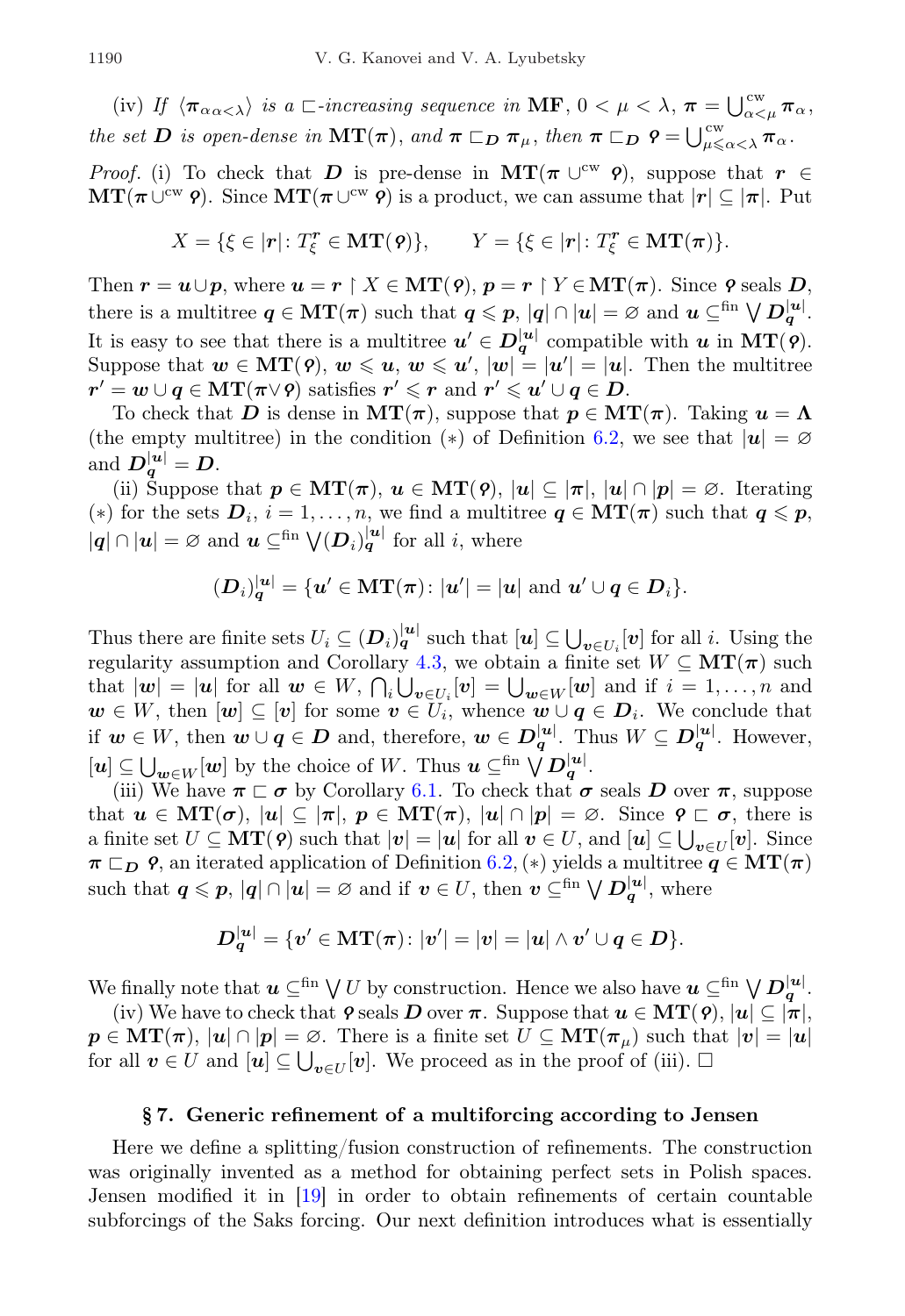(iv) *If* $\langle \boldsymbol{\pi}_{\alpha} {}_{\alpha<\lambda}\rangle$ *is a* $\sqsubset$*-increasing sequence in* $\mathbf{MF}$, $0<\mu<\lambda$, $\boldsymbol{\pi}=\bigcup^{\mathrm{cw}}_{\alpha<\mu}\boldsymbol{\pi}_\alpha$, *the set* $\boldsymbol{D}$ *is open-dense in* $\mathbf{MT}(\boldsymbol{\pi})$, *and* $\boldsymbol{\pi}\sqsubset_{\boldsymbol{D}}\boldsymbol{\pi}_\mu$, *then* $\boldsymbol{\pi}\sqsubset_{\boldsymbol{D}}\boldsymbol{\varrho}=\bigcup^{\mathrm{cw}}_{\mu\leqslant\alpha<\lambda}\boldsymbol{\pi}_\alpha$.

*Proof*. (i) To check that $\boldsymbol{D}$ is pre-dense in $\mathbf{MT}(\boldsymbol{\pi}\cup^{\mathrm{cw}}\boldsymbol{\varrho})$, suppose that $\boldsymbol{r}\in\mathbf{MT}(\boldsymbol{\pi}\cup^{\mathrm{cw}}\boldsymbol{\varrho})$. Since $\mathbf{MT}(\boldsymbol{\pi}\cup^{\mathrm{cw}}\boldsymbol{\varrho})$ is a product, we can assume that $|\boldsymbol{r}|\subseteq|\boldsymbol{\pi}|$. Put

$$X=\{\xi\in|\boldsymbol{r}|\colon T^{\boldsymbol{r}}_\xi\in\mathbf{MT}(\boldsymbol{\varrho})\},\qquad Y=\{\xi\in|\boldsymbol{r}|\colon T^{\boldsymbol{r}}_\xi\in\mathbf{MT}(\boldsymbol{\pi})\}.$$

Then $\boldsymbol{r}=\boldsymbol{u}\cup\boldsymbol{p}$, where $\boldsymbol{u}=\boldsymbol{r}\restriction X\in\mathbf{MT}(\boldsymbol{\varrho})$, $\boldsymbol{p}=\boldsymbol{r}\restriction Y\in\mathbf{MT}(\boldsymbol{\pi})$. Since $\boldsymbol{\varrho}$ seals $\boldsymbol{D}$, there is a multitree $\boldsymbol{q}\in\mathbf{MT}(\boldsymbol{\pi})$ such that $\boldsymbol{q}\leqslant\boldsymbol{p}$, $|\boldsymbol{q}|\cap|\boldsymbol{u}|=\varnothing$ and $\boldsymbol{u}\subseteq^{\mathrm{fin}}\bigvee\boldsymbol{D}^{|\boldsymbol{u}|}_{\boldsymbol{q}}$. It is easy to see that there is a multitree $\boldsymbol{u}'\in\boldsymbol{D}^{|\boldsymbol{u}|}_{\boldsymbol{q}}$ compatible with $\boldsymbol{u}$ in $\mathbf{MT}(\boldsymbol{\varrho})$. Suppose that $\boldsymbol{w}\in\mathbf{MT}(\boldsymbol{\varrho})$, $\boldsymbol{w}\leqslant\boldsymbol{u}$, $\boldsymbol{w}\leqslant\boldsymbol{u}'$, $|\boldsymbol{w}|=|\boldsymbol{u}'|=|\boldsymbol{u}|$. Then the multitree $\boldsymbol{r}'=\boldsymbol{w}\cup\boldsymbol{q}\in\mathbf{MT}(\boldsymbol{\pi}\vee\boldsymbol{\varrho})$ satisfies $\boldsymbol{r}'\leqslant\boldsymbol{r}$ and $\boldsymbol{r}'\leqslant\boldsymbol{u}'\cup\boldsymbol{q}\in\boldsymbol{D}$.

To check that $\boldsymbol{D}$ is dense in $\mathbf{MT}(\boldsymbol{\pi})$, suppose that $\boldsymbol{p}\in\mathbf{MT}(\boldsymbol{\pi})$. Taking $\boldsymbol{u}=\boldsymbol{\Lambda}$ (the empty multitree) in the condition $(*)$ of Definition 6.2, we see that $|\boldsymbol{u}|=\varnothing$ and $\boldsymbol{D}^{|\boldsymbol{u}|}_{\boldsymbol{q}}=\boldsymbol{D}$.

(ii) Suppose that $\boldsymbol{p}\in\mathbf{MT}(\boldsymbol{\pi})$, $\boldsymbol{u}\in\mathbf{MT}(\boldsymbol{\varrho})$, $|\boldsymbol{u}|\subseteq|\boldsymbol{\pi}|$, $|\boldsymbol{u}|\cap|\boldsymbol{p}|=\varnothing$. Iterating $(*)$ for the sets $\boldsymbol{D}_i$, $i=1,\dots,n$, we find a multitree $\boldsymbol{q}\in\mathbf{MT}(\boldsymbol{\pi})$ such that $\boldsymbol{q}\leqslant\boldsymbol{p}$, $|\boldsymbol{q}|\cap|\boldsymbol{u}|=\varnothing$ and $\boldsymbol{u}\subseteq^{\mathrm{fin}}\bigvee(\boldsymbol{D}_i)^{|\boldsymbol{u}|}_{\boldsymbol{q}}$ for all $i$, where

$$(\boldsymbol{D}_i)^{|\boldsymbol{u}|}_{\boldsymbol{q}}=\{\boldsymbol{u}'\in\mathbf{MT}(\boldsymbol{\pi})\colon|\boldsymbol{u}'|=|\boldsymbol{u}|\text{ and }\boldsymbol{u}'\cup\boldsymbol{q}\in\boldsymbol{D}_i\}.$$

Thus there are finite sets $U_i\subseteq(\boldsymbol{D}_i)^{|\boldsymbol{u}|}_{\boldsymbol{q}}$ such that $[\boldsymbol{u}]\subseteq\bigcup_{\boldsymbol{v}\in U_i}[\boldsymbol{v}]$ for all $i$. Using the regularity assumption and Corollary 4.3, we obtain a finite set $W\subseteq\mathbf{MT}(\boldsymbol{\pi})$ such that $|\boldsymbol{w}|=|\boldsymbol{u}|$ for all $\boldsymbol{w}\in W$, $\bigcap_i\bigcup_{\boldsymbol{v}\in U_i}[\boldsymbol{v}]=\bigcup_{\boldsymbol{w}\in W}[\boldsymbol{w}]$ and if $i=1,\dots,n$ and $\boldsymbol{w}\in W$, then $[\boldsymbol{w}]\subseteq[\boldsymbol{v}]$ for some $\boldsymbol{v}\in U_i$, whence $\boldsymbol{w}\cup\boldsymbol{q}\in\boldsymbol{D}_i$. We conclude that if $\boldsymbol{w}\in W$, then $\boldsymbol{w}\cup\boldsymbol{q}\in\boldsymbol{D}$ and, therefore, $\boldsymbol{w}\in\boldsymbol{D}^{|\boldsymbol{u}|}_{\boldsymbol{q}}$. Thus $W\subseteq\boldsymbol{D}^{|\boldsymbol{u}|}_{\boldsymbol{q}}$. However, $[\boldsymbol{u}]\subseteq\bigcup_{\boldsymbol{w}\in W}[\boldsymbol{w}]$ by the choice of $W$. Thus $\boldsymbol{u}\subseteq^{\mathrm{fin}}\bigvee\boldsymbol{D}^{|\boldsymbol{u}|}_{\boldsymbol{q}}$.

(iii) We have $\boldsymbol{\pi}\sqsubset\boldsymbol{\sigma}$ by Corollary 6.1. To check that $\boldsymbol{\sigma}$ seals $\boldsymbol{D}$ over $\boldsymbol{\pi}$, suppose that $\boldsymbol{u}\in\mathbf{MT}(\boldsymbol{\sigma})$, $|\boldsymbol{u}|\subseteq|\boldsymbol{\pi}|$, $\boldsymbol{p}\in\mathbf{MT}(\boldsymbol{\pi})$, $|\boldsymbol{u}|\cap|\boldsymbol{p}|=\varnothing$. Since $\boldsymbol{\varrho}\sqsubset\boldsymbol{\sigma}$, there is a finite set $U\subseteq\mathbf{MT}(\boldsymbol{\varrho})$ such that $|\boldsymbol{v}|=|\boldsymbol{u}|$ for all $\boldsymbol{v}\in U$, and $[\boldsymbol{u}]\subseteq\bigcup_{\boldsymbol{v}\in U}[\boldsymbol{v}]$. Since $\boldsymbol{\pi}\sqsubset_{\boldsymbol{D}}\boldsymbol{\varrho}$, an iterated application of Definition 6.2, $(*)$ yields a multitree $\boldsymbol{q}\in\mathbf{MT}(\boldsymbol{\pi})$ such that $\boldsymbol{q}\leqslant\boldsymbol{p}$, $|\boldsymbol{q}|\cap|\boldsymbol{u}|=\varnothing$ and if $\boldsymbol{v}\in U$, then $\boldsymbol{v}\subseteq^{\mathrm{fin}}\bigvee\boldsymbol{D}^{|\boldsymbol{u}|}_{\boldsymbol{q}}$, where

$$\boldsymbol{D}^{|\boldsymbol{u}|}_{\boldsymbol{q}}=\{\boldsymbol{v}'\in\mathbf{MT}(\boldsymbol{\pi})\colon|\boldsymbol{v}'|=|\boldsymbol{v}|=|\boldsymbol{u}|\wedge\boldsymbol{v}'\cup\boldsymbol{q}\in\boldsymbol{D}\}.$$

We finally note that $\boldsymbol{u}\subseteq^{\mathrm{fin}}\bigvee U$ by construction. Hence we also have $\boldsymbol{u}\subseteq^{\mathrm{fin}}\bigvee\boldsymbol{D}^{|\boldsymbol{u}|}_{\boldsymbol{q}}$.

(iv) We have to check that $\boldsymbol{\varrho}$ seals $\boldsymbol{D}$ over $\boldsymbol{\pi}$. Suppose that $\boldsymbol{u}\in\mathbf{MT}(\boldsymbol{\varrho})$, $|\boldsymbol{u}|\subseteq|\boldsymbol{\pi}|$, $\boldsymbol{p}\in\mathbf{MT}(\boldsymbol{\pi})$, $|\boldsymbol{u}|\cap|\boldsymbol{p}|=\varnothing$. There is a finite set $U\subseteq\mathbf{MT}(\boldsymbol{\pi}_\mu)$ such that $|\boldsymbol{v}|=|\boldsymbol{u}|$ for all $\boldsymbol{v}\in U$ and $[\boldsymbol{u}]\subseteq\bigcup_{\boldsymbol{v}\in U}[\boldsymbol{v}]$. We proceed as in the proof of (iii). $\square$

## § 7. Generic refinement of a multiforcing according to Jensen

Here we define a splitting/fusion construction of refinements. The construction was originally invented as a method for obtaining perfect sets in Polish spaces. Jensen modified it in [19] in order to obtain refinements of certain countable subforcings of the Saks forcing. Our next definition introduces what is essentially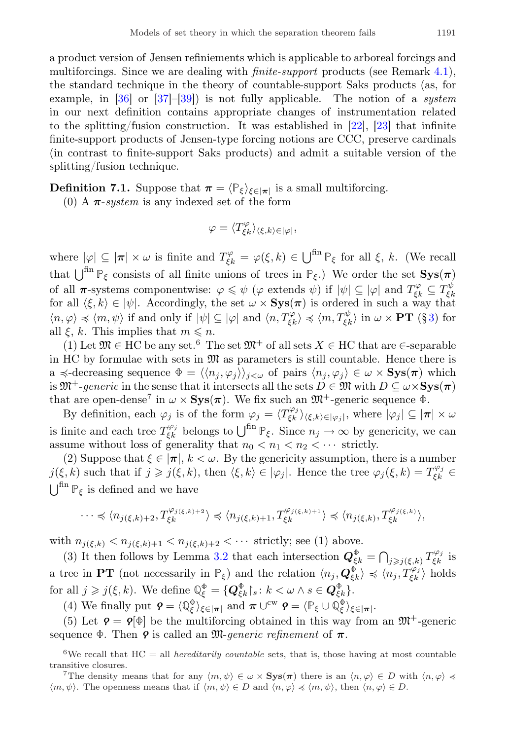a product version of Jensen refiniements which is applicable to arboreal forcings and multiforcings. Since we are dealing with *finite-support* products (see Remark 4.1), the standard technique in the theory of countable-support Saks products (as, for example, in [36] or [37]–[39]) is not fully applicable. The notion of a *system* in our next definition contains appropriate changes of instrumentation related to the splitting/fusion construction. It was established in [22], [23] that infinite finite-support products of Jensen-type forcing notions are CCC, preserve cardinals (in contrast to finite-support Saks products) and admit a suitable version of the splitting/fusion technique.

**Definition 7.1.** Suppose that $\boldsymbol{\pi} = \langle \mathbb{P}_\xi \rangle_{\xi \in |\boldsymbol{\pi}|}$ is a small multiforcing.

(0) A $\boldsymbol{\pi}$-*system* is any indexed set of the form

$$\varphi = \langle T^{\varphi}_{\xi k} \rangle_{\langle \xi, k \rangle \in |\varphi|},$$

where $|\varphi| \subseteq |\boldsymbol{\pi}| \times \omega$ is finite and $T^{\varphi}_{\xi k} = \varphi(\xi, k) \in \bigcup^{\text{fin}} \mathbb{P}_\xi$ for all $\xi$, $k$. (We recall that $\bigcup^{\text{fin}} \mathbb{P}_\xi$ consists of all finite unions of trees in $\mathbb{P}_\xi$.) We order the set $\mathbf{Sys}(\boldsymbol{\pi})$ of all $\boldsymbol{\pi}$-systems componentwise: $\varphi \leqslant \psi$ ($\varphi$ extends $\psi$) if $|\psi| \subseteq |\varphi|$ and $T^{\varphi}_{\xi k} \subseteq T^{\psi}_{\xi k}$ for all $\langle \xi, k \rangle \in |\psi|$. Accordingly, the set $\omega \times \mathbf{Sys}(\boldsymbol{\pi})$ is ordered in such a way that $\langle n, \varphi \rangle \preccurlyeq \langle m, \psi \rangle$ if and only if $|\psi| \subseteq |\varphi|$ and $\langle n, T^{\varphi}_{\xi k} \rangle \preccurlyeq \langle m, T^{\psi}_{\xi k} \rangle$ in $\omega \times \mathbf{PT}$ (§ 3) for all $\xi$, $k$. This implies that $m \leqslant n$.

(1) Let $\mathfrak{M} \in \mathrm{HC}$ be any set.[6] The set $\mathfrak{M}^+$ of all sets $X \in \mathrm{HC}$ that are $\in$-separable in HC by formulae with sets in $\mathfrak{M}$ as parameters is still countable. Hence there is a $\preccurlyeq$-decreasing sequence $\Phi = \langle \langle n_j, \varphi_j \rangle \rangle_{j<\omega}$ of pairs $\langle n_j, \varphi_j \rangle \in \omega \times \mathbf{Sys}(\boldsymbol{\pi})$ which is $\mathfrak{M}^+$-*generic* in the sense that it intersects all the sets $D \in \mathfrak{M}$ with $D \subseteq \omega \times \mathbf{Sys}(\boldsymbol{\pi})$ that are open-dense[7] in $\omega \times \mathbf{Sys}(\boldsymbol{\pi})$. We fix such an $\mathfrak{M}^+$-generic sequence $\Phi$.

By definition, each $\varphi_j$ is of the form $\varphi_j = \langle T^{\varphi_j}_{\xi k} \rangle_{\langle \xi, k \rangle \in |\varphi_j|}$, where $|\varphi_j| \subseteq |\boldsymbol{\pi}| \times \omega$ is finite and each tree $T^{\varphi_j}_{\xi k}$ belongs to $\bigcup^{\text{fin}} \mathbb{P}_\xi$. Since $n_j \to \infty$ by genericity, we can assume without loss of generality that $n_0 < n_1 < n_2 < \cdots$ strictly.

(2) Suppose that $\xi \in |\boldsymbol{\pi}|$, $k < \omega$. By the genericity assumption, there is a number $j(\xi, k)$ such that if $j \geqslant j(\xi, k)$, then $\langle \xi, k \rangle \in |\varphi_j|$. Hence the tree $\varphi_j(\xi, k) = T^{\varphi_j}_{\xi k} \in \bigcup^{\text{fin}} \mathbb{P}_\xi$ is defined and we have

$$\cdots \preccurlyeq \langle n_{j(\xi,k)+2}, T^{\varphi_{j(\xi,k)+2}}_{\xi k} \rangle \preccurlyeq \langle n_{j(\xi,k)+1}, T^{\varphi_{j(\xi,k)+1}}_{\xi k} \rangle \preccurlyeq \langle n_{j(\xi,k)}, T^{\varphi_{j(\xi,k)}}_{\xi k} \rangle,$$

with $n_{j(\xi,k)} < n_{j(\xi,k)+1} < n_{j(\xi,k)+2} < \cdots$ strictly; see (1) above.

(3) It then follows by Lemma 3.2 that each intersection $\boldsymbol{Q}^{\Phi}_{\xi k} = \bigcap_{j \geqslant j(\xi,k)} T^{\varphi_j}_{\xi k}$ is a tree in $\mathbf{PT}$ (not necessarily in $\mathbb{P}_\xi$) and the relation $\langle n_j, \boldsymbol{Q}^{\Phi}_{\xi k} \rangle \preccurlyeq \langle n_j, T^{\varphi_j}_{\xi k} \rangle$ holds for all $j \geqslant j(\xi, k)$. We define $\mathbb{Q}^{\Phi}_\xi = \{ \boldsymbol{Q}^{\Phi}_{\xi k} \restriction_s : k < \omega \wedge s \in \boldsymbol{Q}^{\Phi}_{\xi k} \}$.

(4) We finally put $\boldsymbol{\varphi} = \langle \mathbb{Q}^{\Phi}_\xi \rangle_{\xi \in |\boldsymbol{\pi}|}$ and $\boldsymbol{\pi} \cup^{\text{cw}} \boldsymbol{\varphi} = \langle \mathbb{P}_\xi \cup \mathbb{Q}^{\Phi}_\xi \rangle_{\xi \in |\boldsymbol{\pi}|}$.

(5) Let $\boldsymbol{\varphi} = \boldsymbol{\varphi}[\Phi]$ be the multiforcing obtained in this way from an $\mathfrak{M}^+$-generic sequence $\Phi$. Then $\boldsymbol{\varphi}$ is called an $\mathfrak{M}$-*generic refinement* of $\boldsymbol{\pi}$.

---

[6] We recall that HC = all *hereditarily countable* sets, that is, those having at most countable transitive closures.

[7] The density means that for any $\langle m, \psi \rangle \in \omega \times \mathbf{Sys}(\boldsymbol{\pi})$ there is an $\langle n, \varphi \rangle \in D$ with $\langle n, \varphi \rangle \preccurlyeq \langle m, \psi \rangle$. The openness means that if $\langle m, \psi \rangle \in D$ and $\langle n, \varphi \rangle \preccurlyeq \langle m, \psi \rangle$, then $\langle n, \varphi \rangle \in D$.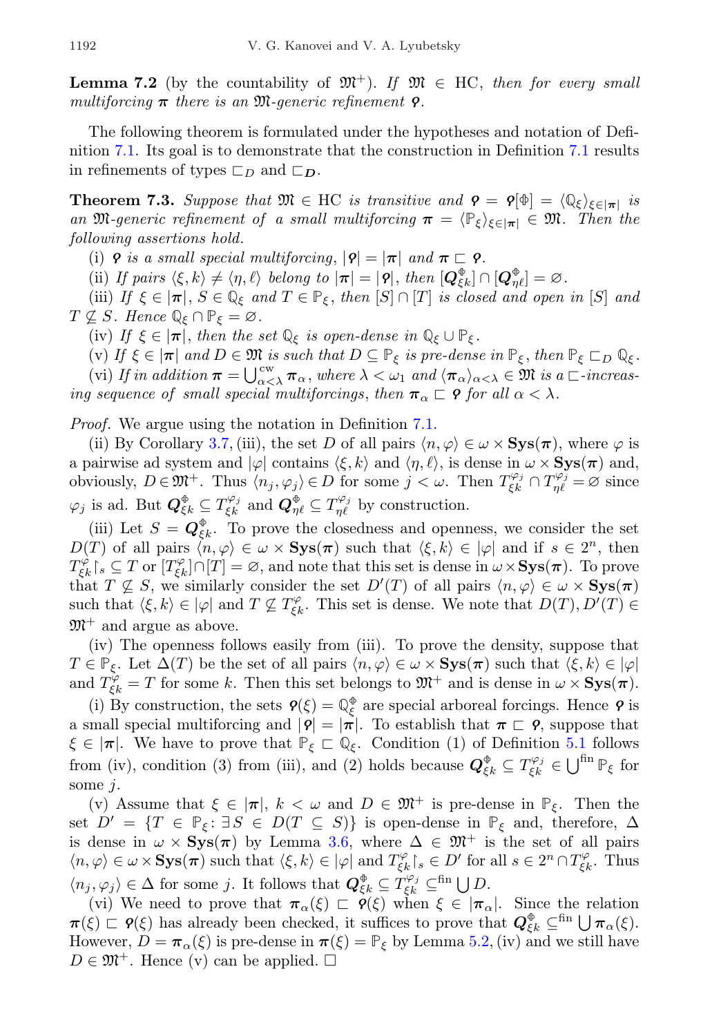**Lemma 7.2** (by the countability of $\mathfrak{M}^+$). *If $\mathfrak{M} \in \mathrm{HC}$, then for every small multiforcing $\boldsymbol{\pi}$ there is an $\mathfrak{M}$-generic refinement $\boldsymbol{\varphi}$.*

The following theorem is formulated under the hypotheses and notation of Definition 7.1. Its goal is to demonstrate that the construction in Definition 7.1 results in refinements of types $\sqsubset_D$ and $\sqsubset_{\boldsymbol{D}}$.

**Theorem 7.3.** *Suppose that $\mathfrak{M} \in \mathrm{HC}$ is transitive and $\boldsymbol{\varphi} = \boldsymbol{\varphi}[\Phi] = \langle \mathbb{Q}_\xi \rangle_{\xi \in |\boldsymbol{\pi}|}$ is an $\mathfrak{M}$-generic refinement of a small multiforcing $\boldsymbol{\pi} = \langle \mathbb{P}_\xi \rangle_{\xi \in |\boldsymbol{\pi}|} \in \mathfrak{M}$. Then the following assertions hold.*

(i) *$\boldsymbol{\varphi}$ is a small special multiforcing, $|\boldsymbol{\varphi}| = |\boldsymbol{\pi}|$ and $\boldsymbol{\pi} \sqsubset \boldsymbol{\varphi}$.*

(ii) *If pairs $\langle \xi, k \rangle \neq \langle \eta, \ell \rangle$ belong to $|\boldsymbol{\pi}| = |\boldsymbol{\varphi}|$, then $[\boldsymbol{Q}^\Phi_{\xi k}] \cap [\boldsymbol{Q}^\Phi_{\eta \ell}] = \varnothing$.*

(iii) *If $\xi \in |\boldsymbol{\pi}|$, $S \in \mathbb{Q}_\xi$ and $T \in \mathbb{P}_\xi$, then $[S] \cap [T]$ is closed and open in $[S]$ and $T \not\subseteq S$. Hence $\mathbb{Q}_\xi \cap \mathbb{P}_\xi = \varnothing$.*

(iv) *If $\xi \in |\boldsymbol{\pi}|$, then the set $\mathbb{Q}_\xi$ is open-dense in $\mathbb{Q}_\xi \cup \mathbb{P}_\xi$.*

(v) *If $\xi \in |\boldsymbol{\pi}|$ and $D \in \mathfrak{M}$ is such that $D \subseteq \mathbb{P}_\xi$ is pre-dense in $\mathbb{P}_\xi$, then $\mathbb{P}_\xi \sqsubset_D \mathbb{Q}_\xi$.*

(vi) *If in addition $\boldsymbol{\pi} = \bigcup^{\mathrm{cw}}_{\alpha<\lambda} \boldsymbol{\pi}_\alpha$, where $\lambda < \omega_1$ and $\langle \boldsymbol{\pi}_\alpha \rangle_{\alpha<\lambda} \in \mathfrak{M}$ is a $\sqsubset$-increasing sequence of small special multiforcings, then $\boldsymbol{\pi}_\alpha \sqsubset \boldsymbol{\varphi}$ for all $\alpha < \lambda$.*

*Proof.* We argue using the notation in Definition 7.1.

(ii) By Corollary 3.7, (iii), the set $D$ of all pairs $\langle n, \varphi \rangle \in \omega \times \mathbf{Sys}(\boldsymbol{\pi})$, where $\varphi$ is a pairwise ad system and $|\varphi|$ contains $\langle \xi, k \rangle$ and $\langle \eta, \ell \rangle$, is dense in $\omega \times \mathbf{Sys}(\boldsymbol{\pi})$ and, obviously, $D \in \mathfrak{M}^+$. Thus $\langle n_j, \varphi_j \rangle \in D$ for some $j < \omega$. Then $T^{\varphi_j}_{\xi k} \cap T^{\varphi_j}_{\eta \ell} = \varnothing$ since $\varphi_j$ is ad. But $\boldsymbol{Q}^\Phi_{\xi k} \subseteq T^{\varphi_j}_{\xi k}$ and $\boldsymbol{Q}^\Phi_{\eta \ell} \subseteq T^{\varphi_j}_{\eta \ell}$ by construction.

(iii) Let $S = \boldsymbol{Q}^\Phi_{\xi k}$. To prove the closedness and openness, we consider the set $D(T)$ of all pairs $\langle n, \varphi \rangle \in \omega \times \mathbf{Sys}(\boldsymbol{\pi})$ such that $\langle \xi, k \rangle \in |\varphi|$ and if $s \in 2^n$, then $T^\varphi_{\xi k} \restriction_s \subseteq T$ or $[T^\varphi_{\xi k}] \cap [T] = \varnothing$, and note that this set is dense in $\omega \times \mathbf{Sys}(\boldsymbol{\pi})$. To prove that $T \not\subseteq S$, we similarly consider the set $D'(T)$ of all pairs $\langle n, \varphi \rangle \in \omega \times \mathbf{Sys}(\boldsymbol{\pi})$ such that $\langle \xi, k \rangle \in |\varphi|$ and $T \not\subseteq T^\varphi_{\xi k}$. This set is dense. We note that $D(T), D'(T) \in \mathfrak{M}^+$ and argue as above.

(iv) The openness follows easily from (iii). To prove the density, suppose that $T \in \mathbb{P}_\xi$. Let $\Delta(T)$ be the set of all pairs $\langle n, \varphi \rangle \in \omega \times \mathbf{Sys}(\boldsymbol{\pi})$ such that $\langle \xi, k \rangle \in |\varphi|$ and $T^\varphi_{\xi k} = T$ for some $k$. Then this set belongs to $\mathfrak{M}^+$ and is dense in $\omega \times \mathbf{Sys}(\boldsymbol{\pi})$.

(i) By construction, the sets $\boldsymbol{\varphi}(\xi) = \mathbb{Q}^\Phi_\xi$ are special arboreal forcings. Hence $\boldsymbol{\varphi}$ is a small special multiforcing and $|\boldsymbol{\varphi}| = |\boldsymbol{\pi}|$. To establish that $\boldsymbol{\pi} \sqsubset \boldsymbol{\varphi}$, suppose that $\xi \in |\boldsymbol{\pi}|$. We have to prove that $\mathbb{P}_\xi \sqsubset \mathbb{Q}_\xi$. Condition (1) of Definition 5.1 follows from (iv), condition (3) from (iii), and (2) holds because $\boldsymbol{Q}^\Phi_{\xi k} \subseteq T^{\varphi_j}_{\xi k} \in \bigcup^{\mathrm{fin}} \mathbb{P}_\xi$ for some $j$.

(v) Assume that $\xi \in |\boldsymbol{\pi}|$, $k < \omega$ and $D \in \mathfrak{M}^+$ is pre-dense in $\mathbb{P}_\xi$. Then the set $D' = \{T \in \mathbb{P}_\xi \colon \exists\, S \in D\,(T \subseteq S)\}$ is open-dense in $\mathbb{P}_\xi$ and, therefore, $\Delta$ is dense in $\omega \times \mathbf{Sys}(\boldsymbol{\pi})$ by Lemma 3.6, where $\Delta \in \mathfrak{M}^+$ is the set of all pairs $\langle n, \varphi \rangle \in \omega \times \mathbf{Sys}(\boldsymbol{\pi})$ such that $\langle \xi, k \rangle \in |\varphi|$ and $T^\varphi_{\xi k} \restriction_s \in D'$ for all $s \in 2^n \cap T^\varphi_{\xi k}$. Thus $\langle n_j, \varphi_j \rangle \in \Delta$ for some $j$. It follows that $\boldsymbol{Q}^\Phi_{\xi k} \subseteq T^{\varphi_j}_{\xi k} \subseteq^{\mathrm{fin}} \bigcup D$.

(vi) We need to prove that $\boldsymbol{\pi}_\alpha(\xi) \sqsubset \boldsymbol{\varphi}(\xi)$ when $\xi \in |\boldsymbol{\pi}_\alpha|$. Since the relation $\boldsymbol{\pi}(\xi) \sqsubset \boldsymbol{\varphi}(\xi)$ has already been checked, it suffices to prove that $\boldsymbol{Q}^\Phi_{\xi k} \subseteq^{\mathrm{fin}} \bigcup \boldsymbol{\pi}_\alpha(\xi)$. However, $D = \boldsymbol{\pi}_\alpha(\xi)$ is pre-dense in $\boldsymbol{\pi}(\xi) = \mathbb{P}_\xi$ by Lemma 5.2, (iv) and we still have $D \in \mathfrak{M}^+$. Hence (v) can be applied. $\square$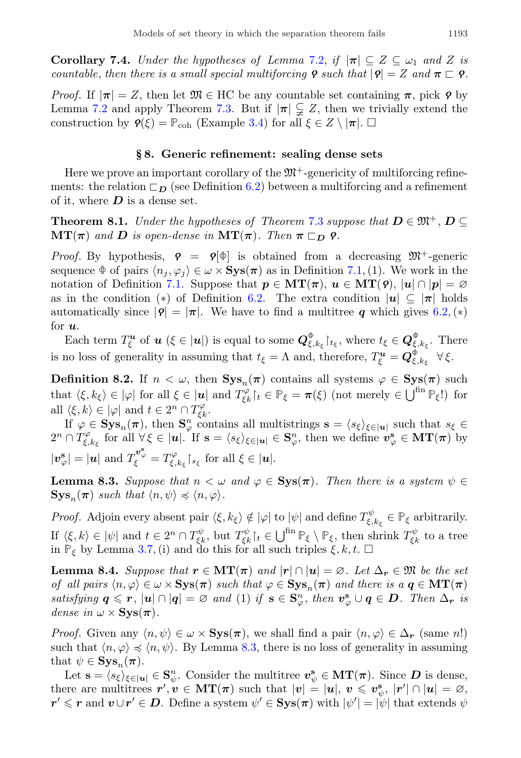**Corollary 7.4.** *Under the hypotheses of Lemma 7.2, if $|\boldsymbol{\pi}| \subseteq Z \subseteq \omega_1$ and $Z$ is countable, then there is a small special multiforcing $\boldsymbol{\varphi}$ such that $|\boldsymbol{\varphi}| = Z$ and $\boldsymbol{\pi} \sqsubset \boldsymbol{\varphi}$.*

*Proof.* If $|\boldsymbol{\pi}| = Z$, then let $\mathfrak{M} \in \mathrm{HC}$ be any countable set containing $\boldsymbol{\pi}$, pick $\boldsymbol{\varphi}$ by Lemma 7.2 and apply Theorem 7.3. But if $|\boldsymbol{\pi}| \subsetneq Z$, then we trivially extend the construction by $\boldsymbol{\varphi}(\xi) = \mathbb{P}_{\mathrm{coh}}$ (Example 3.4) for all $\xi \in Z \setminus |\boldsymbol{\pi}|$. $\square$

## § 8. Generic refinement: sealing dense sets

Here we prove an important corollary of the $\mathfrak{M}^+$-genericity of multiforcing refinements: the relation $\sqsubset_{\boldsymbol{D}}$ (see Definition 6.2) between a multiforcing and a refinement of it, where $\boldsymbol{D}$ is a dense set.

**Theorem 8.1.** *Under the hypotheses of Theorem 7.3 suppose that $\boldsymbol{D} \in \mathfrak{M}^+$, $\boldsymbol{D} \subseteq \mathbf{MT}(\boldsymbol{\pi})$ and $\boldsymbol{D}$ is open-dense in $\mathbf{MT}(\boldsymbol{\pi})$. Then $\boldsymbol{\pi} \sqsubset_{\boldsymbol{D}} \boldsymbol{\varphi}$.*

*Proof.* By hypothesis, $\boldsymbol{\varphi} = \boldsymbol{\varphi}[\Phi]$ is obtained from a decreasing $\mathfrak{M}^+$-generic sequence $\Phi$ of pairs $\langle n_j, \varphi_j \rangle \in \omega \times \mathbf{Sys}(\boldsymbol{\pi})$ as in Definition 7.1, (1). We work in the notation of Definition 7.1. Suppose that $\boldsymbol{p} \in \mathbf{MT}(\boldsymbol{\pi})$, $\boldsymbol{u} \in \mathbf{MT}(\boldsymbol{\varphi})$, $|\boldsymbol{u}| \cap |\boldsymbol{p}| = \varnothing$ as in the condition $(*)$ of Definition 6.2. The extra condition $|\boldsymbol{u}| \subseteq |\boldsymbol{\pi}|$ holds automatically since $|\boldsymbol{\varphi}| = |\boldsymbol{\pi}|$. We have to find a multitree $\boldsymbol{q}$ which gives 6.2, $(*)$ for $\boldsymbol{u}$.

Each term $T^{\boldsymbol{u}}_\xi$ of $\boldsymbol{u}$ ($\xi \in |\boldsymbol{u}|$) is equal to some $\boldsymbol{Q}^{\Phi}_{\xi,k_\xi}{\restriction}_{t_\xi}$, where $t_\xi \in \boldsymbol{Q}^{\Phi}_{\xi,k_\xi}$. There is no loss of generality in assuming that $t_\xi = \Lambda$ and, therefore, $T^{\boldsymbol{u}}_\xi = \boldsymbol{Q}^{\Phi}_{\xi,k_\xi}$ $\forall \xi$.

**Definition 8.2.** If $n < \omega$, then $\mathbf{Sys}_n(\boldsymbol{\pi})$ contains all systems $\varphi \in \mathbf{Sys}(\boldsymbol{\pi})$ such that $\langle \xi, k_\xi \rangle \in |\varphi|$ for all $\xi \in |\boldsymbol{u}|$ and $T^{\varphi}_{\xi k}{\restriction}_t \in \mathbb{P}_\xi = \boldsymbol{\pi}(\xi)$ (not merely $\in \bigcup^{\mathrm{fin}} \mathbb{P}_\xi$!) for all $\langle \xi, k \rangle \in |\varphi|$ and $t \in 2^n \cap T^{\varphi}_{\xi k}$.

If $\varphi \in \mathbf{Sys}_n(\boldsymbol{\pi})$, then $\mathbf{S}^n_\varphi$ contains all multistrings $\mathbf{s} = \langle s_\xi \rangle_{\xi \in |\boldsymbol{u}|}$ such that $s_\xi \in 2^n \cap T^{\varphi}_{\xi,k_\xi}$ for all $\forall \xi \in |\boldsymbol{u}|$. If $\mathbf{s} = \langle s_\xi \rangle_{\xi \in |\boldsymbol{u}|} \in \mathbf{S}^n_\varphi$, then we define $\boldsymbol{v}^{\mathbf{s}}_\varphi \in \mathbf{MT}(\boldsymbol{\pi})$ by $|\boldsymbol{v}^{\mathbf{s}}_\varphi| = |\boldsymbol{u}|$ and $T^{\boldsymbol{v}^{\mathbf{s}}_\varphi}_\xi = T^{\varphi}_{\xi,k_\xi}{\restriction}_{s_\xi}$ for all $\xi \in |\boldsymbol{u}|$.

**Lemma 8.3.** *Suppose that $n < \omega$ and $\varphi \in \mathbf{Sys}(\boldsymbol{\pi})$. Then there is a system $\psi \in \mathbf{Sys}_n(\boldsymbol{\pi})$ such that $\langle n, \psi \rangle \preccurlyeq \langle n, \varphi \rangle$.*

*Proof.* Adjoin every absent pair $\langle \xi, k_\xi \rangle \notin |\varphi|$ to $|\psi|$ and define $T^{\psi}_{\xi,k_\xi} \in \mathbb{P}_\xi$ arbitrarily. If $\langle \xi, k \rangle \in |\psi|$ and $t \in 2^n \cap T^{\psi}_{\xi k}$, but $T^{\psi}_{\xi k}{\restriction}_t \in \bigcup^{\mathrm{fin}} \mathbb{P}_\xi \setminus \mathbb{P}_\xi$, then shrink $T^{\psi}_{\xi k}$ to a tree in $\mathbb{P}_\xi$ by Lemma 3.7, (i) and do this for all such triples $\xi, k, t$. $\square$

**Lemma 8.4.** *Suppose that $\boldsymbol{r} \in \mathbf{MT}(\boldsymbol{\pi})$ and $|\boldsymbol{r}| \cap |\boldsymbol{u}| = \varnothing$. Let $\Delta_{\boldsymbol{r}} \in \mathfrak{M}$ be the set of all pairs $\langle n, \varphi \rangle \in \omega \times \mathbf{Sys}(\boldsymbol{\pi})$ such that $\varphi \in \mathbf{Sys}_n(\boldsymbol{\pi})$ and there is a $\boldsymbol{q} \in \mathbf{MT}(\boldsymbol{\pi})$ satisfying $\boldsymbol{q} \leqslant \boldsymbol{r}$, $|\boldsymbol{u}| \cap |\boldsymbol{q}| = \varnothing$ and (1) if $\mathbf{s} \in \mathbf{S}^n_\varphi$, then $\boldsymbol{v}^{\mathbf{s}}_\varphi \cup \boldsymbol{q} \in \boldsymbol{D}$. Then $\Delta_{\boldsymbol{r}}$ is dense in $\omega \times \mathbf{Sys}(\boldsymbol{\pi})$.*

*Proof.* Given any $\langle n, \psi \rangle \in \omega \times \mathbf{Sys}(\boldsymbol{\pi})$, we shall find a pair $\langle n, \varphi \rangle \in \Delta_{\boldsymbol{r}}$ (same $n$!) such that $\langle n, \varphi \rangle \preccurlyeq \langle n, \psi \rangle$. By Lemma 8.3, there is no loss of generality in assuming that $\psi \in \mathbf{Sys}_n(\boldsymbol{\pi})$.

Let $\mathbf{s} = \langle s_\xi \rangle_{\xi \in |\boldsymbol{u}|} \in \mathbf{S}^n_\psi$. Consider the multitree $\boldsymbol{v}^{\mathbf{s}}_\psi \in \mathbf{MT}(\boldsymbol{\pi})$. Since $\boldsymbol{D}$ is dense, there are multitrees $\boldsymbol{r}', \boldsymbol{v} \in \mathbf{MT}(\boldsymbol{\pi})$ such that $|\boldsymbol{v}| = |\boldsymbol{u}|$, $\boldsymbol{v} \leqslant \boldsymbol{v}^{\mathbf{s}}_\psi$, $|\boldsymbol{r}'| \cap |\boldsymbol{u}| = \varnothing$, $\boldsymbol{r}' \leqslant \boldsymbol{r}$ and $\boldsymbol{v} \cup \boldsymbol{r}' \in \boldsymbol{D}$. Define a system $\psi' \in \mathbf{Sys}(\boldsymbol{\pi})$ with $|\psi'| = |\psi|$ that extends $\psi$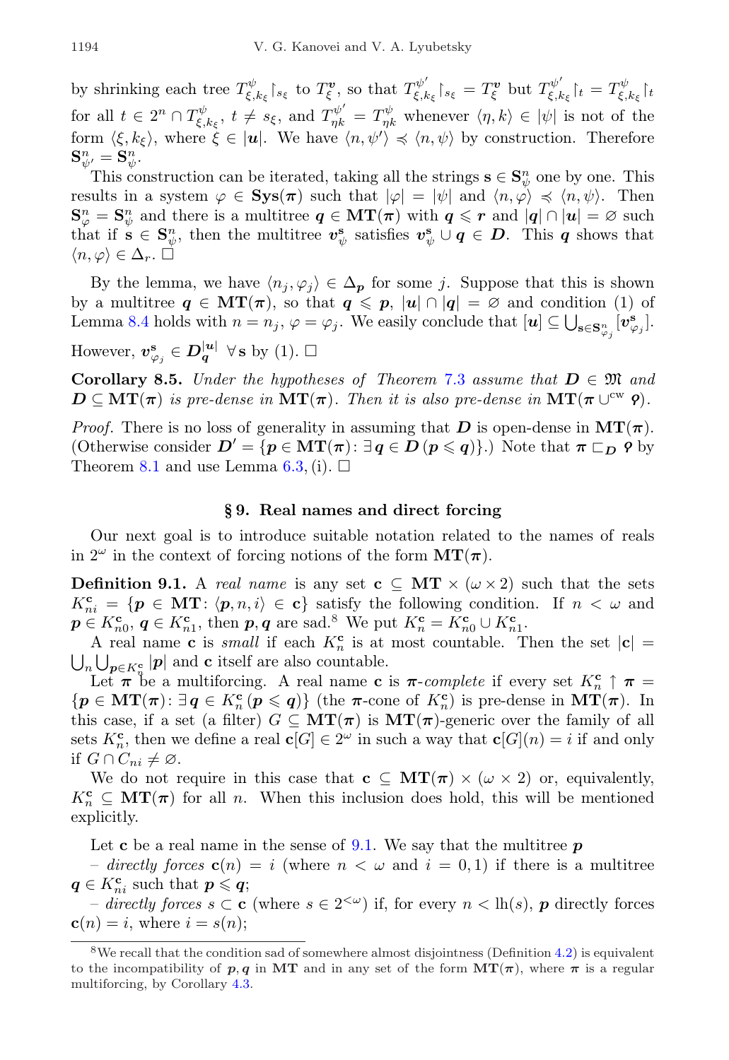by shrinking each tree $T^{\psi}_{\xi,k_\xi}\restriction_{s_\xi}$ to $T^{\boldsymbol v}_{\xi}$, so that $T^{\psi'}_{\xi,k_\xi}\restriction_{s_\xi} = T^{\boldsymbol v}_{\xi}$ but $T^{\psi'}_{\xi,k_\xi}\restriction_t = T^{\psi}_{\xi,k_\xi}\restriction_t$ for all $t \in 2^n \cap T^{\psi}_{\xi,k_\xi}$, $t \neq s_\xi$, and $T^{\psi'}_{\eta k} = T^{\psi}_{\eta k}$ whenever $\langle \eta, k\rangle \in |\psi|$ is not of the form $\langle \xi, k_\xi\rangle$, where $\xi \in |\boldsymbol u|$. We have $\langle n, \psi'\rangle \preccurlyeq \langle n, \psi\rangle$ by construction. Therefore $\mathbf{S}^n_{\psi'} = \mathbf{S}^n_{\psi}$.

This construction can be iterated, taking all the strings $\mathbf{s} \in \mathbf{S}^n_\psi$ one by one. This results in a system $\varphi \in \mathbf{Sys}(\boldsymbol\pi)$ such that $|\varphi| = |\psi|$ and $\langle n, \varphi\rangle \preccurlyeq \langle n, \psi\rangle$. Then $\mathbf{S}^n_\varphi = \mathbf{S}^n_\psi$ and there is a multitree $\boldsymbol q \in \mathbf{MT}(\boldsymbol\pi)$ with $\boldsymbol q \leqslant \boldsymbol r$ and $|\boldsymbol q| \cap |\boldsymbol u| = \varnothing$ such that if $\mathbf{s} \in \mathbf{S}^n_\psi$, then the multitree $\boldsymbol v^{\mathbf s}_\psi$ satisfies $\boldsymbol v^{\mathbf s}_\psi \cup \boldsymbol q \in \boldsymbol D$. This $\boldsymbol q$ shows that $\langle n, \varphi\rangle \in \Delta_r$. $\square$

By the lemma, we have $\langle n_j, \varphi_j\rangle \in \Delta_{\boldsymbol p}$ for some $j$. Suppose that this is shown by a multitree $\boldsymbol q \in \mathbf{MT}(\boldsymbol\pi)$, so that $\boldsymbol q \leqslant \boldsymbol p$, $|\boldsymbol u| \cap |\boldsymbol q| = \varnothing$ and condition (1) of Lemma 8.4 holds with $n = n_j$, $\varphi = \varphi_j$. We easily conclude that $[\boldsymbol u] \subseteq \bigcup_{\mathbf s \in \mathbf S^n_{\varphi_j}} [\boldsymbol v^{\mathbf s}_{\varphi_j}]$. However, $\boldsymbol v^{\mathbf s}_{\varphi_j} \in \boldsymbol D^{|\boldsymbol u|}_{\boldsymbol q}$ $\forall \mathbf s$ by (1). $\square$

**Corollary 8.5.** *Under the hypotheses of Theorem 7.3 assume that $\boldsymbol D \in \mathfrak M$ and $\boldsymbol D \subseteq \mathbf{MT}(\boldsymbol\pi)$ is pre-dense in $\mathbf{MT}(\boldsymbol\pi)$. Then it is also pre-dense in $\mathbf{MT}(\boldsymbol\pi \cup^{\mathrm{cw}} \boldsymbol\varrho)$.*

*Proof.* There is no loss of generality in assuming that $\boldsymbol D$ is open-dense in $\mathbf{MT}(\boldsymbol\pi)$. (Otherwise consider $\boldsymbol D' = \{\boldsymbol p \in \mathbf{MT}(\boldsymbol\pi) \colon \exists\, \boldsymbol q \in \boldsymbol D\, (\boldsymbol p \leqslant \boldsymbol q)\}$.) Note that $\boldsymbol\pi \sqsubset_{\boldsymbol D} \boldsymbol\varrho$ by Theorem 8.1 and use Lemma 6.3, (i). $\square$

## § 9. Real names and direct forcing

Our next goal is to introduce suitable notation related to the names of reals in $2^\omega$ in the context of forcing notions of the form $\mathbf{MT}(\boldsymbol\pi)$.

**Definition 9.1.** A *real name* is any set $\mathbf c \subseteq \mathbf{MT} \times (\omega \times 2)$ such that the sets $K^{\mathbf c}_{ni} = \{\boldsymbol p \in \mathbf{MT} \colon \langle \boldsymbol p, n, i\rangle \in \mathbf c\}$ satisfy the following condition. If $n < \omega$ and $\boldsymbol p \in K^{\mathbf c}_{n0}$, $\boldsymbol q \in K^{\mathbf c}_{n1}$, then $\boldsymbol p, \boldsymbol q$ are sad.[8] We put $K^{\mathbf c}_n = K^{\mathbf c}_{n0} \cup K^{\mathbf c}_{n1}$.

A real name $\mathbf c$ is *small* if each $K^{\mathbf c}_n$ is at most countable. Then the set $|\mathbf c| = \bigcup_n \bigcup_{\boldsymbol p \in K^{\mathbf c}_n} |\boldsymbol p|$ and $\mathbf c$ itself are also countable.

Let $\boldsymbol\pi$ be a multiforcing. A real name $\mathbf c$ is *$\boldsymbol\pi$-complete* if every set $K^{\mathbf c}_n \uparrow \boldsymbol\pi = \{\boldsymbol p \in \mathbf{MT}(\boldsymbol\pi) \colon \exists\, \boldsymbol q \in K^{\mathbf c}_n\, (\boldsymbol p \leqslant \boldsymbol q)\}$ (the $\boldsymbol\pi$-cone of $K^{\mathbf c}_n$) is pre-dense in $\mathbf{MT}(\boldsymbol\pi)$. In this case, if a set (a filter) $G \subseteq \mathbf{MT}(\boldsymbol\pi)$ is $\mathbf{MT}(\boldsymbol\pi)$-generic over the family of all sets $K^{\mathbf c}_n$, then we define a real $\mathbf c[G] \in 2^\omega$ in such a way that $\mathbf c[G](n) = i$ if and only if $G \cap C_{ni} \neq \varnothing$.

We do not require in this case that $\mathbf c \subseteq \mathbf{MT}(\boldsymbol\pi) \times (\omega \times 2)$ or, equivalently, $K^{\mathbf c}_n \subseteq \mathbf{MT}(\boldsymbol\pi)$ for all $n$. When this inclusion does hold, this will be mentioned explicitly.

Let $\mathbf c$ be a real name in the sense of 9.1. We say that the multitree $\boldsymbol p$

– *directly forces* $\mathbf c(n) = i$ (where $n < \omega$ and $i = 0, 1$) if there is a multitree $\boldsymbol q \in K^{\mathbf c}_{ni}$ such that $\boldsymbol p \leqslant \boldsymbol q$;

– *directly forces* $s \subset \mathbf c$ (where $s \in 2^{<\omega}$) if, for every $n < \mathrm{lh}(s)$, $\boldsymbol p$ directly forces $\mathbf c(n) = i$, where $i = s(n)$;

[8] We recall that the condition sad of somewhere almost disjointness (Definition 4.2) is equivalent to the incompatibility of $\boldsymbol p, \boldsymbol q$ in $\mathbf{MT}$ and in any set of the form $\mathbf{MT}(\boldsymbol\pi)$, where $\boldsymbol\pi$ is a regular multiforcing, by Corollary 4.3.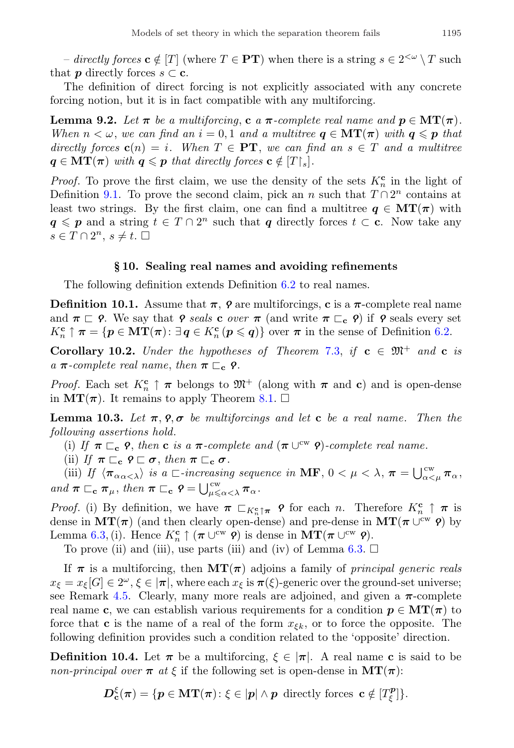– *directly forces* $\mathbf{c} \notin [T]$ (where $T \in \mathbf{PT}$) when there is a string $s \in 2^{<\omega} \setminus T$ such that $\boldsymbol{p}$ directly forces $s \subset \mathbf{c}$.

The definition of direct forcing is not explicitly associated with any concrete forcing notion, but it is in fact compatible with any multiforcing.

**Lemma 9.2.** *Let $\boldsymbol{\pi}$ be a multiforcing, $\mathbf{c}$ a $\boldsymbol{\pi}$-complete real name and $\boldsymbol{p} \in \mathbf{MT}(\boldsymbol{\pi})$. When $n < \omega$, we can find an $i = 0, 1$ and a multitree $\boldsymbol{q} \in \mathbf{MT}(\boldsymbol{\pi})$ with $\boldsymbol{q} \leqslant \boldsymbol{p}$ that directly forces $\mathbf{c}(n) = i$. When $T \in \mathbf{PT}$, we can find an $s \in T$ and a multitree $\boldsymbol{q} \in \mathbf{MT}(\boldsymbol{\pi})$ with $\boldsymbol{q} \leqslant \boldsymbol{p}$ that directly forces $\mathbf{c} \notin [T{\restriction}_s]$.*

*Proof.* To prove the first claim, we use the density of the sets $K^{\mathbf{c}}_n$ in the light of Definition 9.1. To prove the second claim, pick an $n$ such that $T \cap 2^n$ contains at least two strings. By the first claim, one can find a multitree $\boldsymbol{q} \in \mathbf{MT}(\boldsymbol{\pi})$ with $\boldsymbol{q} \leqslant \boldsymbol{p}$ and a string $t \in T \cap 2^n$ such that $\boldsymbol{q}$ directly forces $t \subset \mathbf{c}$. Now take any $s \in T \cap 2^n$, $s \neq t$. □

## § 10. Sealing real names and avoiding refinements

The following definition extends Definition 6.2 to real names.

**Definition 10.1.** Assume that $\boldsymbol{\pi}$, $\boldsymbol{\varrho}$ are multiforcings, $\mathbf{c}$ is a $\boldsymbol{\pi}$-complete real name and $\boldsymbol{\pi} \sqsubset \boldsymbol{\varrho}$. We say that $\boldsymbol{\varrho}$ *seals* $\mathbf{c}$ *over* $\boldsymbol{\pi}$ (and write $\boldsymbol{\pi} \sqsubset_{\mathbf{c}} \boldsymbol{\varrho}$) if $\boldsymbol{\varrho}$ seals every set $K^{\mathbf{c}}_n \uparrow \boldsymbol{\pi} = \{\boldsymbol{p} \in \mathbf{MT}(\boldsymbol{\pi}) \colon \exists\, \boldsymbol{q} \in K^{\mathbf{c}}_n\, (\boldsymbol{p} \leqslant \boldsymbol{q})\}$ over $\boldsymbol{\pi}$ in the sense of Definition 6.2.

**Corollary 10.2.** *Under the hypotheses of Theorem 7.3, if $\mathbf{c} \in \mathfrak{M}^+$ and $\mathbf{c}$ is a $\boldsymbol{\pi}$-complete real name, then $\boldsymbol{\pi} \sqsubset_{\mathbf{c}} \boldsymbol{\varrho}$.*

*Proof.* Each set $K^{\mathbf{c}}_n \uparrow \boldsymbol{\pi}$ belongs to $\mathfrak{M}^+$ (along with $\boldsymbol{\pi}$ and $\mathbf{c}$) and is open-dense in $\mathbf{MT}(\boldsymbol{\pi})$. It remains to apply Theorem 8.1. □

**Lemma 10.3.** *Let $\boldsymbol{\pi}, \boldsymbol{\varrho}, \boldsymbol{\sigma}$ be multiforcings and let $\mathbf{c}$ be a real name. Then the following assertions hold.*

(i) *If $\boldsymbol{\pi} \sqsubset_{\mathbf{c}} \boldsymbol{\varrho}$, then $\mathbf{c}$ is a $\boldsymbol{\pi}$-complete and $(\boldsymbol{\pi} \cup^{\mathrm{cw}} \boldsymbol{\varrho})$-complete real name.*

(ii) *If $\boldsymbol{\pi} \sqsubset_{\mathbf{c}} \boldsymbol{\varrho} \sqsubset \boldsymbol{\sigma}$, then $\boldsymbol{\pi} \sqsubset_{\mathbf{c}} \boldsymbol{\sigma}$.*

(iii) *If $\langle \boldsymbol{\pi}_\alpha \rangle_{\alpha<\lambda}$ is a $\sqsubset$-increasing sequence in $\mathbf{MF}$, $0 < \mu < \lambda$, $\boldsymbol{\pi} = \bigcup^{\mathrm{cw}}_{\alpha<\mu} \boldsymbol{\pi}_\alpha$, and $\boldsymbol{\pi} \sqsubset_{\mathbf{c}} \boldsymbol{\pi}_\mu$, then $\boldsymbol{\pi} \sqsubset_{\mathbf{c}} \boldsymbol{\varrho} = \bigcup^{\mathrm{cw}}_{\mu\leqslant\alpha<\lambda} \boldsymbol{\pi}_\alpha$.*

*Proof.* (i) By definition, we have $\boldsymbol{\pi} \sqsubset_{K^{\mathbf{c}}_n\uparrow\boldsymbol{\pi}} \boldsymbol{\varrho}$ for each $n$. Therefore $K^{\mathbf{c}}_n \uparrow \boldsymbol{\pi}$ is dense in $\mathbf{MT}(\boldsymbol{\pi})$ (and then clearly open-dense) and pre-dense in $\mathbf{MT}(\boldsymbol{\pi} \cup^{\mathrm{cw}} \boldsymbol{\varrho})$ by Lemma 6.3, (i). Hence $K^{\mathbf{c}}_n \uparrow (\boldsymbol{\pi} \cup^{\mathrm{cw}} \boldsymbol{\varrho})$ is dense in $\mathbf{MT}(\boldsymbol{\pi} \cup^{\mathrm{cw}} \boldsymbol{\varrho})$.

To prove (ii) and (iii), use parts (iii) and (iv) of Lemma 6.3. □

If $\boldsymbol{\pi}$ is a multiforcing, then $\mathbf{MT}(\boldsymbol{\pi})$ adjoins a family of *principal generic reals* $x_\xi = x_\xi[G] \in 2^\omega$, $\xi \in |\boldsymbol{\pi}|$, where each $x_\xi$ is $\boldsymbol{\pi}(\xi)$-generic over the ground-set universe; see Remark 4.5. Clearly, many more reals are adjoined, and given a $\boldsymbol{\pi}$-complete real name $\mathbf{c}$, we can establish various requirements for a condition $\boldsymbol{p} \in \mathbf{MT}(\boldsymbol{\pi})$ to force that $\mathbf{c}$ is the name of a real of the form $x_{\xi k}$, or to force the opposite. The following definition provides such a condition related to the 'opposite' direction.

**Definition 10.4.** Let $\boldsymbol{\pi}$ be a multiforcing, $\xi \in |\boldsymbol{\pi}|$. A real name $\mathbf{c}$ is said to be *non-principal over* $\boldsymbol{\pi}$ *at* $\xi$ if the following set is open-dense in $\mathbf{MT}(\boldsymbol{\pi})$:

$$\boldsymbol{D}^\xi_{\mathbf{c}}(\boldsymbol{\pi}) = \{\boldsymbol{p} \in \mathbf{MT}(\boldsymbol{\pi}) \colon \xi \in |\boldsymbol{p}| \wedge \boldsymbol{p} \text{ directly forces } \mathbf{c} \notin [T^{\boldsymbol{p}}_\xi]\}.$$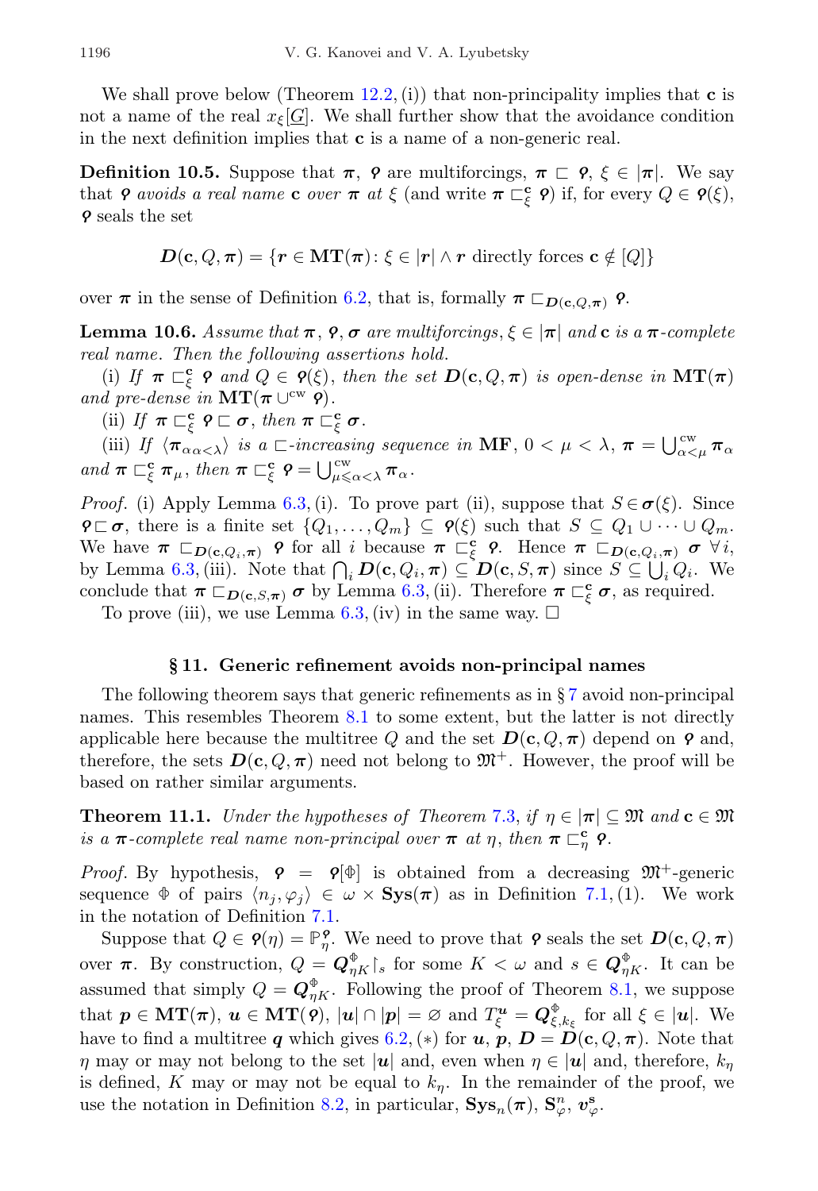We shall prove below (Theorem 12.2, (i)) that non-principality implies that $\mathbf{c}$ is not a name of the real $x_\xi[\underline{G}]$. We shall further show that the avoidance condition in the next definition implies that $\mathbf{c}$ is a name of a non-generic real.

**Definition 10.5.** Suppose that $\boldsymbol{\pi}$, $\boldsymbol{\varphi}$ are multiforcings, $\boldsymbol{\pi} \sqsubset \boldsymbol{\varphi}$, $\xi \in |\boldsymbol{\pi}|$. We say that $\boldsymbol{\varphi}$ *avoids a real name* $\mathbf{c}$ *over* $\boldsymbol{\pi}$ *at* $\xi$ (and write $\boldsymbol{\pi} \sqsubset^{\mathbf{c}}_{\xi} \boldsymbol{\varphi}$) if, for every $Q \in \boldsymbol{\varphi}(\xi)$, $\boldsymbol{\varphi}$ seals the set

$$\boldsymbol{D}(\mathbf{c}, Q, \boldsymbol{\pi}) = \{\boldsymbol{r} \in \mathbf{MT}(\boldsymbol{\pi}) \colon \xi \in |\boldsymbol{r}| \wedge \boldsymbol{r} \text{ directly forces } \mathbf{c} \notin [Q]\}$$

over $\boldsymbol{\pi}$ in the sense of Definition 6.2, that is, formally $\boldsymbol{\pi} \sqsubset_{\boldsymbol{D}(\mathbf{c},Q,\boldsymbol{\pi})} \boldsymbol{\varphi}$.

**Lemma 10.6.** *Assume that* $\boldsymbol{\pi}$, $\boldsymbol{\varphi}$, $\boldsymbol{\sigma}$ *are multiforcings,* $\xi \in |\boldsymbol{\pi}|$ *and* $\mathbf{c}$ *is a* $\boldsymbol{\pi}$*-complete real name. Then the following assertions hold.*

(i) *If* $\boldsymbol{\pi} \sqsubset^{\mathbf{c}}_{\xi} \boldsymbol{\varphi}$ *and* $Q \in \boldsymbol{\varphi}(\xi)$, *then the set* $\boldsymbol{D}(\mathbf{c}, Q, \boldsymbol{\pi})$ *is open-dense in* $\mathbf{MT}(\boldsymbol{\pi})$ *and pre-dense in* $\mathbf{MT}(\boldsymbol{\pi} \cup^{\mathrm{cw}} \boldsymbol{\varphi})$.

(ii) *If* $\boldsymbol{\pi} \sqsubset^{\mathbf{c}}_{\xi} \boldsymbol{\varphi} \sqsubset \boldsymbol{\sigma}$, *then* $\boldsymbol{\pi} \sqsubset^{\mathbf{c}}_{\xi} \boldsymbol{\sigma}$.

(iii) *If* $\langle \boldsymbol{\pi}_\alpha{}_{\alpha<\lambda} \rangle$ *is a* $\sqsubset$*-increasing sequence in* $\mathbf{MF}$, $0 < \mu < \lambda$, $\boldsymbol{\pi} = \bigcup^{\mathrm{cw}}_{\alpha<\mu} \boldsymbol{\pi}_\alpha$ *and* $\boldsymbol{\pi} \sqsubset^{\mathbf{c}}_{\xi} \boldsymbol{\pi}_\mu$, *then* $\boldsymbol{\pi} \sqsubset^{\mathbf{c}}_{\xi} \boldsymbol{\varphi} = \bigcup^{\mathrm{cw}}_{\mu \leqslant \alpha<\lambda} \boldsymbol{\pi}_\alpha$.

*Proof.* (i) Apply Lemma 6.3, (i). To prove part (ii), suppose that $S \in \boldsymbol{\sigma}(\xi)$. Since $\boldsymbol{\varphi} \sqsubset \boldsymbol{\sigma}$, there is a finite set $\{Q_1, \dots, Q_m\} \subseteq \boldsymbol{\varphi}(\xi)$ such that $S \subseteq Q_1 \cup \dots \cup Q_m$. We have $\boldsymbol{\pi} \sqsubset_{\boldsymbol{D}(\mathbf{c},Q_i,\boldsymbol{\pi})} \boldsymbol{\varphi}$ for all $i$ because $\boldsymbol{\pi} \sqsubset^{\mathbf{c}}_{\xi} \boldsymbol{\varphi}$. Hence $\boldsymbol{\pi} \sqsubset_{\boldsymbol{D}(\mathbf{c},Q_i,\boldsymbol{\pi})} \boldsymbol{\sigma}$ $\forall i$, by Lemma 6.3, (iii). Note that $\bigcap_i \boldsymbol{D}(\mathbf{c}, Q_i, \boldsymbol{\pi}) \subseteq \boldsymbol{D}(\mathbf{c}, S, \boldsymbol{\pi})$ since $S \subseteq \bigcup_i Q_i$. We conclude that $\boldsymbol{\pi} \sqsubset_{\boldsymbol{D}(\mathbf{c},S,\boldsymbol{\pi})} \boldsymbol{\sigma}$ by Lemma 6.3, (ii). Therefore $\boldsymbol{\pi} \sqsubset^{\mathbf{c}}_{\xi} \boldsymbol{\sigma}$, as required.

To prove (iii), we use Lemma 6.3, (iv) in the same way. $\square$

## § 11. Generic refinement avoids non-principal names

The following theorem says that generic refinements as in § 7 avoid non-principal names. This resembles Theorem 8.1 to some extent, but the latter is not directly applicable here because the multitree $Q$ and the set $\boldsymbol{D}(\mathbf{c}, Q, \boldsymbol{\pi})$ depend on $\boldsymbol{\varphi}$ and, therefore, the sets $\boldsymbol{D}(\mathbf{c}, Q, \boldsymbol{\pi})$ need not belong to $\mathfrak{M}^+$. However, the proof will be based on rather similar arguments.

**Theorem 11.1.** *Under the hypotheses of Theorem 7.3, if* $\eta \in |\boldsymbol{\pi}| \subseteq \mathfrak{M}$ *and* $\mathbf{c} \in \mathfrak{M}$ *is a* $\boldsymbol{\pi}$*-complete real name non-principal over* $\boldsymbol{\pi}$ *at* $\eta$, *then* $\boldsymbol{\pi} \sqsubset^{\mathbf{c}}_{\eta} \boldsymbol{\varphi}$.

*Proof.* By hypothesis, $\boldsymbol{\varphi} = \boldsymbol{\varphi}[\Phi]$ is obtained from a decreasing $\mathfrak{M}^+$-generic sequence $\Phi$ of pairs $\langle n_j, \varphi_j \rangle \in \omega \times \mathbf{Sys}(\boldsymbol{\pi})$ as in Definition 7.1, (1). We work in the notation of Definition 7.1.

Suppose that $Q \in \boldsymbol{\varphi}(\eta) = \mathbb{P}^{\boldsymbol{\varphi}}_{\eta}$. We need to prove that $\boldsymbol{\varphi}$ seals the set $\boldsymbol{D}(\mathbf{c}, Q, \boldsymbol{\pi})$ over $\boldsymbol{\pi}$. By construction, $Q = \boldsymbol{Q}^{\Phi}_{\eta K} {\restriction}_s$ for some $K < \omega$ and $s \in \boldsymbol{Q}^{\Phi}_{\eta K}$. It can be assumed that simply $Q = \boldsymbol{Q}^{\Phi}_{\eta K}$. Following the proof of Theorem 8.1, we suppose that $\boldsymbol{p} \in \mathbf{MT}(\boldsymbol{\pi})$, $\boldsymbol{u} \in \mathbf{MT}(\boldsymbol{\varphi})$, $|\boldsymbol{u}| \cap |\boldsymbol{p}| = \varnothing$ and $T^{\boldsymbol{u}}_{\xi} = \boldsymbol{Q}^{\Phi}_{\xi, k_\xi}$ for all $\xi \in |\boldsymbol{u}|$. We have to find a multitree $\boldsymbol{q}$ which gives 6.2, $(*)$ for $\boldsymbol{u}$, $\boldsymbol{p}$, $\boldsymbol{D} = \boldsymbol{D}(\mathbf{c}, Q, \boldsymbol{\pi})$. Note that $\eta$ may or may not belong to the set $|\boldsymbol{u}|$ and, even when $\eta \in |\boldsymbol{u}|$ and, therefore, $k_\eta$ is defined, $K$ may or may not be equal to $k_\eta$. In the remainder of the proof, we use the notation in Definition 8.2, in particular, $\mathbf{Sys}_n(\boldsymbol{\pi})$, $\mathbf{S}^n_{\varphi}$, $\boldsymbol{v}^{\mathbf{s}}_{\varphi}$.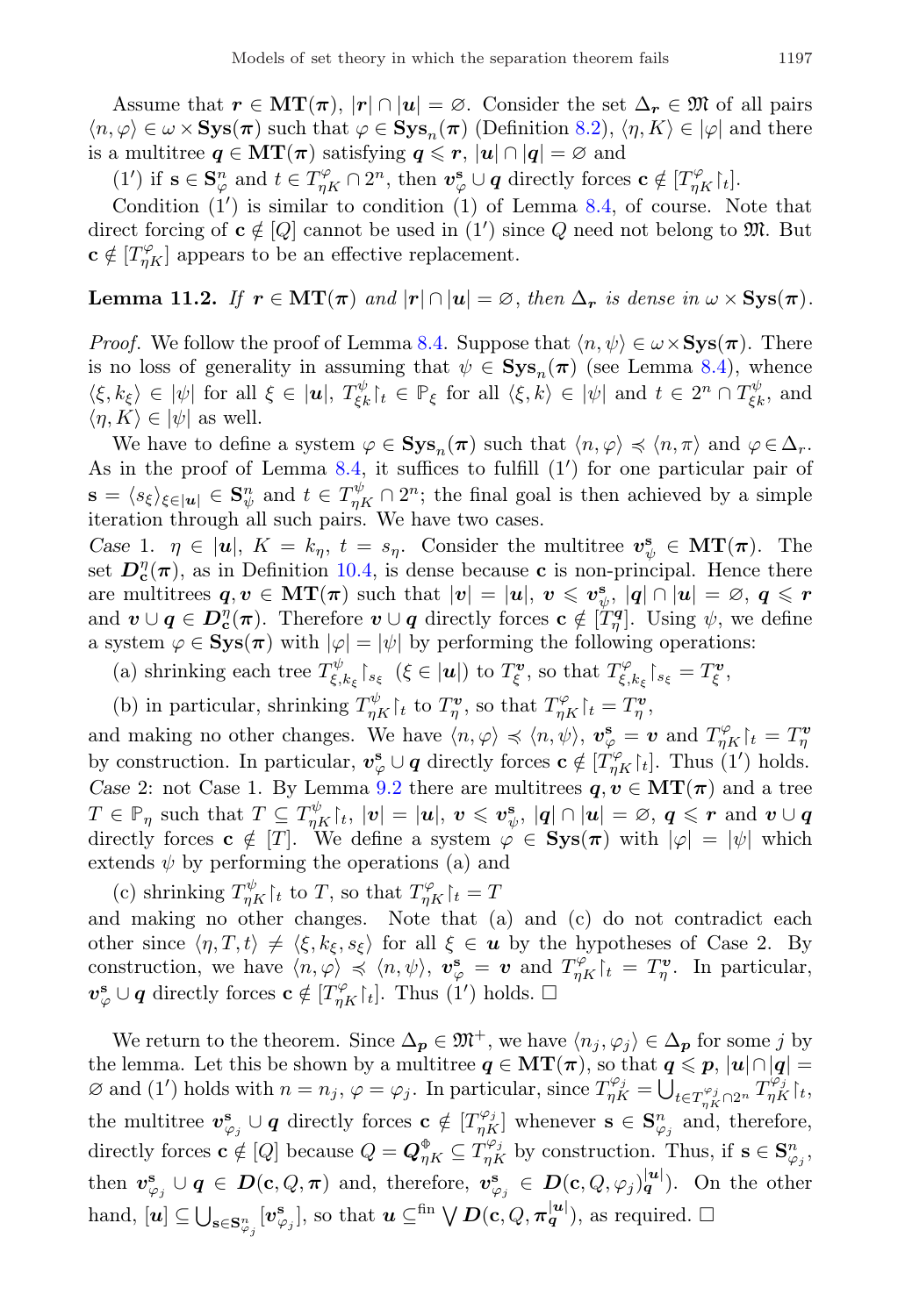Assume that $\boldsymbol{r} \in \mathbf{MT}(\boldsymbol{\pi})$, $|\boldsymbol{r}| \cap |\boldsymbol{u}| = \varnothing$. Consider the set $\Delta_{\boldsymbol{r}} \in \mathfrak{M}$ of all pairs $\langle n, \varphi \rangle \in \omega \times \mathbf{Sys}(\boldsymbol{\pi})$ such that $\varphi \in \mathbf{Sys}_n(\boldsymbol{\pi})$ (Definition 8.2), $\langle \eta, K \rangle \in |\varphi|$ and there is a multitree $\boldsymbol{q} \in \mathbf{MT}(\boldsymbol{\pi})$ satisfying $\boldsymbol{q} \leqslant \boldsymbol{r}$, $|\boldsymbol{u}| \cap |\boldsymbol{q}| = \varnothing$ and

(1′) if $\mathbf{s} \in \mathbf{S}^n_\varphi$ and $t \in T^\varphi_{\eta K} \cap 2^n$, then $\boldsymbol{v}^{\mathbf{s}}_\varphi \cup \boldsymbol{q}$ directly forces $\mathbf{c} \notin [T^\varphi_{\eta K}{\restriction}_t]$.

Condition (1′) is similar to condition (1) of Lemma 8.4, of course. Note that direct forcing of $\mathbf{c} \notin [Q]$ cannot be used in (1′) since $Q$ need not belong to $\mathfrak{M}$. But $\mathbf{c} \notin [T^\varphi_{\eta K}]$ appears to be an effective replacement.

**Lemma 11.2.** *If $\boldsymbol{r} \in \mathbf{MT}(\boldsymbol{\pi})$ and $|\boldsymbol{r}| \cap |\boldsymbol{u}| = \varnothing$, then $\Delta_{\boldsymbol{r}}$ is dense in $\omega \times \mathbf{Sys}(\boldsymbol{\pi})$.*

*Proof.* We follow the proof of Lemma 8.4. Suppose that $\langle n, \psi \rangle \in \omega \times \mathbf{Sys}(\boldsymbol{\pi})$. There is no loss of generality in assuming that $\psi \in \mathbf{Sys}_n(\boldsymbol{\pi})$ (see Lemma 8.4), whence $\langle \xi, k_\xi \rangle \in |\psi|$ for all $\xi \in |\boldsymbol{u}|$, $T^\psi_{\xi k}{\restriction}_t \in \mathbb{P}_\xi$ for all $\langle \xi, k \rangle \in |\psi|$ and $t \in 2^n \cap T^\psi_{\xi k}$, and $\langle \eta, K \rangle \in |\psi|$ as well.

We have to define a system $\varphi \in \mathbf{Sys}_n(\boldsymbol{\pi})$ such that $\langle n, \varphi \rangle \preccurlyeq \langle n, \pi \rangle$ and $\varphi \in \Delta_r$. As in the proof of Lemma 8.4, it suffices to fulfill (1′) for one particular pair of $\mathbf{s} = \langle s_\xi \rangle_{\xi \in |\boldsymbol{u}|} \in \mathbf{S}^n_\psi$ and $t \in T^\psi_{\eta K} \cap 2^n$; the final goal is then achieved by a simple iteration through all such pairs. We have two cases.

*Case* 1. $\eta \in |\boldsymbol{u}|$, $K = k_\eta$, $t = s_\eta$. Consider the multitree $\boldsymbol{v}^{\mathbf{s}}_\psi \in \mathbf{MT}(\boldsymbol{\pi})$. The set $\boldsymbol{D}^\eta_{\mathbf{c}}(\boldsymbol{\pi})$, as in Definition 10.4, is dense because $\mathbf{c}$ is non-principal. Hence there are multitrees $\boldsymbol{q}, \boldsymbol{v} \in \mathbf{MT}(\boldsymbol{\pi})$ such that $|\boldsymbol{v}| = |\boldsymbol{u}|$, $\boldsymbol{v} \leqslant \boldsymbol{v}^{\mathbf{s}}_\psi$, $|\boldsymbol{q}| \cap |\boldsymbol{u}| = \varnothing$, $\boldsymbol{q} \leqslant \boldsymbol{r}$ and $\boldsymbol{v} \cup \boldsymbol{q} \in \boldsymbol{D}^\eta_{\mathbf{c}}(\boldsymbol{\pi})$. Therefore $\boldsymbol{v} \cup \boldsymbol{q}$ directly forces $\mathbf{c} \notin [T^{\boldsymbol{q}}_\eta]$. Using $\psi$, we define a system $\varphi \in \mathbf{Sys}(\boldsymbol{\pi})$ with $|\varphi| = |\psi|$ by performing the following operations:

(a) shrinking each tree $T^\psi_{\xi, k_\xi}{\restriction}_{s_\xi}$ $(\xi \in |\boldsymbol{u}|)$ to $T^{\boldsymbol{v}}_\xi$, so that $T^\varphi_{\xi, k_\xi}{\restriction}_{s_\xi} = T^{\boldsymbol{v}}_\xi$,

(b) in particular, shrinking $T^\psi_{\eta K}{\restriction}_t$ to $T^{\boldsymbol{v}}_\eta$, so that $T^\varphi_{\eta K}{\restriction}_t = T^{\boldsymbol{v}}_\eta$,

and making no other changes. We have $\langle n, \varphi \rangle \preccurlyeq \langle n, \psi \rangle$, $\boldsymbol{v}^{\mathbf{s}}_\varphi = \boldsymbol{v}$ and $T^\varphi_{\eta K}{\restriction}_t = T^{\boldsymbol{v}}_\eta$ by construction. In particular, $\boldsymbol{v}^{\mathbf{s}}_\varphi \cup \boldsymbol{q}$ directly forces $\mathbf{c} \notin [T^\varphi_{\eta K}{\restriction}_t]$. Thus (1′) holds.

*Case* 2: not Case 1. By Lemma 9.2 there are multitrees $\boldsymbol{q}, \boldsymbol{v} \in \mathbf{MT}(\boldsymbol{\pi})$ and a tree $T \in \mathbb{P}_\eta$ such that $T \subseteq T^\psi_{\eta K}{\restriction}_t$, $|\boldsymbol{v}| = |\boldsymbol{u}|$, $\boldsymbol{v} \leqslant \boldsymbol{v}^{\mathbf{s}}_\psi$, $|\boldsymbol{q}| \cap |\boldsymbol{u}| = \varnothing$, $\boldsymbol{q} \leqslant \boldsymbol{r}$ and $\boldsymbol{v} \cup \boldsymbol{q}$ directly forces $\mathbf{c} \notin [T]$. We define a system $\varphi \in \mathbf{Sys}(\boldsymbol{\pi})$ with $|\varphi| = |\psi|$ which extends $\psi$ by performing the operations (a) and

(c) shrinking $T^\psi_{\eta K}{\restriction}_t$ to $T$, so that $T^\varphi_{\eta K}{\restriction}_t = T$

and making no other changes. Note that (a) and (c) do not contradict each other since $\langle \eta, T, t \rangle \neq \langle \xi, k_\xi, s_\xi \rangle$ for all $\xi \in \boldsymbol{u}$ by the hypotheses of Case 2. By construction, we have $\langle n, \varphi \rangle \preccurlyeq \langle n, \psi \rangle$, $\boldsymbol{v}^{\mathbf{s}}_\varphi = \boldsymbol{v}$ and $T^\varphi_{\eta K}{\restriction}_t = T^{\boldsymbol{v}}_\eta$. In particular, $\boldsymbol{v}^{\mathbf{s}}_\varphi \cup \boldsymbol{q}$ directly forces $\mathbf{c} \notin [T^\varphi_{\eta K}{\restriction}_t]$. Thus (1′) holds. □

We return to the theorem. Since $\Delta_{\boldsymbol{p}} \in \mathfrak{M}^+$, we have $\langle n_j, \varphi_j \rangle \in \Delta_{\boldsymbol{p}}$ for some $j$ by the lemma. Let this be shown by a multitree $\boldsymbol{q} \in \mathbf{MT}(\boldsymbol{\pi})$, so that $\boldsymbol{q} \leqslant \boldsymbol{p}$, $|\boldsymbol{u}| \cap |\boldsymbol{q}| = \varnothing$ and (1′) holds with $n = n_j$, $\varphi = \varphi_j$. In particular, since $T^{\varphi_j}_{\eta K} = \bigcup_{t \in T^{\varphi_j}_{\eta K} \cap 2^n} T^{\varphi_j}_{\eta K}{\restriction}_t$, the multitree $\boldsymbol{v}^{\mathbf{s}}_{\varphi_j} \cup \boldsymbol{q}$ directly forces $\mathbf{c} \notin [T^{\varphi_j}_{\eta K}]$ whenever $\mathbf{s} \in \mathbf{S}^n_{\varphi_j}$ and, therefore, directly forces $\mathbf{c} \notin [Q]$ because $Q = \boldsymbol{Q}^\Phi_{\eta K} \subseteq T^{\varphi_j}_{\eta K}$ by construction. Thus, if $\mathbf{s} \in \mathbf{S}^n_{\varphi_j}$, then $\boldsymbol{v}^{\mathbf{s}}_{\varphi_j} \cup \boldsymbol{q} \in \boldsymbol{D}(\mathbf{c}, Q, \boldsymbol{\pi})$ and, therefore, $\boldsymbol{v}^{\mathbf{s}}_{\varphi_j} \in \boldsymbol{D}(\mathbf{c}, Q, \varphi_j)^{|\boldsymbol{u}|}_{\boldsymbol{q}})$. On the other hand, $[\boldsymbol{u}] \subseteq \bigcup_{\mathbf{s} \in \mathbf{S}^n_{\varphi_j}} [\boldsymbol{v}^{\mathbf{s}}_{\varphi_j}]$, so that $\boldsymbol{u} \subseteq^{\text{fin}} \bigvee \boldsymbol{D}(\mathbf{c}, Q, \boldsymbol{\pi}^{|\boldsymbol{u}|}_{\boldsymbol{q}})$, as required. □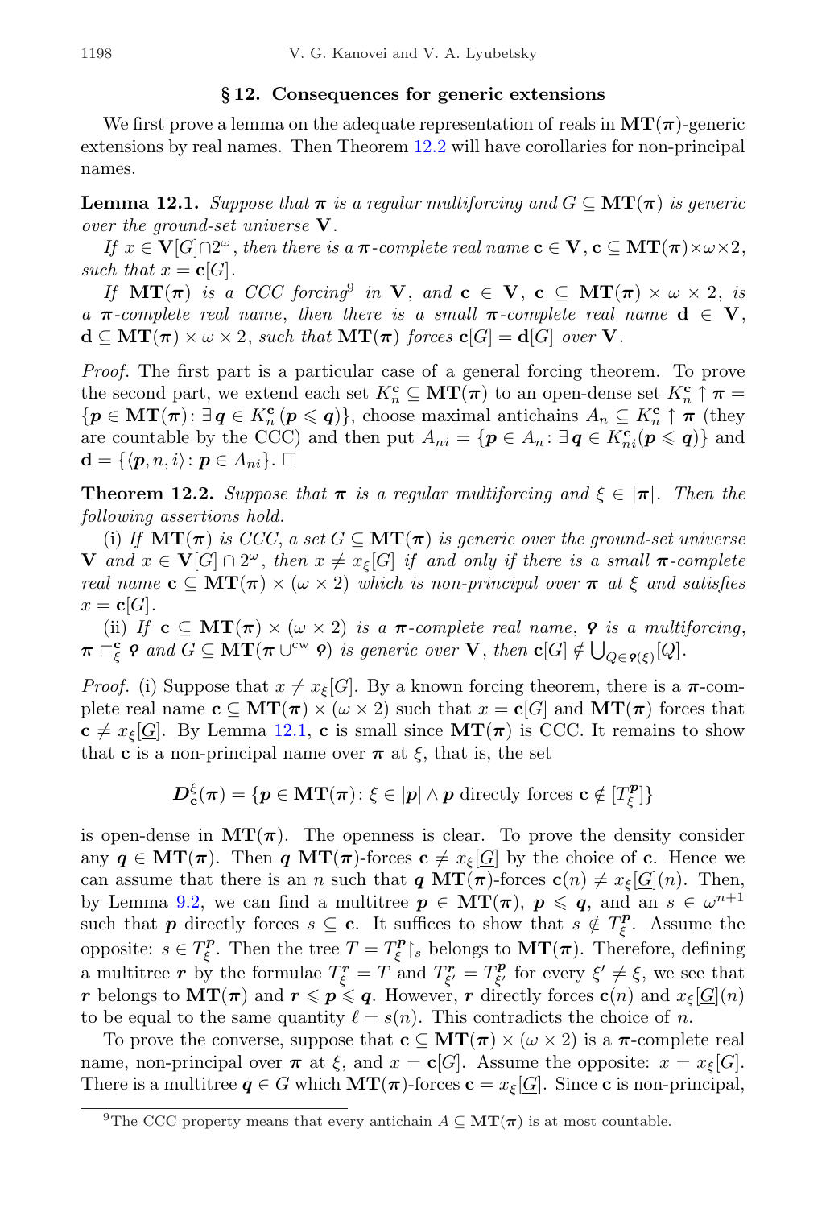## § 12. Consequences for generic extensions

We first prove a lemma on the adequate representation of reals in $\mathbf{MT}(\boldsymbol{\pi})$-generic extensions by real names. Then Theorem 12.2 will have corollaries for non-principal names.

**Lemma 12.1.** *Suppose that $\boldsymbol{\pi}$ is a regular multiforcing and $G \subseteq \mathbf{MT}(\boldsymbol{\pi})$ is generic over the ground-set universe $\mathbf{V}$.*

*If $x \in \mathbf{V}[G] \cap 2^\omega$, then there is a $\boldsymbol{\pi}$-complete real name $\mathbf{c} \in \mathbf{V}$, $\mathbf{c} \subseteq \mathbf{MT}(\boldsymbol{\pi}) \times \omega \times 2$, such that $x = \mathbf{c}[G]$.*

*If $\mathbf{MT}(\boldsymbol{\pi})$ is a CCC forcing*[9] *in $\mathbf{V}$, and $\mathbf{c} \in \mathbf{V}$, $\mathbf{c} \subseteq \mathbf{MT}(\boldsymbol{\pi}) \times \omega \times 2$, is a $\boldsymbol{\pi}$-complete real name, then there is a small $\boldsymbol{\pi}$-complete real name $\mathbf{d} \in \mathbf{V}$, $\mathbf{d} \subseteq \mathbf{MT}(\boldsymbol{\pi}) \times \omega \times 2$, such that $\mathbf{MT}(\boldsymbol{\pi})$ forces $\mathbf{c}[\underline{G}] = \mathbf{d}[\underline{G}]$ over $\mathbf{V}$.*

*Proof.* The first part is a particular case of a general forcing theorem. To prove the second part, we extend each set $K^{\mathbf{c}}_n \subseteq \mathbf{MT}(\boldsymbol{\pi})$ to an open-dense set $K^{\mathbf{c}}_n \uparrow \boldsymbol{\pi} = \{\boldsymbol{p} \in \mathbf{MT}(\boldsymbol{\pi}) \colon \exists\, \boldsymbol{q} \in K^{\mathbf{c}}_n\, (\boldsymbol{p} \leqslant \boldsymbol{q})\}$, choose maximal antichains $A_n \subseteq K^{\mathbf{c}}_n \uparrow \boldsymbol{\pi}$ (they are countable by the CCC) and then put $A_{ni} = \{\boldsymbol{p} \in A_n \colon \exists\, \boldsymbol{q} \in K^{\mathbf{c}}_{ni} (\boldsymbol{p} \leqslant \boldsymbol{q})\}$ and $\mathbf{d} = \{\langle \boldsymbol{p}, n, i\rangle \colon \boldsymbol{p} \in A_{ni}\}$. □

**Theorem 12.2.** *Suppose that $\boldsymbol{\pi}$ is a regular multiforcing and $\xi \in |\boldsymbol{\pi}|$. Then the following assertions hold.*

(i) *If $\mathbf{MT}(\boldsymbol{\pi})$ is CCC, a set $G \subseteq \mathbf{MT}(\boldsymbol{\pi})$ is generic over the ground-set universe $\mathbf{V}$ and $x \in \mathbf{V}[G] \cap 2^\omega$, then $x \neq x_\xi[G]$ if and only if there is a small $\boldsymbol{\pi}$-complete real name $\mathbf{c} \subseteq \mathbf{MT}(\boldsymbol{\pi}) \times (\omega \times 2)$ which is non-principal over $\boldsymbol{\pi}$ at $\xi$ and satisfies $x = \mathbf{c}[G]$.*

(ii) *If $\mathbf{c} \subseteq \mathbf{MT}(\boldsymbol{\pi}) \times (\omega \times 2)$ is a $\boldsymbol{\pi}$-complete real name, $\boldsymbol{\varphi}$ is a multiforcing, $\boldsymbol{\pi} \sqsubset^{\mathbf{c}}_{\xi} \boldsymbol{\varphi}$ and $G \subseteq \mathbf{MT}(\boldsymbol{\pi} \cup^{\mathrm{cw}} \boldsymbol{\varphi})$ is generic over $\mathbf{V}$, then $\mathbf{c}[G] \notin \bigcup_{Q \in \boldsymbol{\varphi}(\xi)} [Q]$.*

*Proof.* (i) Suppose that $x \neq x_\xi[G]$. By a known forcing theorem, there is a $\boldsymbol{\pi}$-complete real name $\mathbf{c} \subseteq \mathbf{MT}(\boldsymbol{\pi}) \times (\omega \times 2)$ such that $x = \mathbf{c}[G]$ and $\mathbf{MT}(\boldsymbol{\pi})$ forces that $\mathbf{c} \neq x_\xi[\underline{G}]$. By Lemma 12.1, $\mathbf{c}$ is small since $\mathbf{MT}(\boldsymbol{\pi})$ is CCC. It remains to show that $\mathbf{c}$ is a non-principal name over $\boldsymbol{\pi}$ at $\xi$, that is, the set

$$\boldsymbol{D}^{\xi}_{\mathbf{c}}(\boldsymbol{\pi}) = \{\boldsymbol{p} \in \mathbf{MT}(\boldsymbol{\pi}) \colon \xi \in |\boldsymbol{p}| \wedge \boldsymbol{p} \text{ directly forces } \mathbf{c} \notin [T^{\boldsymbol{p}}_{\xi}]\}$$

is open-dense in $\mathbf{MT}(\boldsymbol{\pi})$. The openness is clear. To prove the density consider any $\boldsymbol{q} \in \mathbf{MT}(\boldsymbol{\pi})$. Then $\boldsymbol{q}$ $\mathbf{MT}(\boldsymbol{\pi})$-forces $\mathbf{c} \neq x_\xi[\underline{G}]$ by the choice of $\mathbf{c}$. Hence we can assume that there is an $n$ such that $\boldsymbol{q}$ $\mathbf{MT}(\boldsymbol{\pi})$-forces $\mathbf{c}(n) \neq x_\xi[\underline{G}](n)$. Then, by Lemma 9.2, we can find a multitree $\boldsymbol{p} \in \mathbf{MT}(\boldsymbol{\pi})$, $\boldsymbol{p} \leqslant \boldsymbol{q}$, and an $s \in \omega^{n+1}$ such that $\boldsymbol{p}$ directly forces $s \subseteq \mathbf{c}$. It suffices to show that $s \notin T^{\boldsymbol{p}}_{\xi}$. Assume the opposite: $s \in T^{\boldsymbol{p}}_{\xi}$. Then the tree $T = T^{\boldsymbol{p}}_{\xi} {\restriction}_s$ belongs to $\mathbf{MT}(\boldsymbol{\pi})$. Therefore, defining a multitree $\boldsymbol{r}$ by the formulae $T^{\boldsymbol{r}}_{\xi} = T$ and $T^{\boldsymbol{r}}_{\xi'} = T^{\boldsymbol{p}}_{\xi'}$ for every $\xi' \neq \xi$, we see that $\boldsymbol{r}$ belongs to $\mathbf{MT}(\boldsymbol{\pi})$ and $\boldsymbol{r} \leqslant \boldsymbol{p} \leqslant \boldsymbol{q}$. However, $\boldsymbol{r}$ directly forces $\mathbf{c}(n)$ and $x_\xi[\underline{G}](n)$ to be equal to the same quantity $\ell = s(n)$. This contradicts the choice of $n$.

To prove the converse, suppose that $\mathbf{c} \subseteq \mathbf{MT}(\boldsymbol{\pi}) \times (\omega \times 2)$ is a $\boldsymbol{\pi}$-complete real name, non-principal over $\boldsymbol{\pi}$ at $\xi$, and $x = \mathbf{c}[G]$. Assume the opposite: $x = x_\xi[G]$. There is a multitree $\boldsymbol{q} \in G$ which $\mathbf{MT}(\boldsymbol{\pi})$-forces $\mathbf{c} = x_\xi[\underline{G}]$. Since $\mathbf{c}$ is non-principal,

[9] The CCC property means that every antichain $A \subseteq \mathbf{MT}(\boldsymbol{\pi})$ is at most countable.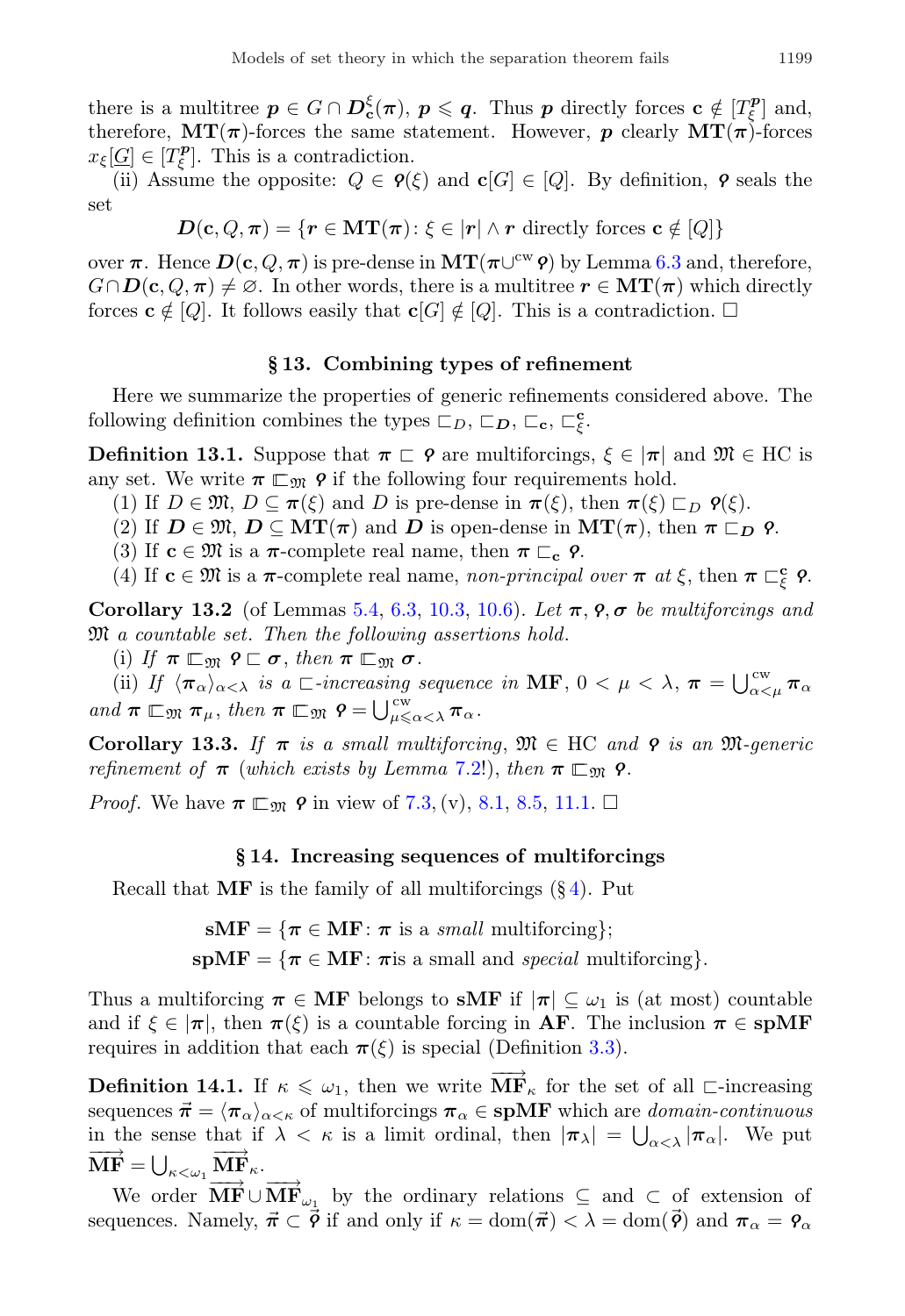there is a multitree $\boldsymbol{p} \in G \cap \boldsymbol{D}^{\xi}_{\mathbf{c}}(\boldsymbol{\pi})$, $\boldsymbol{p} \leqslant \boldsymbol{q}$. Thus $\boldsymbol{p}$ directly forces $\mathbf{c} \notin [T^{\boldsymbol{p}}_{\xi}]$ and, therefore, $\mathbf{MT}(\boldsymbol{\pi})$-forces the same statement. However, $\boldsymbol{p}$ clearly $\mathbf{MT}(\boldsymbol{\pi})$-forces $x_{\xi}[\underline{G}] \in [T^{\boldsymbol{p}}_{\xi}]$. This is a contradiction.

(ii) Assume the opposite: $Q \in \boldsymbol{\varphi}(\xi)$ and $\mathbf{c}[G] \in [Q]$. By definition, $\boldsymbol{\varphi}$ seals the set

$$\boldsymbol{D}(\mathbf{c}, Q, \boldsymbol{\pi}) = \{\boldsymbol{r} \in \mathbf{MT}(\boldsymbol{\pi}) \colon \xi \in |\boldsymbol{r}| \wedge \boldsymbol{r} \text{ directly forces } \mathbf{c} \notin [Q]\}$$

over $\boldsymbol{\pi}$. Hence $\boldsymbol{D}(\mathbf{c}, Q, \boldsymbol{\pi})$ is pre-dense in $\mathbf{MT}(\boldsymbol{\pi} \cup^{\text{cw}} \boldsymbol{\varphi})$ by Lemma 6.3 and, therefore, $G \cap \boldsymbol{D}(\mathbf{c}, Q, \boldsymbol{\pi}) \neq \varnothing$. In other words, there is a multitree $\boldsymbol{r} \in \mathbf{MT}(\boldsymbol{\pi})$ which directly forces $\mathbf{c} \notin [Q]$. It follows easily that $\mathbf{c}[G] \notin [Q]$. This is a contradiction. $\square$

## § 13. Combining types of refinement

Here we summarize the properties of generic refinements considered above. The following definition combines the types $\sqsubset_D$, $\sqsubset_{\boldsymbol{D}}$, $\sqsubset_{\mathbf{c}}$, $\sqsubset^{\mathbf{c}}_{\xi}$.

**Definition 13.1.** Suppose that $\boldsymbol{\pi} \sqsubset \boldsymbol{\varphi}$ are multiforcings, $\xi \in |\boldsymbol{\pi}|$ and $\mathfrak{M} \in \text{HC}$ is any set. We write $\boldsymbol{\pi} \sqsubset_{\mathfrak{M}} \boldsymbol{\varphi}$ if the following four requirements hold.

(1) If $D \in \mathfrak{M}$, $D \subseteq \boldsymbol{\pi}(\xi)$ and $D$ is pre-dense in $\boldsymbol{\pi}(\xi)$, then $\boldsymbol{\pi}(\xi) \sqsubset_D \boldsymbol{\varphi}(\xi)$.

(2) If $\boldsymbol{D} \in \mathfrak{M}$, $\boldsymbol{D} \subseteq \mathbf{MT}(\boldsymbol{\pi})$ and $\boldsymbol{D}$ is open-dense in $\mathbf{MT}(\boldsymbol{\pi})$, then $\boldsymbol{\pi} \sqsubset_{\boldsymbol{D}} \boldsymbol{\varphi}$.

(3) If $\mathbf{c} \in \mathfrak{M}$ is a $\boldsymbol{\pi}$-complete real name, then $\boldsymbol{\pi} \sqsubset_{\mathbf{c}} \boldsymbol{\varphi}$.

(4) If $\mathbf{c} \in \mathfrak{M}$ is a $\boldsymbol{\pi}$-complete real name, *non-principal over* $\boldsymbol{\pi}$ *at* $\xi$, then $\boldsymbol{\pi} \sqsubset^{\mathbf{c}}_{\xi} \boldsymbol{\varphi}$.

**Corollary 13.2** (of Lemmas 5.4, 6.3, 10.3, 10.6). *Let* $\boldsymbol{\pi}, \boldsymbol{\varphi}, \boldsymbol{\sigma}$ *be multiforcings and* $\mathfrak{M}$ *a countable set. Then the following assertions hold.*

(i) *If* $\boldsymbol{\pi} \sqsubset_{\mathfrak{M}} \boldsymbol{\varphi} \sqsubset \boldsymbol{\sigma}$, *then* $\boldsymbol{\pi} \sqsubset_{\mathfrak{M}} \boldsymbol{\sigma}$.

(ii) *If* $\langle \boldsymbol{\pi}_\alpha \rangle_{\alpha<\lambda}$ *is a* $\sqsubset$*-increasing sequence in* $\mathbf{MF}$, $0 < \mu < \lambda$, $\boldsymbol{\pi} = \bigcup^{\text{cw}}_{\alpha<\mu} \boldsymbol{\pi}_\alpha$ *and* $\boldsymbol{\pi} \sqsubset_{\mathfrak{M}} \boldsymbol{\pi}_\mu$, *then* $\boldsymbol{\pi} \sqsubset_{\mathfrak{M}} \boldsymbol{\varphi} = \bigcup^{\text{cw}}_{\mu \leqslant \alpha < \lambda} \boldsymbol{\pi}_\alpha$.

**Corollary 13.3.** *If* $\boldsymbol{\pi}$ *is a small multiforcing*, $\mathfrak{M} \in \text{HC}$ *and* $\boldsymbol{\varphi}$ *is an* $\mathfrak{M}$*-generic refinement of* $\boldsymbol{\pi}$ (*which exists by Lemma* 7.2!), *then* $\boldsymbol{\pi} \sqsubset_{\mathfrak{M}} \boldsymbol{\varphi}$.

*Proof.* We have $\boldsymbol{\pi} \sqsubset_{\mathfrak{M}} \boldsymbol{\varphi}$ in view of 7.3, (v), 8.1, 8.5, 11.1. $\square$

## § 14. Increasing sequences of multiforcings

Recall that $\mathbf{MF}$ is the family of all multiforcings (§ 4). Put

$$\mathbf{sMF} = \{\boldsymbol{\pi} \in \mathbf{MF} \colon \boldsymbol{\pi} \text{ is a } \textit{small} \text{ multiforcing}\};$$
$$\mathbf{spMF} = \{\boldsymbol{\pi} \in \mathbf{MF} \colon \boldsymbol{\pi} \text{is a small and } \textit{special} \text{ multiforcing}\}.$$

Thus a multiforcing $\boldsymbol{\pi} \in \mathbf{MF}$ belongs to $\mathbf{sMF}$ if $|\boldsymbol{\pi}| \subseteq \omega_1$ is (at most) countable and if $\xi \in |\boldsymbol{\pi}|$, then $\boldsymbol{\pi}(\xi)$ is a countable forcing in $\mathbf{AF}$. The inclusion $\boldsymbol{\pi} \in \mathbf{spMF}$ requires in addition that each $\boldsymbol{\pi}(\xi)$ is special (Definition 3.3).

**Definition 14.1.** If $\kappa \leqslant \omega_1$, then we write $\overrightarrow{\mathbf{MF}}_\kappa$ for the set of all $\sqsubset$-increasing sequences $\vec{\boldsymbol{\pi}} = \langle \boldsymbol{\pi}_\alpha \rangle_{\alpha<\kappa}$ of multiforcings $\boldsymbol{\pi}_\alpha \in \mathbf{spMF}$ which are *domain-continuous* in the sense that if $\lambda < \kappa$ is a limit ordinal, then $|\boldsymbol{\pi}_\lambda| = \bigcup_{\alpha<\lambda} |\boldsymbol{\pi}_\alpha|$. We put $\overrightarrow{\mathbf{MF}} = \bigcup_{\kappa<\omega_1} \overrightarrow{\mathbf{MF}}_\kappa$.

We order $\overrightarrow{\mathbf{MF}} \cup \overrightarrow{\mathbf{MF}}_{\omega_1}$ by the ordinary relations $\subseteq$ and $\subset$ of extension of sequences. Namely, $\vec{\boldsymbol{\pi}} \subset \vec{\boldsymbol{\varphi}}$ if and only if $\kappa = \operatorname{dom}(\vec{\boldsymbol{\pi}}) < \lambda = \operatorname{dom}(\vec{\boldsymbol{\varphi}})$ and $\boldsymbol{\pi}_\alpha = \boldsymbol{\varphi}_\alpha$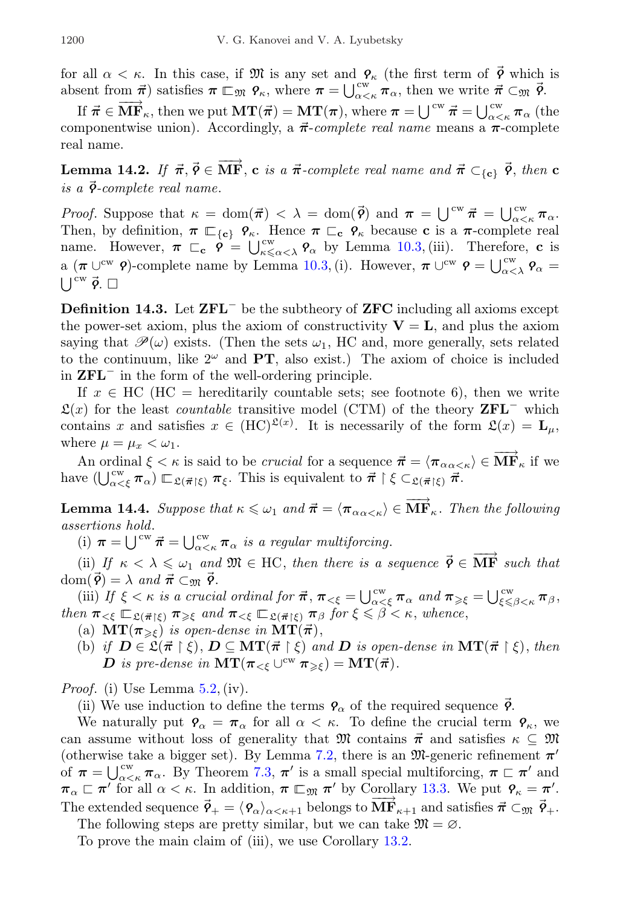for all $\alpha < \kappa$. In this case, if $\mathfrak{M}$ is any set and $\boldsymbol{\varphi}_\kappa$ (the first term of $\vec{\boldsymbol{\varphi}}$ which is absent from $\vec{\boldsymbol{\pi}}$) satisfies $\boldsymbol{\pi} \sqsubset_{\mathfrak{M}} \boldsymbol{\varphi}_\kappa$, where $\boldsymbol{\pi} = \bigcup^{\mathrm{cw}}_{\alpha<\kappa} \boldsymbol{\pi}_\alpha$, then we write $\vec{\boldsymbol{\pi}} \subset_{\mathfrak{M}} \vec{\boldsymbol{\varphi}}$.

If $\vec{\boldsymbol{\pi}} \in \overrightarrow{\mathbf{MF}}_\kappa$, then we put $\mathbf{MT}(\vec{\boldsymbol{\pi}}) = \mathbf{MT}(\boldsymbol{\pi})$, where $\boldsymbol{\pi} = \bigcup^{\mathrm{cw}} \vec{\boldsymbol{\pi}} = \bigcup^{\mathrm{cw}}_{\alpha<\kappa} \boldsymbol{\pi}_\alpha$ (the componentwise union). Accordingly, a $\vec{\boldsymbol{\pi}}$*-complete real name* means a $\boldsymbol{\pi}$-complete real name.

**Lemma 14.2.** *If $\vec{\boldsymbol{\pi}}, \vec{\boldsymbol{\varphi}} \in \overrightarrow{\mathbf{MF}}$, $\mathbf{c}$ is a $\vec{\boldsymbol{\pi}}$-complete real name and $\vec{\boldsymbol{\pi}} \subset_{\{\mathbf{c}\}} \vec{\boldsymbol{\varphi}}$, then $\mathbf{c}$ is a $\vec{\boldsymbol{\varphi}}$-complete real name.*

*Proof.* Suppose that $\kappa = \operatorname{dom}(\vec{\boldsymbol{\pi}}) < \lambda = \operatorname{dom}(\vec{\boldsymbol{\varphi}})$ and $\boldsymbol{\pi} = \bigcup^{\mathrm{cw}} \vec{\boldsymbol{\pi}} = \bigcup^{\mathrm{cw}}_{\alpha<\kappa} \boldsymbol{\pi}_\alpha$. Then, by definition, $\boldsymbol{\pi} \sqsubset_{\{\mathbf{c}\}} \boldsymbol{\varphi}_\kappa$. Hence $\boldsymbol{\pi} \sqsubset_{\mathbf{c}} \boldsymbol{\varphi}_\kappa$ because $\mathbf{c}$ is a $\boldsymbol{\pi}$-complete real name. However, $\boldsymbol{\pi} \sqsubset_{\mathbf{c}} \boldsymbol{\varphi} = \bigcup^{\mathrm{cw}}_{\kappa\leqslant\alpha<\lambda} \boldsymbol{\varphi}_\alpha$ by Lemma 10.3, (iii). Therefore, $\mathbf{c}$ is a $(\boldsymbol{\pi} \cup^{\mathrm{cw}} \boldsymbol{\varphi})$-complete name by Lemma 10.3, (i). However, $\boldsymbol{\pi} \cup^{\mathrm{cw}} \boldsymbol{\varphi} = \bigcup^{\mathrm{cw}}_{\alpha<\lambda} \boldsymbol{\varphi}_\alpha = \bigcup^{\mathrm{cw}} \vec{\boldsymbol{\varphi}}$. □

**Definition 14.3.** Let $\mathbf{ZFL}^-$ be the subtheory of $\mathbf{ZFC}$ including all axioms except the power-set axiom, plus the axiom of constructivity $\mathbf{V} = \mathbf{L}$, and plus the axiom saying that $\mathscr{P}(\omega)$ exists. (Then the sets $\omega_1$, HC and, more generally, sets related to the continuum, like $2^\omega$ and $\mathbf{PT}$, also exist.) The axiom of choice is included in $\mathbf{ZFL}^-$ in the form of the well-ordering principle.

If $x \in$ HC (HC = hereditarily countable sets; see footnote 6), then we write $\mathfrak{L}(x)$ for the least *countable* transitive model (CTM) of the theory $\mathbf{ZFL}^-$ which contains $x$ and satisfies $x \in (\mathrm{HC})^{\mathfrak{L}(x)}$. It is necessarily of the form $\mathfrak{L}(x) = \mathbf{L}_\mu$, where $\mu = \mu_x < \omega_1$.

An ordinal $\xi < \kappa$ is said to be *crucial* for a sequence $\vec{\boldsymbol{\pi}} = \langle \boldsymbol{\pi}_\alpha \rangle_{\alpha<\kappa} \in \overrightarrow{\mathbf{MF}}_\kappa$ if we have $(\bigcup^{\mathrm{cw}}_{\alpha<\xi} \boldsymbol{\pi}_\alpha) \sqsubset_{\mathfrak{L}(\vec{\boldsymbol{\pi}}\restriction\xi)} \boldsymbol{\pi}_\xi$. This is equivalent to $\vec{\boldsymbol{\pi}} \restriction \xi \subset_{\mathfrak{L}(\vec{\boldsymbol{\pi}}\restriction\xi)} \vec{\boldsymbol{\pi}}$.

**Lemma 14.4.** *Suppose that $\kappa \leqslant \omega_1$ and $\vec{\boldsymbol{\pi}} = \langle \boldsymbol{\pi}_\alpha \rangle_{\alpha<\kappa} \in \overrightarrow{\mathbf{MF}}_\kappa$. Then the following assertions hold.*

(i) *$\boldsymbol{\pi} = \bigcup^{\mathrm{cw}} \vec{\boldsymbol{\pi}} = \bigcup^{\mathrm{cw}}_{\alpha<\kappa} \boldsymbol{\pi}_\alpha$ is a regular multiforcing.*

(ii) *If $\kappa < \lambda \leqslant \omega_1$ and $\mathfrak{M} \in$ HC, then there is a sequence $\vec{\boldsymbol{\varphi}} \in \overrightarrow{\mathbf{MF}}$ such that $\operatorname{dom}(\vec{\boldsymbol{\varphi}}) = \lambda$ and $\vec{\boldsymbol{\pi}} \subset_{\mathfrak{M}} \vec{\boldsymbol{\varphi}}$.*

(iii) *If $\xi < \kappa$ is a crucial ordinal for $\vec{\boldsymbol{\pi}}$, $\boldsymbol{\pi}_{<\xi} = \bigcup^{\mathrm{cw}}_{\alpha<\xi} \boldsymbol{\pi}_\alpha$ and $\boldsymbol{\pi}_{\geqslant\xi} = \bigcup^{\mathrm{cw}}_{\xi\leqslant\beta<\kappa} \boldsymbol{\pi}_\beta$, then $\boldsymbol{\pi}_{<\xi} \sqsubset_{\mathfrak{L}(\vec{\boldsymbol{\pi}}\restriction\xi)} \boldsymbol{\pi}_{\geqslant\xi}$ and $\boldsymbol{\pi}_{<\xi} \sqsubset_{\mathfrak{L}(\vec{\boldsymbol{\pi}}\restriction\xi)} \boldsymbol{\pi}_\beta$ for $\xi \leqslant \beta < \kappa$, whence,*

(a) *$\mathbf{MT}(\boldsymbol{\pi}_{\geqslant\xi})$ is open-dense in $\mathbf{MT}(\vec{\boldsymbol{\pi}})$,*

(b) *if $\boldsymbol{D} \in \mathfrak{L}(\vec{\boldsymbol{\pi}} \restriction \xi)$, $\boldsymbol{D} \subseteq \mathbf{MT}(\vec{\boldsymbol{\pi}} \restriction \xi)$ and $\boldsymbol{D}$ is open-dense in $\mathbf{MT}(\vec{\boldsymbol{\pi}} \restriction \xi)$, then $\boldsymbol{D}$ is pre-dense in $\mathbf{MT}(\boldsymbol{\pi}_{<\xi} \cup^{\mathrm{cw}} \boldsymbol{\pi}_{\geqslant\xi}) = \mathbf{MT}(\vec{\boldsymbol{\pi}})$.*

*Proof.* (i) Use Lemma 5.2, (iv).

(ii) We use induction to define the terms $\boldsymbol{\varphi}_\alpha$ of the required sequence $\vec{\boldsymbol{\varphi}}$.

We naturally put $\boldsymbol{\varphi}_\alpha = \boldsymbol{\pi}_\alpha$ for all $\alpha < \kappa$. To define the crucial term $\boldsymbol{\varphi}_\kappa$, we can assume without loss of generality that $\mathfrak{M}$ contains $\vec{\boldsymbol{\pi}}$ and satisfies $\kappa \subseteq \mathfrak{M}$ (otherwise take a bigger set). By Lemma 7.2, there is an $\mathfrak{M}$-generic refinement $\boldsymbol{\pi}'$ of $\boldsymbol{\pi} = \bigcup^{\mathrm{cw}}_{\alpha<\kappa} \boldsymbol{\pi}_\alpha$. By Theorem 7.3, $\boldsymbol{\pi}'$ is a small special multiforcing, $\boldsymbol{\pi} \sqsubset \boldsymbol{\pi}'$ and $\boldsymbol{\pi}_\alpha \sqsubset \boldsymbol{\pi}'$ for all $\alpha < \kappa$. In addition, $\boldsymbol{\pi} \sqsubset_{\mathfrak{M}} \boldsymbol{\pi}'$ by Corollary 13.3. We put $\boldsymbol{\varphi}_\kappa = \boldsymbol{\pi}'$. The extended sequence $\vec{\boldsymbol{\varphi}}_+ = \langle \boldsymbol{\varphi}_\alpha \rangle_{\alpha<\kappa+1}$ belongs to $\overrightarrow{\mathbf{MF}}_{\kappa+1}$ and satisfies $\vec{\boldsymbol{\pi}} \subset_{\mathfrak{M}} \vec{\boldsymbol{\varphi}}_+$.

The following steps are pretty similar, but we can take $\mathfrak{M} = \varnothing$.

To prove the main claim of (iii), we use Corollary 13.2.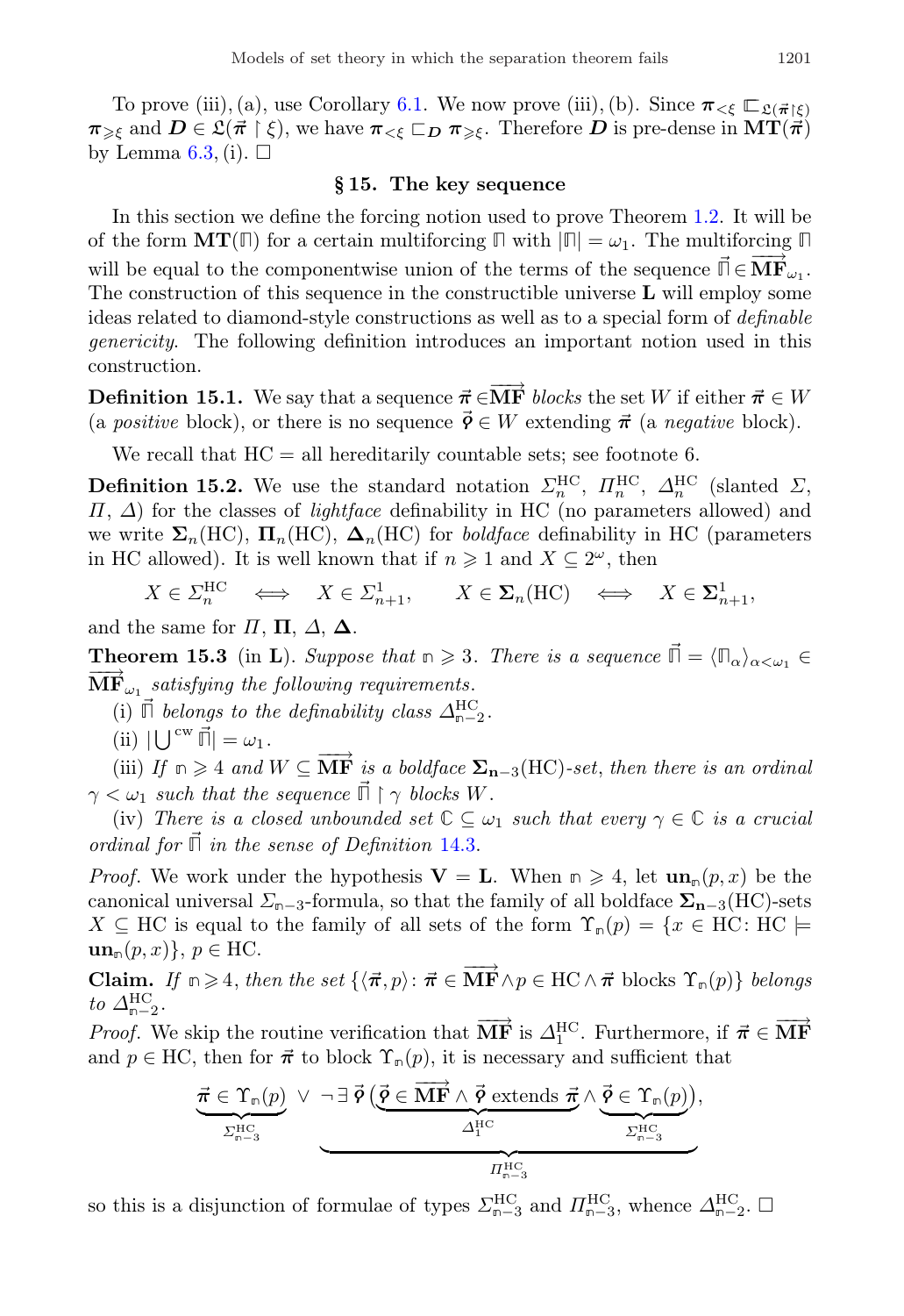To prove (iii), (a), use Corollary 6.1. We now prove (iii), (b). Since $\boldsymbol{\pi}_{<\xi} \sqsubset_{\mathfrak{L}(\vec{\boldsymbol{\pi}}\restriction\xi)} \boldsymbol{\pi}_{\geqslant\xi}$ and $\boldsymbol{D} \in \mathfrak{L}(\vec{\boldsymbol{\pi}} \restriction \xi)$, we have $\boldsymbol{\pi}_{<\xi} \sqsubset_{\boldsymbol{D}} \boldsymbol{\pi}_{\geqslant\xi}$. Therefore $\boldsymbol{D}$ is pre-dense in $\mathbf{MT}(\vec{\boldsymbol{\pi}})$ by Lemma 6.3, (i). $\square$

## § 15. The key sequence

In this section we define the forcing notion used to prove Theorem 1.2. It will be of the form $\mathbf{MT}(\mathbb{\Pi})$ for a certain multiforcing $\mathbb{\Pi}$ with $|\mathbb{\Pi}| = \omega_1$. The multiforcing $\mathbb{\Pi}$ will be equal to the componentwise union of the terms of the sequence $\vec{\mathbb{\Pi}} \in \overrightarrow{\mathbf{MF}}_{\omega_1}$. The construction of this sequence in the constructible universe $\mathbf{L}$ will employ some ideas related to diamond-style constructions as well as to a special form of *definable genericity*. The following definition introduces an important notion used in this construction.

**Definition 15.1.** We say that a sequence $\vec{\boldsymbol{\pi}} \in \overrightarrow{\mathbf{MF}}$ *blocks* the set $W$ if either $\vec{\boldsymbol{\pi}} \in W$ (a *positive* block), or there is no sequence $\vec{\boldsymbol{\varphi}} \in W$ extending $\vec{\boldsymbol{\pi}}$ (a *negative* block).

We recall that HC = all hereditarily countable sets; see footnote 6.

**Definition 15.2.** We use the standard notation $\varSigma^{\mathrm{HC}}_n$, $\varPi^{\mathrm{HC}}_n$, $\varDelta^{\mathrm{HC}}_n$ (slanted $\varSigma$, $\varPi$, $\varDelta$) for the classes of *lightface* definability in HC (no parameters allowed) and we write $\mathbf{\Sigma}_n(\mathrm{HC})$, $\mathbf{\Pi}_n(\mathrm{HC})$, $\mathbf{\Delta}_n(\mathrm{HC})$ for *boldface* definability in HC (parameters in HC allowed). It is well known that if $n \geqslant 1$ and $X \subseteq 2^\omega$, then

$$X \in \varSigma^{\mathrm{HC}}_n \iff X \in \varSigma^1_{n+1}, \qquad X \in \mathbf{\Sigma}_n(\mathrm{HC}) \iff X \in \mathbf{\Sigma}^1_{n+1},$$

and the same for $\varPi$, $\mathbf{\Pi}$, $\varDelta$, $\mathbf{\Delta}$.

**Theorem 15.3** (in $\mathbf{L}$). *Suppose that $\mathfrak{n} \geqslant 3$. There is a sequence $\vec{\mathbb{\Pi}} = \langle \mathbb{\Pi}_\alpha \rangle_{\alpha<\omega_1} \in \overrightarrow{\mathbf{MF}}_{\omega_1}$ satisfying the following requirements.*

(i) *$\vec{\mathbb{\Pi}}$ belongs to the definability class $\varDelta^{\mathrm{HC}}_{\mathfrak{n}-2}$.*

(ii) *$|\bigcup^{\mathrm{cw}} \vec{\mathbb{\Pi}}| = \omega_1$.*

(iii) *If $\mathfrak{n} \geqslant 4$ and $W \subseteq \overrightarrow{\mathbf{MF}}$ is a boldface $\mathbf{\Sigma}_{\mathbf{n}-3}(\mathrm{HC})$-set, then there is an ordinal $\gamma < \omega_1$ such that the sequence $\vec{\mathbb{\Pi}} \restriction \gamma$ blocks $W$.*

(iv) *There is a closed unbounded set $\mathbb{C} \subseteq \omega_1$ such that every $\gamma \in \mathbb{C}$ is a crucial ordinal for $\vec{\mathbb{\Pi}}$ in the sense of Definition 14.3.*

*Proof.* We work under the hypothesis $\mathbf{V} = \mathbf{L}$. When $\mathfrak{n} \geqslant 4$, let $\mathbf{un}_{\mathfrak{n}}(p, x)$ be the canonical universal $\varSigma_{\mathfrak{n}-3}$-formula, so that the family of all boldface $\mathbf{\Sigma}_{\mathbf{n}-3}(\mathrm{HC})$-sets $X \subseteq \mathrm{HC}$ is equal to the family of all sets of the form $\Upsilon_{\mathfrak{n}}(p) = \{x \in \mathrm{HC} \colon \mathrm{HC} \models \mathbf{un}_{\mathfrak{n}}(p, x)\}$, $p \in \mathrm{HC}$.

**Claim.** *If $\mathfrak{n} \geqslant 4$, then the set $\{\langle \vec{\boldsymbol{\pi}}, p \rangle \colon \vec{\boldsymbol{\pi}} \in \overrightarrow{\mathbf{MF}} \wedge p \in \mathrm{HC} \wedge \vec{\boldsymbol{\pi}}$ blocks $\Upsilon_{\mathfrak{n}}(p)\}$ belongs to $\varDelta^{\mathrm{HC}}_{\mathfrak{n}-2}$.*

*Proof.* We skip the routine verification that $\overrightarrow{\mathbf{MF}}$ is $\varDelta^{\mathrm{HC}}_1$. Furthermore, if $\vec{\boldsymbol{\pi}} \in \overrightarrow{\mathbf{MF}}$ and $p \in \mathrm{HC}$, then for $\vec{\boldsymbol{\pi}}$ to block $\Upsilon_{\mathfrak{n}}(p)$, it is necessary and sufficient that

$$\underbrace{\vec{\boldsymbol{\pi}} \in \Upsilon_{\mathfrak{n}}(p)}_{\varSigma^{\mathrm{HC}}_{\mathfrak{n}-3}} \ \vee\ \underbrace{\neg \exists\, \vec{\boldsymbol{\varphi}}\, \big(\underbrace{\vec{\boldsymbol{\varphi}} \in \overrightarrow{\mathbf{MF}} \wedge \vec{\boldsymbol{\varphi}} \text{ extends } \vec{\boldsymbol{\pi}}}_{\varDelta^{\mathrm{HC}}_1} \wedge \underbrace{\vec{\boldsymbol{\varphi}} \in \Upsilon_{\mathfrak{n}}(p)}_{\varSigma^{\mathrm{HC}}_{\mathfrak{n}-3}}\big)}_{\varPi^{\mathrm{HC}}_{\mathfrak{n}-3}},$$

so this is a disjunction of formulae of types $\varSigma^{\mathrm{HC}}_{\mathfrak{n}-3}$ and $\varPi^{\mathrm{HC}}_{\mathfrak{n}-3}$, whence $\varDelta^{\mathrm{HC}}_{\mathfrak{n}-2}$. $\square$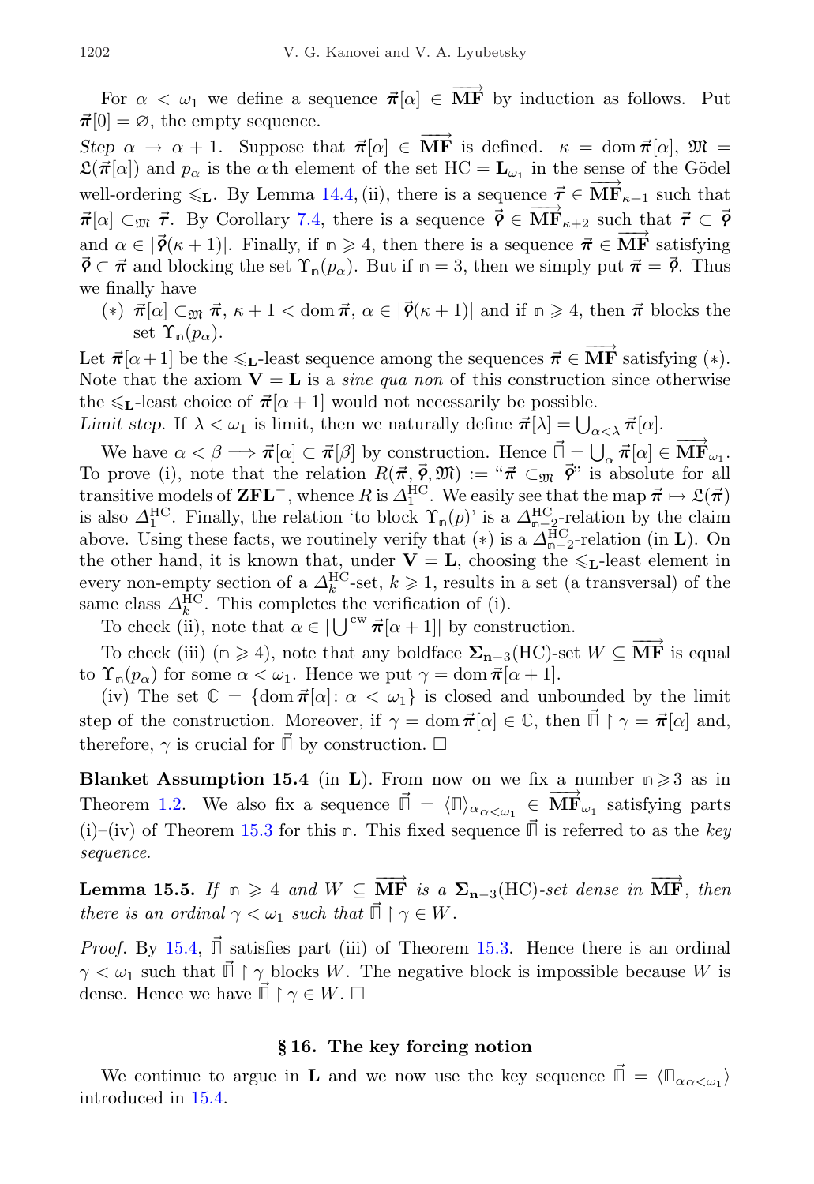For $\alpha < \omega_1$ we define a sequence $\vec{\pi}[\alpha] \in \overrightarrow{\mathbf{MF}}$ by induction as follows. Put $\vec{\pi}[0] = \varnothing$, the empty sequence.

*Step* $\alpha \to \alpha+1$. Suppose that $\vec{\pi}[\alpha] \in \overrightarrow{\mathbf{MF}}$ is defined. $\kappa = \operatorname{dom} \vec{\pi}[\alpha]$, $\mathfrak{M} = \mathfrak{L}(\vec{\pi}[\alpha])$ and $p_\alpha$ is the $\alpha$th element of the set $\mathrm{HC} = \mathbf{L}_{\omega_1}$ in the sense of the Gödel well-ordering $\leqslant_{\mathbf{L}}$. By Lemma 14.4, (ii), there is a sequence $\vec{\tau} \in \overrightarrow{\mathbf{MF}}_{\kappa+1}$ such that $\vec{\pi}[\alpha] \subset_{\mathfrak{M}} \vec{\tau}$. By Corollary 7.4, there is a sequence $\vec{\varphi} \in \overrightarrow{\mathbf{MF}}_{\kappa+2}$ such that $\vec{\tau} \subset \vec{\varphi}$ and $\alpha \in |\vec{\varphi}(\kappa+1)|$. Finally, if $\mathtt{n} \geqslant 4$, then there is a sequence $\vec{\pi} \in \overrightarrow{\mathbf{MF}}$ satisfying $\vec{\varphi} \subset \vec{\pi}$ and blocking the set $\Upsilon_{\mathtt{n}}(p_\alpha)$. But if $\mathtt{n} = 3$, then we simply put $\vec{\pi} = \vec{\varphi}$. Thus we finally have

(∗) $\vec{\pi}[\alpha] \subset_{\mathfrak{M}} \vec{\pi}$, $\kappa + 1 < \operatorname{dom} \vec{\pi}$, $\alpha \in |\vec{\varphi}(\kappa+1)|$ and if $\mathtt{n} \geqslant 4$, then $\vec{\pi}$ blocks the set $\Upsilon_{\mathtt{n}}(p_\alpha)$.

Let $\vec{\pi}[\alpha+1]$ be the $\leqslant_{\mathbf{L}}$-least sequence among the sequences $\vec{\pi} \in \overrightarrow{\mathbf{MF}}$ satisfying (∗). Note that the axiom $\mathbf{V} = \mathbf{L}$ is a *sine qua non* of this construction since otherwise the $\leqslant_{\mathbf{L}}$-least choice of $\vec{\pi}[\alpha+1]$ would not necessarily be possible.

*Limit step.* If $\lambda < \omega_1$ is limit, then we naturally define $\vec{\pi}[\lambda] = \bigcup_{\alpha<\lambda} \vec{\pi}[\alpha]$.

We have $\alpha < \beta \Longrightarrow \vec{\pi}[\alpha] \subset \vec{\pi}[\beta]$ by construction. Hence $\vec{\sqcap} = \bigcup_\alpha \vec{\pi}[\alpha] \in \overrightarrow{\mathbf{MF}}_{\omega_1}$. To prove (i), note that the relation $R(\vec{\pi}, \vec{\varphi}, \mathfrak{M}) :=$ "$\vec{\pi} \subset_{\mathfrak{M}} \vec{\varphi}$" is absolute for all transitive models of $\mathbf{ZFL}^-$, whence $R$ is $\Delta_1^{\mathrm{HC}}$. We easily see that the map $\vec{\pi} \mapsto \mathfrak{L}(\vec{\pi})$ is also $\Delta_1^{\mathrm{HC}}$. Finally, the relation 'to block $\Upsilon_{\mathtt{n}}(p)$' is a $\Delta_{\mathtt{n}-2}^{\mathrm{HC}}$-relation by the claim above. Using these facts, we routinely verify that (∗) is a $\Delta_{\mathtt{n}-2}^{\mathrm{HC}}$-relation (in $\mathbf{L}$). On the other hand, it is known that, under $\mathbf{V} = \mathbf{L}$, choosing the $\leqslant_{\mathbf{L}}$-least element in every non-empty section of a $\Delta_k^{\mathrm{HC}}$-set, $k \geqslant 1$, results in a set (a transversal) of the same class $\Delta_k^{\mathrm{HC}}$. This completes the verification of (i).

To check (ii), note that $\alpha \in |\bigcup^{\mathrm{cw}} \vec{\pi}[\alpha+1]|$ by construction.

To check (iii) ($\mathtt{n} \geqslant 4$), note that any boldface $\mathbf{\Sigma}_{\mathbf{n}-3}(\mathrm{HC})$-set $W \subseteq \overrightarrow{\mathbf{MF}}$ is equal to $\Upsilon_{\mathtt{n}}(p_\alpha)$ for some $\alpha < \omega_1$. Hence we put $\gamma = \operatorname{dom} \vec{\pi}[\alpha+1]$.

(iv) The set $\mathbb{C} = \{\operatorname{dom} \vec{\pi}[\alpha] \colon \alpha < \omega_1\}$ is closed and unbounded by the limit step of the construction. Moreover, if $\gamma = \operatorname{dom} \vec{\pi}[\alpha] \in \mathbb{C}$, then $\vec{\sqcap} \restriction \gamma = \vec{\pi}[\alpha]$ and, therefore, $\gamma$ is crucial for $\vec{\sqcap}$ by construction. □

**Blanket Assumption 15.4** (in $\mathbf{L}$). From now on we fix a number $\mathtt{n} \geqslant 3$ as in Theorem 1.2. We also fix a sequence $\vec{\sqcap} = \langle \sqcap \rangle_{\alpha_{\alpha<\omega_1}} \in \overrightarrow{\mathbf{MF}}_{\omega_1}$ satisfying parts (i)–(iv) of Theorem 15.3 for this $\mathtt{n}$. This fixed sequence $\vec{\sqcap}$ is referred to as the *key sequence*.

**Lemma 15.5.** *If $\mathtt{n} \geqslant 4$ and $W \subseteq \overrightarrow{\mathbf{MF}}$ is a $\mathbf{\Sigma}_{\mathbf{n}-3}(\mathrm{HC})$-set dense in $\overrightarrow{\mathbf{MF}}$, then there is an ordinal $\gamma < \omega_1$ such that $\vec{\sqcap} \restriction \gamma \in W$.*

*Proof.* By 15.4, $\vec{\sqcap}$ satisfies part (iii) of Theorem 15.3. Hence there is an ordinal $\gamma < \omega_1$ such that $\vec{\sqcap} \restriction \gamma$ blocks $W$. The negative block is impossible because $W$ is dense. Hence we have $\vec{\sqcap} \restriction \gamma \in W$. □

## § 16. The key forcing notion

We continue to argue in $\mathbf{L}$ and we now use the key sequence $\vec{\sqcap} = \langle \sqcap_{\alpha\,\alpha<\omega_1} \rangle$ introduced in 15.4.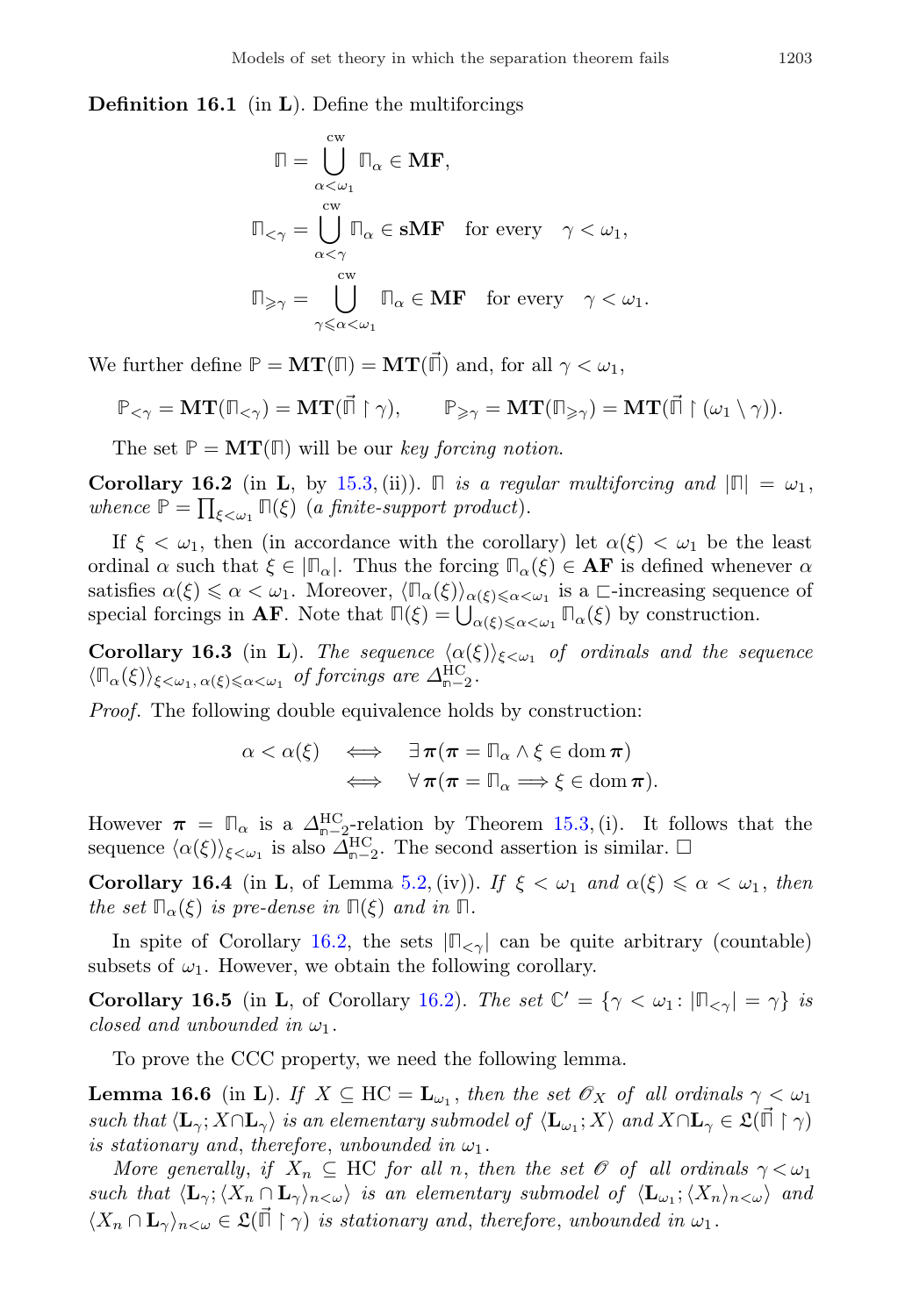**Definition 16.1** (in $\mathbf{L}$). Define the multiforcings

$$\mathbb{\Pi} = \bigcup_{\alpha<\omega_1}^{\text{cw}} \mathbb{\Pi}_\alpha \in \mathbf{MF},$$

$$\mathbb{\Pi}_{<\gamma} = \bigcup_{\alpha<\gamma}^{\text{cw}} \mathbb{\Pi}_\alpha \in \mathbf{sMF} \quad \text{for every} \quad \gamma < \omega_1,$$

$$\mathbb{\Pi}_{\geqslant\gamma} = \bigcup_{\gamma\leqslant\alpha<\omega_1}^{\text{cw}} \mathbb{\Pi}_\alpha \in \mathbf{MF} \quad \text{for every} \quad \gamma < \omega_1.$$

We further define $\mathbb{P} = \mathbf{MT}(\mathbb{\Pi}) = \mathbf{MT}(\vec{\mathbb{\Pi}})$ and, for all $\gamma < \omega_1$,

$$\mathbb{P}_{<\gamma} = \mathbf{MT}(\mathbb{\Pi}_{<\gamma}) = \mathbf{MT}(\vec{\mathbb{\Pi}} \restriction \gamma), \qquad \mathbb{P}_{\geqslant\gamma} = \mathbf{MT}(\mathbb{\Pi}_{\geqslant\gamma}) = \mathbf{MT}(\vec{\mathbb{\Pi}} \restriction (\omega_1 \setminus \gamma)).$$

The set $\mathbb{P} = \mathbf{MT}(\mathbb{\Pi})$ will be our *key forcing notion.*

**Corollary 16.2** (in $\mathbf{L}$, by 15.3, (ii)). *$\mathbb{\Pi}$ is a regular multiforcing and $|\mathbb{\Pi}| = \omega_1$, whence $\mathbb{P} = \prod_{\xi<\omega_1} \mathbb{\Pi}(\xi)$ (a finite-support product).*

If $\xi < \omega_1$, then (in accordance with the corollary) let $\alpha(\xi) < \omega_1$ be the least ordinal $\alpha$ such that $\xi \in |\mathbb{\Pi}_\alpha|$. Thus the forcing $\mathbb{\Pi}_\alpha(\xi) \in \mathbf{AF}$ is defined whenever $\alpha$ satisfies $\alpha(\xi) \leqslant \alpha < \omega_1$. Moreover, $\langle \mathbb{\Pi}_\alpha(\xi) \rangle_{\alpha(\xi)\leqslant\alpha<\omega_1}$ is a $\sqsubset$-increasing sequence of special forcings in $\mathbf{AF}$. Note that $\mathbb{\Pi}(\xi) = \bigcup_{\alpha(\xi)\leqslant\alpha<\omega_1} \mathbb{\Pi}_\alpha(\xi)$ by construction.

**Corollary 16.3** (in $\mathbf{L}$). *The sequence $\langle \alpha(\xi) \rangle_{\xi<\omega_1}$ of ordinals and the sequence $\langle \mathbb{\Pi}_\alpha(\xi) \rangle_{\xi<\omega_1,\, \alpha(\xi)\leqslant\alpha<\omega_1}$ of forcings are $\Delta^{\text{HC}}_{\mathfrak{n}-2}$.*

*Proof.* The following double equivalence holds by construction:

$$\begin{aligned} \alpha < \alpha(\xi) \quad &\Longleftrightarrow \quad \exists\, \boldsymbol{\pi}(\boldsymbol{\pi} = \mathbb{\Pi}_\alpha \wedge \xi \in \operatorname{dom} \boldsymbol{\pi}) \\ &\Longleftrightarrow \quad \forall\, \boldsymbol{\pi}(\boldsymbol{\pi} = \mathbb{\Pi}_\alpha \Longrightarrow \xi \in \operatorname{dom} \boldsymbol{\pi}). \end{aligned}$$

However $\boldsymbol{\pi} = \mathbb{\Pi}_\alpha$ is a $\Delta^{\text{HC}}_{\mathfrak{n}-2}$-relation by Theorem 15.3, (i). It follows that the sequence $\langle \alpha(\xi) \rangle_{\xi<\omega_1}$ is also $\Delta^{\text{HC}}_{\mathfrak{n}-2}$. The second assertion is similar. $\square$

**Corollary 16.4** (in $\mathbf{L}$, of Lemma 5.2, (iv)). *If $\xi < \omega_1$ and $\alpha(\xi) \leqslant \alpha < \omega_1$, then the set $\mathbb{\Pi}_\alpha(\xi)$ is pre-dense in $\mathbb{\Pi}(\xi)$ and in $\mathbb{\Pi}$.*

In spite of Corollary 16.2, the sets $|\mathbb{\Pi}_{<\gamma}|$ can be quite arbitrary (countable) subsets of $\omega_1$. However, we obtain the following corollary.

**Corollary 16.5** (in $\mathbf{L}$, of Corollary 16.2). *The set $\mathbb{C}' = \{\gamma < \omega_1 \colon |\mathbb{\Pi}_{<\gamma}| = \gamma\}$ is closed and unbounded in $\omega_1$.*

To prove the CCC property, we need the following lemma.

**Lemma 16.6** (in $\mathbf{L}$). *If $X \subseteq \text{HC} = \mathbf{L}_{\omega_1}$, then the set $\mathscr{O}_X$ of all ordinals $\gamma < \omega_1$ such that $\langle \mathbf{L}_\gamma; X \cap \mathbf{L}_\gamma \rangle$ is an elementary submodel of $\langle \mathbf{L}_{\omega_1}; X \rangle$ and $X \cap \mathbf{L}_\gamma \in \mathfrak{L}(\vec{\mathbb{\Pi}} \restriction \gamma)$ is stationary and, therefore, unbounded in $\omega_1$.*

*More generally, if $X_n \subseteq \text{HC}$ for all $n$, then the set $\mathscr{O}$ of all ordinals $\gamma < \omega_1$ such that $\langle \mathbf{L}_\gamma; \langle X_n \cap \mathbf{L}_\gamma \rangle_{n<\omega} \rangle$ is an elementary submodel of $\langle \mathbf{L}_{\omega_1}; \langle X_n \rangle_{n<\omega} \rangle$ and $\langle X_n \cap \mathbf{L}_\gamma \rangle_{n<\omega} \in \mathfrak{L}(\vec{\mathbb{\Pi}} \restriction \gamma)$ is stationary and, therefore, unbounded in $\omega_1$.*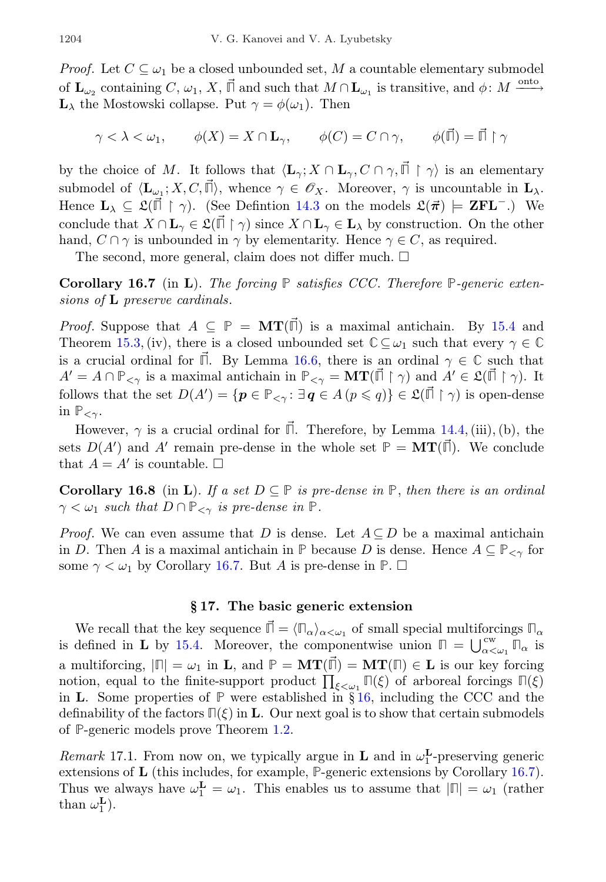*Proof.* Let $C \subseteq \omega_1$ be a closed unbounded set, $M$ a countable elementary submodel of $\mathbf{L}_{\omega_2}$ containing $C$, $\omega_1$, $X$, $\vec{\sqcap}$ and such that $M \cap \mathbf{L}_{\omega_1}$ is transitive, and $\phi\colon M \xrightarrow{\text{onto}} \mathbf{L}_\lambda$ the Mostowski collapse. Put $\gamma = \phi(\omega_1)$. Then

$$\gamma < \lambda < \omega_1, \qquad \phi(X) = X \cap \mathbf{L}_\gamma, \qquad \phi(C) = C \cap \gamma, \qquad \phi(\vec{\sqcap}) = \vec{\sqcap} \restriction \gamma$$

by the choice of $M$. It follows that $\langle \mathbf{L}_\gamma; X \cap \mathbf{L}_\gamma, C \cap \gamma, \vec{\sqcap} \restriction \gamma\rangle$ is an elementary submodel of $\langle \mathbf{L}_{\omega_1}; X, C, \vec{\sqcap}\rangle$, whence $\gamma \in \mathscr{O}_X$. Moreover, $\gamma$ is uncountable in $\mathbf{L}_\lambda$. Hence $\mathbf{L}_\lambda \subseteq \mathfrak{L}(\vec{\sqcap} \restriction \gamma)$. (See Defintion 14.3 on the models $\mathfrak{L}(\vec{\boldsymbol{\pi}}) \models \mathbf{ZFL}^-$.) We conclude that $X \cap \mathbf{L}_\gamma \in \mathfrak{L}(\vec{\sqcap} \restriction \gamma)$ since $X \cap \mathbf{L}_\gamma \in \mathbf{L}_\lambda$ by construction. On the other hand, $C \cap \gamma$ is unbounded in $\gamma$ by elementarity. Hence $\gamma \in C$, as required.

The second, more general, claim does not differ much. $\square$

**Corollary 16.7** (in $\mathbf{L}$). *The forcing $\mathbb{P}$ satisfies CCC. Therefore $\mathbb{P}$-generic extensions of $\mathbf{L}$ preserve cardinals.*

*Proof.* Suppose that $A \subseteq \mathbb{P} = \mathbf{MT}(\vec{\sqcap})$ is a maximal antichain. By 15.4 and Theorem 15.3, (iv), there is a closed unbounded set $\mathbb{C} \subseteq \omega_1$ such that every $\gamma \in \mathbb{C}$ is a crucial ordinal for $\vec{\sqcap}$. By Lemma 16.6, there is an ordinal $\gamma \in \mathbb{C}$ such that $A' = A \cap \mathbb{P}_{<\gamma}$ is a maximal antichain in $\mathbb{P}_{<\gamma} = \mathbf{MT}(\vec{\sqcap} \restriction \gamma)$ and $A' \in \mathfrak{L}(\vec{\sqcap} \restriction \gamma)$. It follows that the set $D(A') = \{\boldsymbol{p} \in \mathbb{P}_{<\gamma} \colon \exists\, \boldsymbol{q} \in A\,(p \leqslant q)\} \in \mathfrak{L}(\vec{\sqcap} \restriction \gamma)$ is open-dense in $\mathbb{P}_{<\gamma}$.

However, $\gamma$ is a crucial ordinal for $\vec{\sqcap}$. Therefore, by Lemma 14.4, (iii), (b), the sets $D(A')$ and $A'$ remain pre-dense in the whole set $\mathbb{P} = \mathbf{MT}(\vec{\sqcap})$. We conclude that $A = A'$ is countable. $\square$

**Corollary 16.8** (in $\mathbf{L}$). *If a set $D \subseteq \mathbb{P}$ is pre-dense in $\mathbb{P}$, then there is an ordinal $\gamma < \omega_1$ such that $D \cap \mathbb{P}_{<\gamma}$ is pre-dense in $\mathbb{P}$.*

*Proof.* We can even assume that $D$ is dense. Let $A \subseteq D$ be a maximal antichain in $D$. Then $A$ is a maximal antichain in $\mathbb{P}$ because $D$ is dense. Hence $A \subseteq \mathbb{P}_{<\gamma}$ for some $\gamma < \omega_1$ by Corollary 16.7. But $A$ is pre-dense in $\mathbb{P}$. $\square$

## § 17. The basic generic extension

We recall that the key sequence $\vec{\sqcap} = \langle \sqcap_\alpha\rangle_{\alpha<\omega_1}$ of small special multiforcings $\sqcap_\alpha$ is defined in $\mathbf{L}$ by 15.4. Moreover, the componentwise union $\sqcap = \bigcup^{\mathrm{cw}}_{\alpha<\omega_1} \sqcap_\alpha$ is a multiforcing, $|\sqcap| = \omega_1$ in $\mathbf{L}$, and $\mathbb{P} = \mathbf{MT}(\vec{\sqcap}) = \mathbf{MT}(\sqcap) \in \mathbf{L}$ is our key forcing notion, equal to the finite-support product $\prod_{\xi<\omega_1} \sqcap(\xi)$ of arboreal forcings $\sqcap(\xi)$ in $\mathbf{L}$. Some properties of $\mathbb{P}$ were established in § 16, including the CCC and the definability of the factors $\sqcap(\xi)$ in $\mathbf{L}$. Our next goal is to show that certain submodels of $\mathbb{P}$-generic models prove Theorem 1.2.

*Remark* 17.1. From now on, we typically argue in $\mathbf{L}$ and in $\omega_1^{\mathbf{L}}$-preserving generic extensions of $\mathbf{L}$ (this includes, for example, $\mathbb{P}$-generic extensions by Corollary 16.7). Thus we always have $\omega_1^{\mathbf{L}} = \omega_1$. This enables us to assume that $|\sqcap| = \omega_1$ (rather than $\omega_1^{\mathbf{L}}$).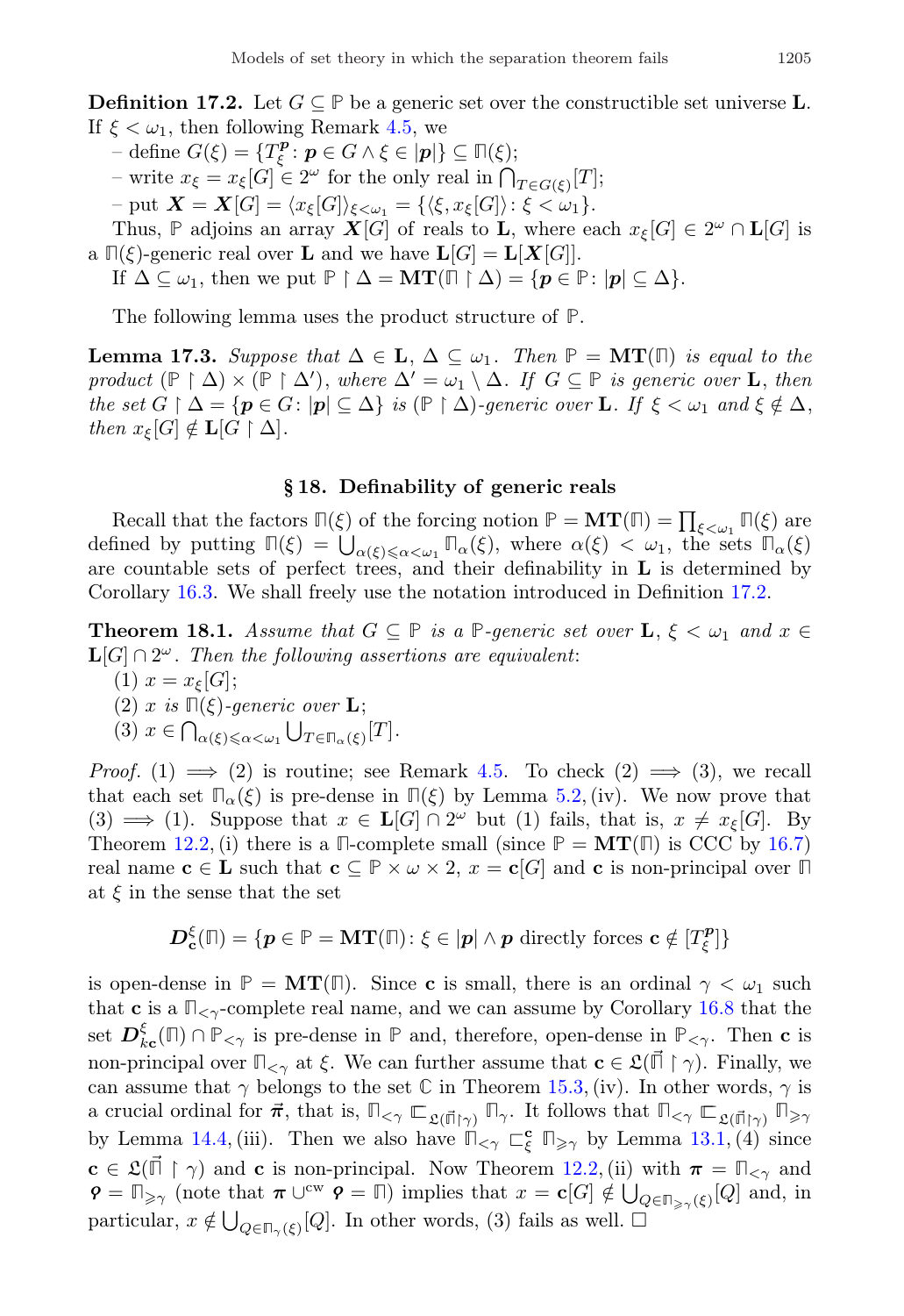**Definition 17.2.** Let $G \subseteq \mathbb{P}$ be a generic set over the constructible set universe $\mathbf{L}$. If $\xi < \omega_1$, then following Remark 4.5, we

– define $G(\xi) = \{T^{\boldsymbol{p}}_\xi : \boldsymbol{p} \in G \wedge \xi \in |\boldsymbol{p}|\} \subseteq \sqcap(\xi)$;

– write $x_\xi = x_\xi[G] \in 2^\omega$ for the only real in $\bigcap_{T \in G(\xi)} [T]$;

– put $\boldsymbol{X} = \boldsymbol{X}[G] = \langle x_\xi[G] \rangle_{\xi < \omega_1} = \{\langle \xi, x_\xi[G] \rangle : \xi < \omega_1\}$.

Thus, $\mathbb{P}$ adjoins an array $\boldsymbol{X}[G]$ of reals to $\mathbf{L}$, where each $x_\xi[G] \in 2^\omega \cap \mathbf{L}[G]$ is a $\sqcap(\xi)$-generic real over $\mathbf{L}$ and we have $\mathbf{L}[G] = \mathbf{L}[\boldsymbol{X}[G]]$.

If $\Delta \subseteq \omega_1$, then we put $\mathbb{P} \upharpoonright \Delta = \mathbf{MT}(\sqcap \upharpoonright \Delta) = \{\boldsymbol{p} \in \mathbb{P} : |\boldsymbol{p}| \subseteq \Delta\}$.

The following lemma uses the product structure of $\mathbb{P}$.

**Lemma 17.3.** *Suppose that $\Delta \in \mathbf{L}$, $\Delta \subseteq \omega_1$. Then $\mathbb{P} = \mathbf{MT}(\sqcap)$ is equal to the product $(\mathbb{P} \upharpoonright \Delta) \times (\mathbb{P} \upharpoonright \Delta')$, where $\Delta' = \omega_1 \setminus \Delta$. If $G \subseteq \mathbb{P}$ is generic over $\mathbf{L}$, then the set $G \upharpoonright \Delta = \{\boldsymbol{p} \in G : |\boldsymbol{p}| \subseteq \Delta\}$ is $(\mathbb{P} \upharpoonright \Delta)$-generic over $\mathbf{L}$. If $\xi < \omega_1$ and $\xi \notin \Delta$, then $x_\xi[G] \notin \mathbf{L}[G \upharpoonright \Delta]$.*

## § 18. Definability of generic reals

Recall that the factors $\sqcap(\xi)$ of the forcing notion $\mathbb{P} = \mathbf{MT}(\sqcap) = \prod_{\xi < \omega_1} \sqcap(\xi)$ are defined by putting $\sqcap(\xi) = \bigcup_{\alpha(\xi) \leqslant \alpha < \omega_1} \sqcap_\alpha(\xi)$, where $\alpha(\xi) < \omega_1$, the sets $\sqcap_\alpha(\xi)$ are countable sets of perfect trees, and their definability in $\mathbf{L}$ is determined by Corollary 16.3. We shall freely use the notation introduced in Definition 17.2.

**Theorem 18.1.** *Assume that $G \subseteq \mathbb{P}$ is a $\mathbb{P}$-generic set over $\mathbf{L}$, $\xi < \omega_1$ and $x \in \mathbf{L}[G] \cap 2^\omega$. Then the following assertions are equivalent*:

(1) $x = x_\xi[G]$;

(2) *$x$ is $\sqcap(\xi)$-generic over $\mathbf{L}$*;

(3) $x \in \bigcap_{\alpha(\xi) \leqslant \alpha < \omega_1} \bigcup_{T \in \sqcap_\alpha(\xi)} [T]$.

*Proof.* (1) $\Longrightarrow$ (2) is routine; see Remark 4.5. To check (2) $\Longrightarrow$ (3), we recall that each set $\sqcap_\alpha(\xi)$ is pre-dense in $\sqcap(\xi)$ by Lemma 5.2, (iv). We now prove that (3) $\Longrightarrow$ (1). Suppose that $x \in \mathbf{L}[G] \cap 2^\omega$ but (1) fails, that is, $x \neq x_\xi[G]$. By Theorem 12.2, (i) there is a $\sqcap$-complete small (since $\mathbb{P} = \mathbf{MT}(\sqcap)$ is CCC by 16.7) real name $\mathbf{c} \in \mathbf{L}$ such that $\mathbf{c} \subseteq \mathbb{P} \times \omega \times 2$, $x = \mathbf{c}[G]$ and $\mathbf{c}$ is non-principal over $\sqcap$ at $\xi$ in the sense that the set

$$\boldsymbol{D}^\xi_{\mathbf{c}}(\sqcap) = \{\boldsymbol{p} \in \mathbb{P} = \mathbf{MT}(\sqcap) : \xi \in |\boldsymbol{p}| \wedge \boldsymbol{p} \text{ directly forces } \mathbf{c} \notin [T^{\boldsymbol{p}}_\xi]\}$$

is open-dense in $\mathbb{P} = \mathbf{MT}(\sqcap)$. Since $\mathbf{c}$ is small, there is an ordinal $\gamma < \omega_1$ such that $\mathbf{c}$ is a $\sqcap_{<\gamma}$-complete real name, and we can assume by Corollary 16.8 that the set $\boldsymbol{D}^\xi_{k\mathbf{c}}(\sqcap) \cap \mathbb{P}_{<\gamma}$ is pre-dense in $\mathbb{P}$ and, therefore, open-dense in $\mathbb{P}_{<\gamma}$. Then $\mathbf{c}$ is non-principal over $\sqcap_{<\gamma}$ at $\xi$. We can further assume that $\mathbf{c} \in \mathfrak{L}(\vec{\sqcap} \upharpoonright \gamma)$. Finally, we can assume that $\gamma$ belongs to the set $\mathbb{C}$ in Theorem 15.3, (iv). In other words, $\gamma$ is a crucial ordinal for $\vec{\boldsymbol{\pi}}$, that is, $\sqcap_{<\gamma} \sqsubset_{\mathfrak{L}(\vec{\sqcap} \upharpoonright \gamma)} \sqcap_\gamma$. It follows that $\sqcap_{<\gamma} \sqsubset_{\mathfrak{L}(\vec{\sqcap} \upharpoonright \gamma)} \sqcap_{\geqslant \gamma}$ by Lemma 14.4, (iii). Then we also have $\sqcap_{<\gamma} \sqsubset^{\mathbf{c}}_\xi \sqcap_{\geqslant \gamma}$ by Lemma 13.1, (4) since $\mathbf{c} \in \mathfrak{L}(\vec{\sqcap} \upharpoonright \gamma)$ and $\mathbf{c}$ is non-principal. Now Theorem 12.2, (ii) with $\boldsymbol{\pi} = \sqcap_{<\gamma}$ and $\boldsymbol{\varphi} = \sqcap_{\geqslant \gamma}$ (note that $\boldsymbol{\pi} \cup^{\mathrm{cw}} \boldsymbol{\varphi} = \sqcap$) implies that $x = \mathbf{c}[G] \notin \bigcup_{Q \in \sqcap_{\geqslant \gamma}(\xi)} [Q]$ and, in particular, $x \notin \bigcup_{Q \in \sqcap_\gamma(\xi)} [Q]$. In other words, (3) fails as well. $\square$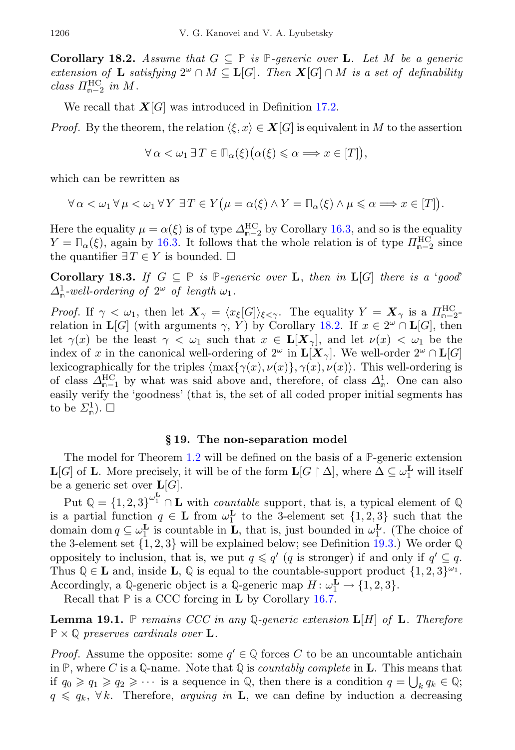**Corollary 18.2.** *Assume that $G \subseteq \mathbb{P}$ is $\mathbb{P}$-generic over $\mathbf{L}$. Let $M$ be a generic extension of $\mathbf{L}$ satisfying $2^\omega \cap M \subseteq \mathbf{L}[G]$. Then $\boldsymbol{X}[G] \cap M$ is a set of definability class $\Pi^{\mathrm{HC}}_{\mathfrak{n}-2}$ in $M$.*

We recall that $\boldsymbol{X}[G]$ was introduced in Definition 17.2.

*Proof.* By the theorem, the relation $\langle \xi, x\rangle \in \boldsymbol{X}[G]$ is equivalent in $M$ to the assertion

$$\forall\, \alpha < \omega_1\, \exists\, T \in \mathbb{\Pi}_\alpha(\xi)\big(\alpha(\xi) \leqslant \alpha \Longrightarrow x \in [T]\big),$$

which can be rewritten as

$$\forall\, \alpha < \omega_1\, \forall\, \mu < \omega_1\, \forall\, Y\ \exists\, T \in Y\big(\mu = \alpha(\xi) \wedge Y = \mathbb{\Pi}_\alpha(\xi) \wedge \mu \leqslant \alpha \Longrightarrow x \in [T]\big).$$

Here the equality $\mu = \alpha(\xi)$ is of type $\Delta^{\mathrm{HC}}_{\mathfrak{n}-2}$ by Corollary 16.3, and so is the equality $Y = \mathbb{\Pi}_\alpha(\xi)$, again by 16.3. It follows that the whole relation is of type $\Pi^{\mathrm{HC}}_{\mathfrak{n}-2}$ since the quantifier $\exists\, T \in Y$ is bounded. $\square$

**Corollary 18.3.** *If $G \subseteq \mathbb{P}$ is $\mathbb{P}$-generic over $\mathbf{L}$, then in $\mathbf{L}[G]$ there is a 'good' $\Delta^1_{\mathfrak{n}}$-well-ordering of $2^\omega$ of length $\omega_1$.*

*Proof.* If $\gamma < \omega_1$, then let $\boldsymbol{X}_\gamma = \langle x_\xi[G]\rangle_{\xi<\gamma}$. The equality $Y = \boldsymbol{X}_\gamma$ is a $\Pi^{\mathrm{HC}}_{\mathfrak{n}-2}$-relation in $\mathbf{L}[G]$ (with arguments $\gamma$, $Y$) by Corollary 18.2. If $x \in 2^\omega \cap \mathbf{L}[G]$, then let $\gamma(x)$ be the least $\gamma < \omega_1$ such that $x \in \mathbf{L}[\boldsymbol{X}_\gamma]$, and let $\nu(x) < \omega_1$ be the index of $x$ in the canonical well-ordering of $2^\omega$ in $\mathbf{L}[\boldsymbol{X}_\gamma]$. We well-order $2^\omega \cap \mathbf{L}[G]$ lexicographically for the triples $\langle \max\{\gamma(x), \nu(x)\}, \gamma(x), \nu(x)\rangle$. This well-ordering is of class $\Delta^{\mathrm{HC}}_{\mathfrak{n}-1}$ by what was said above and, therefore, of class $\Delta^1_{\mathfrak{n}}$. One can also easily verify the 'goodness' (that is, the set of all coded proper initial segments has to be $\Sigma^1_{\mathfrak{n}}$). $\square$

## § 19. The non-separation model

The model for Theorem 1.2 will be defined on the basis of a $\mathbb{P}$-generic extension $\mathbf{L}[G]$ of $\mathbf{L}$. More precisely, it will be of the form $\mathbf{L}[G \upharpoonright \Delta]$, where $\Delta \subseteq \omega_1^{\mathbf{L}}$ will itself be a generic set over $\mathbf{L}[G]$.

Put $\mathbb{Q} = \{1,2,3\}^{\omega_1^{\mathbf{L}}} \cap \mathbf{L}$ with *countable* support, that is, a typical element of $\mathbb{Q}$ is a partial function $q \in \mathbf{L}$ from $\omega_1^{\mathbf{L}}$ to the 3-element set $\{1,2,3\}$ such that the domain $\operatorname{dom} q \subseteq \omega_1^{\mathbf{L}}$ is countable in $\mathbf{L}$, that is, just bounded in $\omega_1^{\mathbf{L}}$. (The choice of the 3-element set $\{1,2,3\}$ will be explained below; see Definition 19.3.) We order $\mathbb{Q}$ oppositely to inclusion, that is, we put $q \leqslant q'$ ($q$ is stronger) if and only if $q' \subseteq q$. Thus $\mathbb{Q} \in \mathbf{L}$ and, inside $\mathbf{L}$, $\mathbb{Q}$ is equal to the countable-support product $\{1,2,3\}^{\omega_1}$. Accordingly, a $\mathbb{Q}$-generic object is a $\mathbb{Q}$-generic map $H\colon \omega_1^{\mathbf{L}} \to \{1,2,3\}$.

Recall that $\mathbb{P}$ is a CCC forcing in $\mathbf{L}$ by Corollary 16.7.

**Lemma 19.1.** *$\mathbb{P}$ remains CCC in any $\mathbb{Q}$-generic extension $\mathbf{L}[H]$ of $\mathbf{L}$. Therefore $\mathbb{P} \times \mathbb{Q}$ preserves cardinals over $\mathbf{L}$.*

*Proof.* Assume the opposite: some $q' \in \mathbb{Q}$ forces $C$ to be an uncountable antichain in $\mathbb{P}$, where $C$ is a $\mathbb{Q}$-name. Note that $\mathbb{Q}$ is *countably complete* in $\mathbf{L}$. This means that if $q_0 \geqslant q_1 \geqslant q_2 \geqslant \cdots$ is a sequence in $\mathbb{Q}$, then there is a condition $q = \bigcup_k q_k \in \mathbb{Q}$; $q \leqslant q_k$, $\forall\, k$. Therefore, *arguing in* $\mathbf{L}$, we can define by induction a decreasing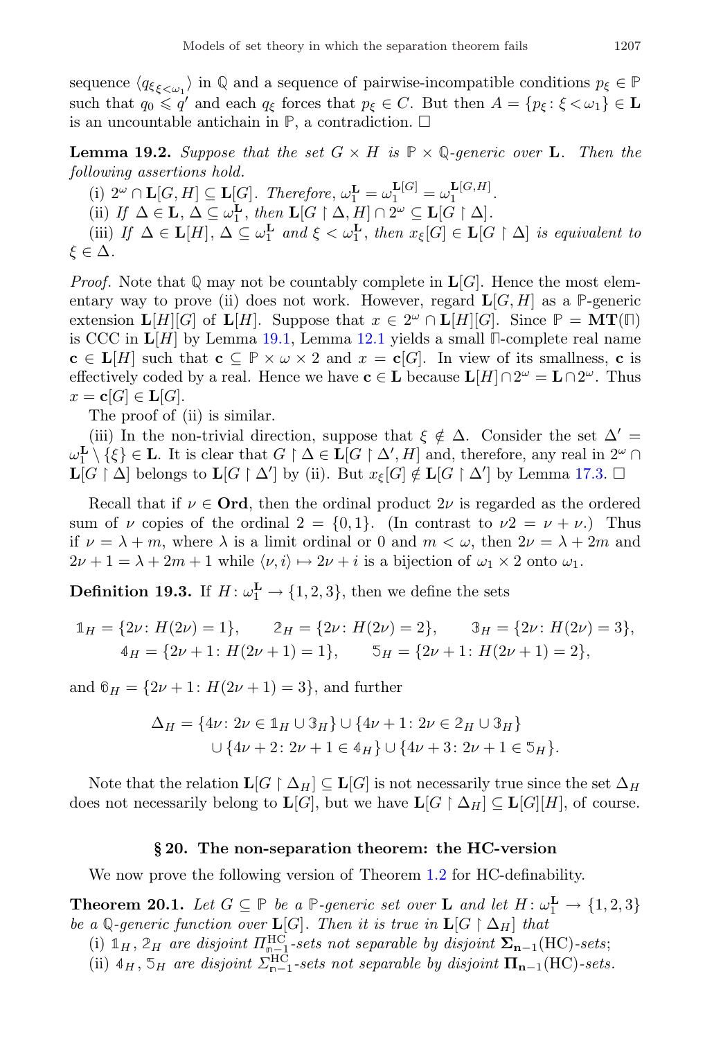sequence $\langle q_{\xi_{\xi<\omega_1}} \rangle$ in $\mathbb{Q}$ and a sequence of pairwise-incompatible conditions $p_\xi \in \mathbb{P}$ such that $q_0 \leqslant q'$ and each $q_\xi$ forces that $p_\xi \in C$. But then $A = \{p_\xi : \xi < \omega_1\} \in \mathbf{L}$ is an uncountable antichain in $\mathbb{P}$, a contradiction. □

**Lemma 19.2.** *Suppose that the set $G \times H$ is $\mathbb{P} \times \mathbb{Q}$-generic over $\mathbf{L}$. Then the following assertions hold.*

(i) $2^\omega \cap \mathbf{L}[G, H] \subseteq \mathbf{L}[G]$. *Therefore,* $\omega_1^{\mathbf{L}} = \omega_1^{\mathbf{L}[G]} = \omega_1^{\mathbf{L}[G,H]}$.

(ii) *If* $\Delta \in \mathbf{L}$, $\Delta \subseteq \omega_1^{\mathbf{L}}$, *then* $\mathbf{L}[G \restriction \Delta, H] \cap 2^\omega \subseteq \mathbf{L}[G \restriction \Delta]$.

(iii) *If* $\Delta \in \mathbf{L}[H]$, $\Delta \subseteq \omega_1^{\mathbf{L}}$ *and* $\xi < \omega_1^{\mathbf{L}}$, *then* $x_\xi[G] \in \mathbf{L}[G \restriction \Delta]$ *is equivalent to* $\xi \in \Delta$.

*Proof.* Note that $\mathbb{Q}$ may not be countably complete in $\mathbf{L}[G]$. Hence the most elementary way to prove (ii) does not work. However, regard $\mathbf{L}[G, H]$ as a $\mathbb{P}$-generic extension $\mathbf{L}[H][G]$ of $\mathbf{L}[H]$. Suppose that $x \in 2^\omega \cap \mathbf{L}[H][G]$. Since $\mathbb{P} = \mathbf{MT}(\mathbb{\Pi})$ is CCC in $\mathbf{L}[H]$ by Lemma 19.1, Lemma 12.1 yields a small $\mathbb{\Pi}$-complete real name $\mathbf{c} \in \mathbf{L}[H]$ such that $\mathbf{c} \subseteq \mathbb{P} \times \omega \times 2$ and $x = \mathbf{c}[G]$. In view of its smallness, $\mathbf{c}$ is effectively coded by a real. Hence we have $\mathbf{c} \in \mathbf{L}$ because $\mathbf{L}[H] \cap 2^\omega = \mathbf{L} \cap 2^\omega$. Thus $x = \mathbf{c}[G] \in \mathbf{L}[G]$.

The proof of (ii) is similar.

(iii) In the non-trivial direction, suppose that $\xi \notin \Delta$. Consider the set $\Delta' = \omega_1^{\mathbf{L}} \setminus \{\xi\} \in \mathbf{L}$. It is clear that $G \restriction \Delta \in \mathbf{L}[G \restriction \Delta', H]$ and, therefore, any real in $2^\omega \cap \mathbf{L}[G \restriction \Delta]$ belongs to $\mathbf{L}[G \restriction \Delta']$ by (ii). But $x_\xi[G] \notin \mathbf{L}[G \restriction \Delta']$ by Lemma 17.3. □

Recall that if $\nu \in \mathbf{Ord}$, then the ordinal product $2\nu$ is regarded as the ordered sum of $\nu$ copies of the ordinal $2 = \{0, 1\}$. (In contrast to $\nu 2 = \nu + \nu$.) Thus if $\nu = \lambda + m$, where $\lambda$ is a limit ordinal or 0 and $m < \omega$, then $2\nu = \lambda + 2m$ and $2\nu + 1 = \lambda + 2m + 1$ while $\langle \nu, i \rangle \mapsto 2\nu + i$ is a bijection of $\omega_1 \times 2$ onto $\omega_1$.

**Definition 19.3.** If $H : \omega_1^{\mathbf{L}} \to \{1, 2, 3\}$, then we define the sets

$$\mathbb{1}_H = \{2\nu : H(2\nu) = 1\}, \qquad \mathbb{2}_H = \{2\nu : H(2\nu) = 2\}, \qquad \mathbb{3}_H = \{2\nu : H(2\nu) = 3\},$$
$$\mathbb{4}_H = \{2\nu + 1 : H(2\nu + 1) = 1\}, \qquad \mathbb{5}_H = \{2\nu + 1 : H(2\nu + 1) = 2\},$$

and $\mathbb{6}_H = \{2\nu + 1 : H(2\nu + 1) = 3\}$, and further

$$\Delta_H = \{4\nu : 2\nu \in \mathbb{1}_H \cup \mathbb{3}_H\} \cup \{4\nu + 1 : 2\nu \in \mathbb{2}_H \cup \mathbb{3}_H\}$$
$$\cup \{4\nu + 2 : 2\nu + 1 \in \mathbb{4}_H\} \cup \{4\nu + 3 : 2\nu + 1 \in \mathbb{5}_H\}.$$

Note that the relation $\mathbf{L}[G \restriction \Delta_H] \subseteq \mathbf{L}[G]$ is not necessarily true since the set $\Delta_H$ does not necessarily belong to $\mathbf{L}[G]$, but we have $\mathbf{L}[G \restriction \Delta_H] \subseteq \mathbf{L}[G][H]$, of course.

## § 20. The non-separation theorem: the HC-version

We now prove the following version of Theorem 1.2 for HC-definability.

**Theorem 20.1.** *Let $G \subseteq \mathbb{P}$ be a $\mathbb{P}$-generic set over $\mathbf{L}$ and let $H : \omega_1^{\mathbf{L}} \to \{1, 2, 3\}$ be a $\mathbb{Q}$-generic function over $\mathbf{L}[G]$. Then it is true in $\mathbf{L}[G \restriction \Delta_H]$ that*

(i) $\mathbb{1}_H$, $\mathbb{2}_H$ *are disjoint* $\varPi^{\mathrm{HC}}_{\mathbb{n}-1}$*-sets not separable by disjoint* $\mathbf{\Sigma}_{\mathbf{n}-1}(\mathrm{HC})$*-sets;*

(ii) $\mathbb{4}_H$, $\mathbb{5}_H$ *are disjoint* $\varSigma^{\mathrm{HC}}_{\mathbb{n}-1}$*-sets not separable by disjoint* $\mathbf{\Pi}_{\mathbf{n}-1}(\mathrm{HC})$*-sets.*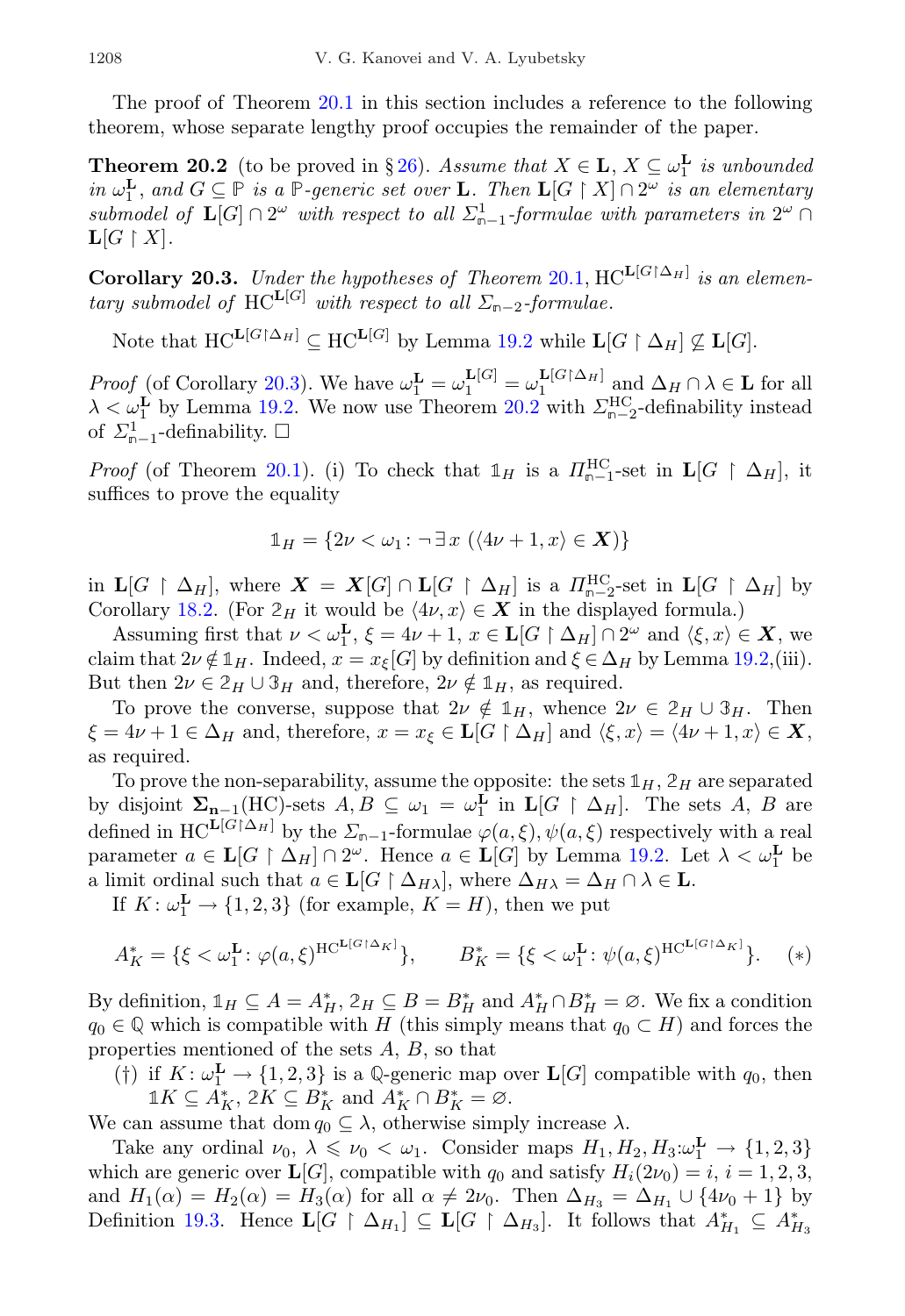The proof of Theorem 20.1 in this section includes a reference to the following theorem, whose separate lengthy proof occupies the remainder of the paper.

**Theorem 20.2** (to be proved in § 26). *Assume that $X \in \mathbf{L}$, $X \subseteq \omega_1^{\mathbf{L}}$ is unbounded in $\omega_1^{\mathbf{L}}$, and $G \subseteq \mathbb{P}$ is a $\mathbb{P}$-generic set over $\mathbf{L}$. Then $\mathbf{L}[G \restriction X] \cap 2^\omega$ is an elementary submodel of $\mathbf{L}[G] \cap 2^\omega$ with respect to all $\Sigma^1_{\mathtt{n}-1}$-formulae with parameters in $2^\omega \cap \mathbf{L}[G \restriction X]$.*

**Corollary 20.3.** *Under the hypotheses of Theorem 20.1, $\mathrm{HC}^{\mathbf{L}[G \restriction \Delta_H]}$ is an elementary submodel of $\mathrm{HC}^{\mathbf{L}[G]}$ with respect to all $\Sigma_{\mathtt{n}-2}$-formulae.*

Note that $\mathrm{HC}^{\mathbf{L}[G \restriction \Delta_H]} \subseteq \mathrm{HC}^{\mathbf{L}[G]}$ by Lemma 19.2 while $\mathbf{L}[G \restriction \Delta_H] \not\subseteq \mathbf{L}[G]$.

*Proof* (of Corollary 20.3). We have $\omega_1^{\mathbf{L}} = \omega_1^{\mathbf{L}[G]} = \omega_1^{\mathbf{L}[G \restriction \Delta_H]}$ and $\Delta_H \cap \lambda \in \mathbf{L}$ for all $\lambda < \omega_1^{\mathbf{L}}$ by Lemma 19.2. We now use Theorem 20.2 with $\Sigma^{\mathrm{HC}}_{\mathtt{n}-2}$-definability instead of $\Sigma^1_{\mathtt{n}-1}$-definability. □

*Proof* (of Theorem 20.1). (i) To check that $\mathbb{1}_H$ is a $\Pi^{\mathrm{HC}}_{\mathtt{n}-1}$-set in $\mathbf{L}[G \restriction \Delta_H]$, it suffices to prove the equality

$$\mathbb{1}_H = \{2\nu < \omega_1 \colon \neg \exists\, x\ (\langle 4\nu + 1, x\rangle \in \boldsymbol{X})\}$$

in $\mathbf{L}[G \restriction \Delta_H]$, where $\boldsymbol{X} = \boldsymbol{X}[G] \cap \mathbf{L}[G \restriction \Delta_H]$ is a $\Pi^{\mathrm{HC}}_{\mathtt{n}-2}$-set in $\mathbf{L}[G \restriction \Delta_H]$ by Corollary 18.2. (For $\mathbb{2}_H$ it would be $\langle 4\nu, x\rangle \in \boldsymbol{X}$ in the displayed formula.)

Assuming first that $\nu < \omega_1^{\mathbf{L}}$, $\xi = 4\nu + 1$, $x \in \mathbf{L}[G \restriction \Delta_H] \cap 2^\omega$ and $\langle \xi, x\rangle \in \boldsymbol{X}$, we claim that $2\nu \notin \mathbb{1}_H$. Indeed, $x = x_\xi[G]$ by definition and $\xi \in \Delta_H$ by Lemma 19.2,(iii). But then $2\nu \in \mathbb{2}_H \cup \mathbb{3}_H$ and, therefore, $2\nu \notin \mathbb{1}_H$, as required.

To prove the converse, suppose that $2\nu \notin \mathbb{1}_H$, whence $2\nu \in \mathbb{2}_H \cup \mathbb{3}_H$. Then $\xi = 4\nu + 1 \in \Delta_H$ and, therefore, $x = x_\xi \in \mathbf{L}[G \restriction \Delta_H]$ and $\langle \xi, x\rangle = \langle 4\nu + 1, x\rangle \in \boldsymbol{X}$, as required.

To prove the non-separability, assume the opposite: the sets $\mathbb{1}_H$, $\mathbb{2}_H$ are separated by disjoint $\mathbf{\Sigma_{n-1}}(\mathrm{HC})$-sets $A, B \subseteq \omega_1 = \omega_1^{\mathbf{L}}$ in $\mathbf{L}[G \restriction \Delta_H]$. The sets $A$, $B$ are defined in $\mathrm{HC}^{\mathbf{L}[G \restriction \Delta_H]}$ by the $\Sigma_{\mathtt{n}-1}$-formulae $\varphi(a, \xi), \psi(a, \xi)$ respectively with a real parameter $a \in \mathbf{L}[G \restriction \Delta_H] \cap 2^\omega$. Hence $a \in \mathbf{L}[G]$ by Lemma 19.2. Let $\lambda < \omega_1^{\mathbf{L}}$ be a limit ordinal such that $a \in \mathbf{L}[G \restriction \Delta_{H\lambda}]$, where $\Delta_{H\lambda} = \Delta_H \cap \lambda \in \mathbf{L}$.

If $K \colon \omega_1^{\mathbf{L}} \to \{1, 2, 3\}$ (for example, $K = H$), then we put

$$A^*_K = \{\xi < \omega_1^{\mathbf{L}} \colon \varphi(a, \xi)^{\mathrm{HC}^{\mathbf{L}[G \restriction \Delta_K]}}\}, \qquad B^*_K = \{\xi < \omega_1^{\mathbf{L}} \colon \psi(a, \xi)^{\mathrm{HC}^{\mathbf{L}[G \restriction \Delta_K]}}\}. \quad (*)$$

By definition, $\mathbb{1}_H \subseteq A = A^*_H$, $\mathbb{2}_H \subseteq B = B^*_H$ and $A^*_H \cap B^*_H = \varnothing$. We fix a condition $q_0 \in \mathbb{Q}$ which is compatible with $H$ (this simply means that $q_0 \subset H$) and forces the properties mentioned of the sets $A$, $B$, so that

(†) if $K \colon \omega_1^{\mathbf{L}} \to \{1, 2, 3\}$ is a $\mathbb{Q}$-generic map over $\mathbf{L}[G]$ compatible with $q_0$, then $\mathbb{1}K \subseteq A^*_K$, $\mathbb{2}K \subseteq B^*_K$ and $A^*_K \cap B^*_K = \varnothing$.

We can assume that $\operatorname{dom} q_0 \subseteq \lambda$, otherwise simply increase $\lambda$.

Take any ordinal $\nu_0$, $\lambda \leqslant \nu_0 < \omega_1$. Consider maps $H_1, H_2, H_3 \colon \omega_1^{\mathbf{L}} \to \{1, 2, 3\}$ which are generic over $\mathbf{L}[G]$, compatible with $q_0$ and satisfy $H_i(2\nu_0) = i$, $i = 1, 2, 3$, and $H_1(\alpha) = H_2(\alpha) = H_3(\alpha)$ for all $\alpha \neq 2\nu_0$. Then $\Delta_{H_3} = \Delta_{H_1} \cup \{4\nu_0 + 1\}$ by Definition 19.3. Hence $\mathbf{L}[G \restriction \Delta_{H_1}] \subseteq \mathbf{L}[G \restriction \Delta_{H_3}]$. It follows that $A^*_{H_1} \subseteq A^*_{H_3}$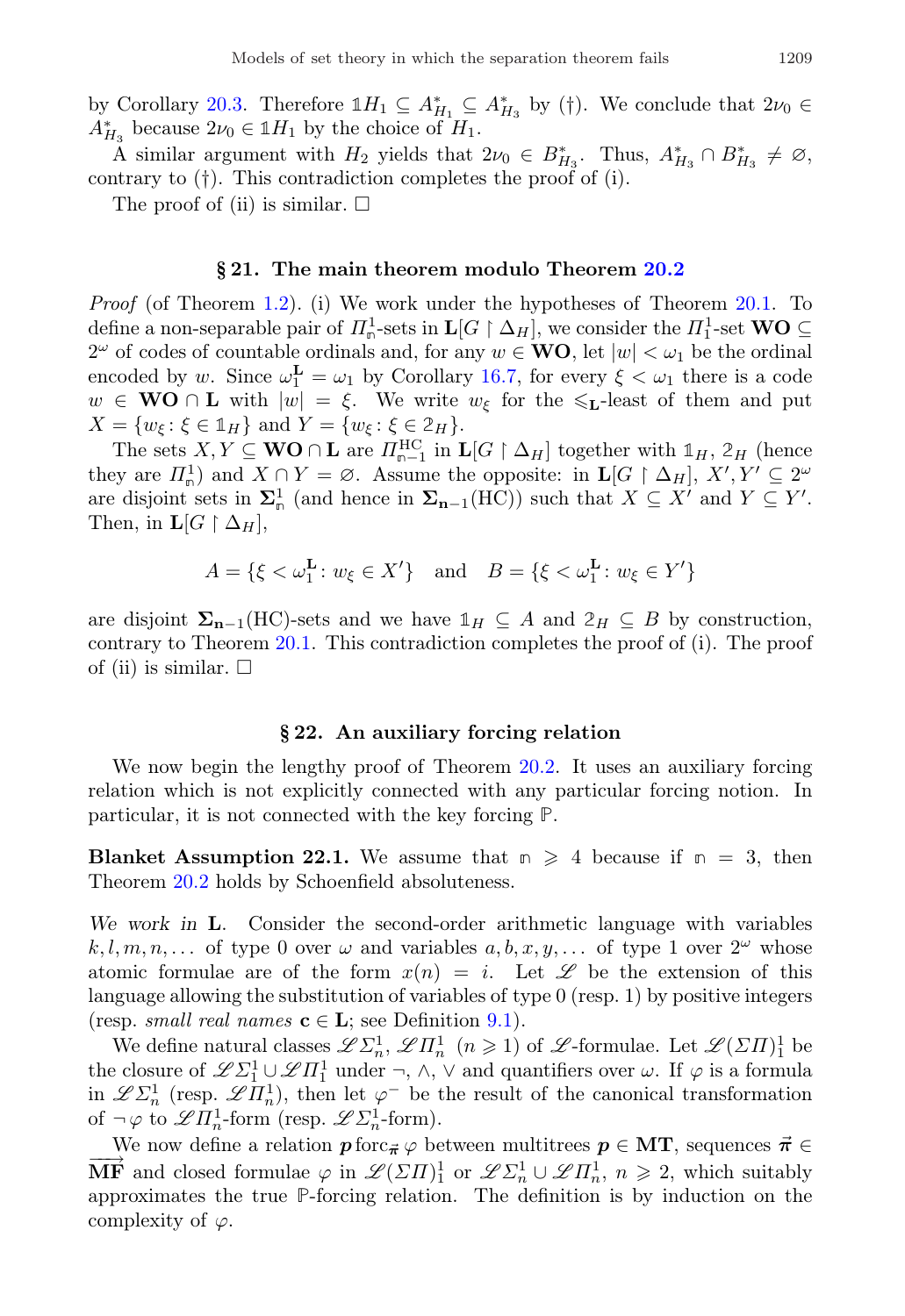by Corollary 20.3. Therefore $\mathbb{1}H_1 \subseteq A^*_{H_1} \subseteq A^*_{H_3}$ by (†). We conclude that $2\nu_0 \in A^*_{H_3}$ because $2\nu_0 \in \mathbb{1}H_1$ by the choice of $H_1$.

A similar argument with $H_2$ yields that $2\nu_0 \in B^*_{H_3}$. Thus, $A^*_{H_3} \cap B^*_{H_3} \neq \varnothing$, contrary to (†). This contradiction completes the proof of (i).

The proof of (ii) is similar. □

## § 21. The main theorem modulo Theorem 20.2

*Proof* (of Theorem 1.2). (i) We work under the hypotheses of Theorem 20.1. To define a non-separable pair of $\Pi^1_{\mathbb{n}}$-sets in $\mathbf{L}[G \upharpoonright \Delta_H]$, we consider the $\Pi^1_1$-set $\mathbf{WO} \subseteq 2^\omega$ of codes of countable ordinals and, for any $w \in \mathbf{WO}$, let $|w| < \omega_1$ be the ordinal encoded by $w$. Since $\omega_1^{\mathbf{L}} = \omega_1$ by Corollary 16.7, for every $\xi < \omega_1$ there is a code $w \in \mathbf{WO} \cap \mathbf{L}$ with $|w| = \xi$. We write $w_\xi$ for the $\leqslant_{\mathbf{L}}$-least of them and put $X = \{w_\xi : \xi \in \mathbb{1}_H\}$ and $Y = \{w_\xi : \xi \in \mathbb{2}_H\}$.

The sets $X, Y \subseteq \mathbf{WO} \cap \mathbf{L}$ are $\Pi^{\mathrm{HC}}_{\mathbb{n}-1}$ in $\mathbf{L}[G \upharpoonright \Delta_H]$ together with $\mathbb{1}_H$, $\mathbb{2}_H$ (hence they are $\Pi^1_{\mathbb{n}}$) and $X \cap Y = \varnothing$. Assume the opposite: in $\mathbf{L}[G \upharpoonright \Delta_H]$, $X', Y' \subseteq 2^\omega$ are disjoint sets in $\mathbf{\Sigma}^1_{\mathbb{n}}$ (and hence in $\mathbf{\Sigma_{n-1}}(\mathrm{HC})$) such that $X \subseteq X'$ and $Y \subseteq Y'$. Then, in $\mathbf{L}[G \upharpoonright \Delta_H]$,

$$A = \{\xi < \omega_1^{\mathbf{L}} : w_\xi \in X'\} \quad \text{and} \quad B = \{\xi < \omega_1^{\mathbf{L}} : w_\xi \in Y'\}$$

are disjoint $\mathbf{\Sigma_{n-1}}(\mathrm{HC})$-sets and we have $\mathbb{1}_H \subseteq A$ and $\mathbb{2}_H \subseteq B$ by construction, contrary to Theorem 20.1. This contradiction completes the proof of (i). The proof of (ii) is similar. □

## § 22. An auxiliary forcing relation

We now begin the lengthy proof of Theorem 20.2. It uses an auxiliary forcing relation which is not explicitly connected with any particular forcing notion. In particular, it is not connected with the key forcing $\mathbb{P}$.

**Blanket Assumption 22.1.** We assume that $\mathbb{n} \geqslant 4$ because if $\mathbb{n} = 3$, then Theorem 20.2 holds by Schoenfield absoluteness.

*We work in* $\mathbf{L}$. Consider the second-order arithmetic language with variables $k, l, m, n, \dots$ of type 0 over $\omega$ and variables $a, b, x, y, \dots$ of type 1 over $2^\omega$ whose atomic formulae are of the form $x(n) = i$. Let $\mathscr{L}$ be the extension of this language allowing the substitution of variables of type 0 (resp. 1) by positive integers (resp. *small real names* $\mathbf{c} \in \mathbf{L}$; see Definition 9.1).

We define natural classes $\mathscr{L}\Sigma^1_n$, $\mathscr{L}\Pi^1_n$ $(n \geqslant 1)$ of $\mathscr{L}$-formulae. Let $\mathscr{L}(\Sigma\Pi)^1_1$ be the closure of $\mathscr{L}\Sigma^1_1 \cup \mathscr{L}\Pi^1_1$ under $\neg$, $\wedge$, $\vee$ and quantifiers over $\omega$. If $\varphi$ is a formula in $\mathscr{L}\Sigma^1_n$ (resp. $\mathscr{L}\Pi^1_n$), then let $\varphi^-$ be the result of the canonical transformation of $\neg\varphi$ to $\mathscr{L}\Pi^1_n$-form (resp. $\mathscr{L}\Sigma^1_n$-form).

We now define a relation $\boldsymbol{p}\,\mathrm{forc}_{\vec{\boldsymbol{\pi}}}\,\varphi$ between multitrees $\boldsymbol{p} \in \mathbf{MT}$, sequences $\vec{\boldsymbol{\pi}} \in \overrightarrow{\mathbf{MF}}$ and closed formulae $\varphi$ in $\mathscr{L}(\Sigma\Pi)^1_1$ or $\mathscr{L}\Sigma^1_n \cup \mathscr{L}\Pi^1_n$, $n \geqslant 2$, which suitably approximates the true $\mathbb{P}$-forcing relation. The definition is by induction on the complexity of $\varphi$.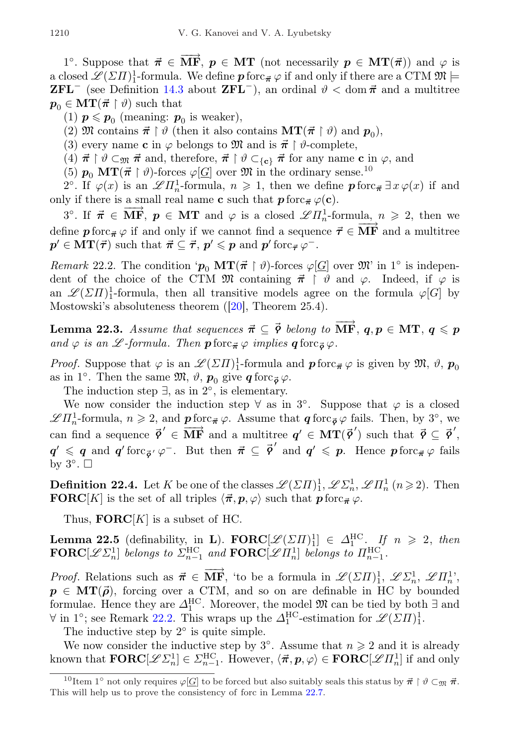1°. Suppose that $\vec{\pi} \in \overrightarrow{\mathbf{MF}}$, $\boldsymbol{p} \in \mathbf{MT}$ (not necessarily $\boldsymbol{p} \in \mathbf{MT}(\vec{\pi})$) and $\varphi$ is a closed $\mathscr{L}(\Sigma\Pi)^1_1$-formula. We define $\boldsymbol{p} \operatorname{forc}_{\vec{\pi}} \varphi$ if and only if there are a CTM $\mathfrak{M} \models \mathbf{ZFL}^-$ (see Definition 14.3 about $\mathbf{ZFL}^-$), an ordinal $\vartheta < \operatorname{dom} \vec{\pi}$ and a multitree $\boldsymbol{p}_0 \in \mathbf{MT}(\vec{\pi} \restriction \vartheta)$ such that

(1) $\boldsymbol{p} \leqslant \boldsymbol{p}_0$ (meaning: $\boldsymbol{p}_0$ is weaker),

(2) $\mathfrak{M}$ contains $\vec{\pi} \restriction \vartheta$ (then it also contains $\mathbf{MT}(\vec{\pi} \restriction \vartheta)$ and $\boldsymbol{p}_0$),

(3) every name $\mathbf{c}$ in $\varphi$ belongs to $\mathfrak{M}$ and is $\vec{\pi} \restriction \vartheta$-complete,

(4) $\vec{\pi} \restriction \vartheta \subset_{\mathfrak{M}} \vec{\pi}$ and, therefore, $\vec{\pi} \restriction \vartheta \subset_{\{\mathbf{c}\}} \vec{\pi}$ for any name $\mathbf{c}$ in $\varphi$, and

(5) $\boldsymbol{p}_0$ $\mathbf{MT}(\vec{\pi} \restriction \vartheta)$-forces $\varphi[\underline{G}]$ over $\mathfrak{M}$ in the ordinary sense.[10]

2°. If $\varphi(x)$ is an $\mathscr{L}\Pi^1_n$-formula, $n \geqslant 1$, then we define $\boldsymbol{p} \operatorname{forc}_{\vec{\pi}} \exists\, x\, \varphi(x)$ if and only if there is a small real name $\mathbf{c}$ such that $\boldsymbol{p} \operatorname{forc}_{\vec{\pi}} \varphi(\mathbf{c})$.

3°. If $\vec{\pi} \in \overrightarrow{\mathbf{MF}}$, $\boldsymbol{p} \in \mathbf{MT}$ and $\varphi$ is a closed $\mathscr{L}\Pi^1_n$-formula, $n \geqslant 2$, then we define $\boldsymbol{p} \operatorname{forc}_{\vec{\pi}} \varphi$ if and only if we cannot find a sequence $\vec{\tau} \in \overrightarrow{\mathbf{MF}}$ and a multitree $\boldsymbol{p}' \in \mathbf{MT}(\vec{\tau})$ such that $\vec{\pi} \subseteq \vec{\tau}$, $\boldsymbol{p}' \leqslant \boldsymbol{p}$ and $\boldsymbol{p}' \operatorname{forc}_{\vec{\tau}} \varphi^-$.

*Remark* 22.2. The condition '$\boldsymbol{p}_0$ $\mathbf{MT}(\vec{\pi} \restriction \vartheta)$-forces $\varphi[\underline{G}]$ over $\mathfrak{M}$' in 1° is independent of the choice of the CTM $\mathfrak{M}$ containing $\vec{\pi} \restriction \vartheta$ and $\varphi$. Indeed, if $\varphi$ is an $\mathscr{L}(\Sigma\Pi)^1_1$-formula, then all transitive models agree on the formula $\varphi[G]$ by Mostowski's absoluteness theorem ([20], Theorem 25.4).

**Lemma 22.3.** *Assume that sequences $\vec{\pi} \subseteq \vec{\varphi}$ belong to $\overrightarrow{\mathbf{MF}}$, $\boldsymbol{q}, \boldsymbol{p} \in \mathbf{MT}$, $\boldsymbol{q} \leqslant \boldsymbol{p}$ and $\varphi$ is an $\mathscr{L}$-formula. Then $\boldsymbol{p} \operatorname{forc}_{\vec{\pi}} \varphi$ implies $\boldsymbol{q} \operatorname{forc}_{\vec{\varphi}} \varphi$.*

*Proof.* Suppose that $\varphi$ is an $\mathscr{L}(\Sigma\Pi)^1_1$-formula and $\boldsymbol{p} \operatorname{forc}_{\vec{\pi}} \varphi$ is given by $\mathfrak{M}$, $\vartheta$, $\boldsymbol{p}_0$ as in 1°. Then the same $\mathfrak{M}$, $\vartheta$, $\boldsymbol{p}_0$ give $\boldsymbol{q} \operatorname{forc}_{\vec{\varphi}} \varphi$.

The induction step $\exists$, as in 2°, is elementary.

We now consider the induction step $\forall$ as in 3°. Suppose that $\varphi$ is a closed $\mathscr{L}\Pi^1_n$-formula, $n \geqslant 2$, and $\boldsymbol{p} \operatorname{forc}_{\vec{\pi}} \varphi$. Assume that $\boldsymbol{q} \operatorname{forc}_{\vec{\varphi}} \varphi$ fails. Then, by 3°, we can find a sequence $\vec{\varphi}\,' \in \overrightarrow{\mathbf{MF}}$ and a multitree $\boldsymbol{q}' \in \mathbf{MT}(\vec{\varphi}\,')$ such that $\vec{\varphi} \subseteq \vec{\varphi}\,'$, $\boldsymbol{q}' \leqslant \boldsymbol{q}$ and $\boldsymbol{q}' \operatorname{forc}_{\vec{\varphi}\,'} \varphi^-$. But then $\vec{\pi} \subseteq \vec{\varphi}\,'$ and $\boldsymbol{q}' \leqslant \boldsymbol{p}$. Hence $\boldsymbol{p} \operatorname{forc}_{\vec{\pi}} \varphi$ fails by 3°. $\square$

**Definition 22.4.** Let $K$ be one of the classes $\mathscr{L}(\Sigma\Pi)^1_1, \mathscr{L}\Sigma^1_n, \mathscr{L}\Pi^1_n$ $(n \geqslant 2)$. Then $\mathbf{FORC}[K]$ is the set of all triples $\langle \vec{\pi}, \boldsymbol{p}, \varphi \rangle$ such that $\boldsymbol{p} \operatorname{forc}_{\vec{\pi}} \varphi$.

Thus, $\mathbf{FORC}[K]$ is a subset of HC.

**Lemma 22.5** (definability, in $\mathbf{L}$). $\mathbf{FORC}[\mathscr{L}(\Sigma\Pi)^1_1] \in \Delta^{\mathrm{HC}}_1$. *If $n \geqslant 2$, then $\mathbf{FORC}[\mathscr{L}\Sigma^1_n]$ belongs to $\Sigma^{\mathrm{HC}}_{n-1}$ and $\mathbf{FORC}[\mathscr{L}\Pi^1_n]$ belongs to $\Pi^{\mathrm{HC}}_{n-1}$.*

*Proof.* Relations such as $\vec{\pi} \in \overrightarrow{\mathbf{MF}}$, 'to be a formula in $\mathscr{L}(\Sigma\Pi)^1_1$, $\mathscr{L}\Sigma^1_n$, $\mathscr{L}\Pi^1_n$', $\boldsymbol{p} \in \mathbf{MT}(\vec{\rho})$, forcing over a CTM, and so on are definable in HC by bounded formulae. Hence they are $\Delta^{\mathrm{HC}}_1$. Moreover, the model $\mathfrak{M}$ can be tied by both $\exists$ and $\forall$ in 1°; see Remark 22.2. This wraps up the $\Delta^{\mathrm{HC}}_1$-estimation for $\mathscr{L}(\Sigma\Pi)^1_1$.

The inductive step by 2° is quite simple.

We now consider the inductive step by 3°. Assume that $n \geqslant 2$ and it is already known that $\mathbf{FORC}[\mathscr{L}\Sigma^1_n] \in \Sigma^{\mathrm{HC}}_{n-1}$. However, $\langle \vec{\pi}, \boldsymbol{p}, \varphi \rangle \in \mathbf{FORC}[\mathscr{L}\Pi^1_n]$ if and only

[10] Item 1° not only requires $\varphi[\underline{G}]$ to be forced but also suitably seals this status by $\vec{\pi} \restriction \vartheta \subset_{\mathfrak{M}} \vec{\pi}$. This will help us to prove the consistency of forc in Lemma 22.7.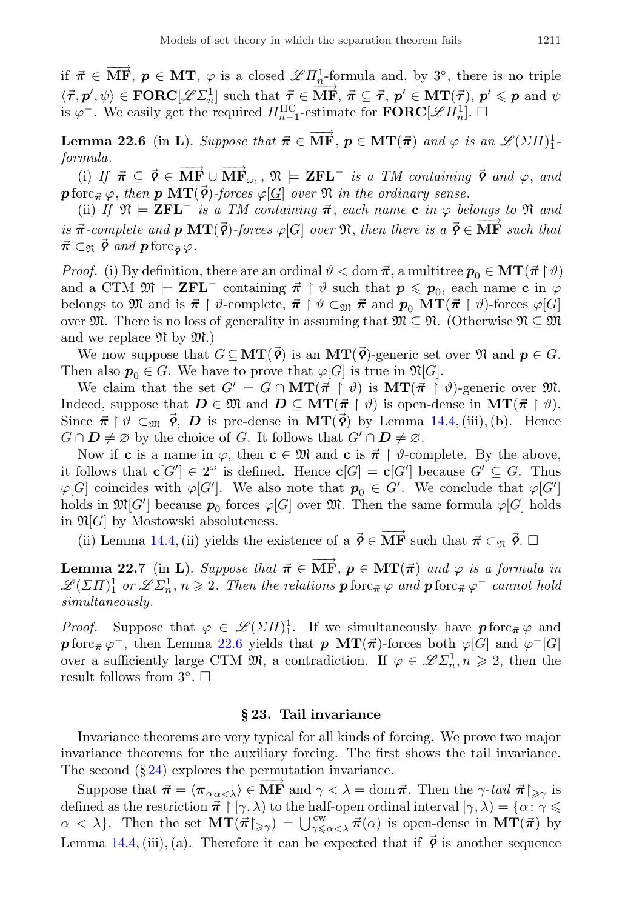if $\vec{\pi} \in \overrightarrow{\mathbf{MF}}$, $\boldsymbol{p} \in \mathbf{MT}$, $\varphi$ is a closed $\mathscr{L}\Pi^1_n$-formula and, by 3°, there is no triple $\langle \vec{\tau}, \boldsymbol{p}', \psi \rangle \in \mathbf{FORC}[\mathscr{L}\Sigma^1_n]$ such that $\vec{\tau} \in \overrightarrow{\mathbf{MF}}$, $\vec{\pi} \subseteq \vec{\tau}$, $\boldsymbol{p}' \in \mathbf{MT}(\vec{\tau})$, $\boldsymbol{p}' \leqslant \boldsymbol{p}$ and $\psi$ is $\varphi^-$. We easily get the required $\Pi^{\mathrm{HC}}_{n-1}$-estimate for $\mathbf{FORC}[\mathscr{L}\Pi^1_n]$. □

**Lemma 22.6** (in $\mathbf{L}$). *Suppose that $\vec{\pi} \in \overrightarrow{\mathbf{MF}}$, $\boldsymbol{p} \in \mathbf{MT}(\vec{\pi})$ and $\varphi$ is an $\mathscr{L}(\Sigma\Pi)^1_1$-formula.*

(i) *If $\vec{\pi} \subseteq \vec{\varphi} \in \overrightarrow{\mathbf{MF}} \cup \overrightarrow{\mathbf{MF}}_{\omega_1}$, $\mathfrak{N} \models \mathbf{ZFL}^-$ is a TM containing $\vec{\varphi}$ and $\varphi$, and $\boldsymbol{p} \operatorname{forc}_{\vec{\pi}} \varphi$, then $\boldsymbol{p}$ $\mathbf{MT}(\vec{\varphi})$-forces $\varphi[\underline{G}]$ over $\mathfrak{N}$ in the ordinary sense.*

(ii) *If $\mathfrak{N} \models \mathbf{ZFL}^-$ is a TM containing $\vec{\pi}$, each name $\mathbf{c}$ in $\varphi$ belongs to $\mathfrak{N}$ and is $\vec{\pi}$-complete and $\boldsymbol{p}$ $\mathbf{MT}(\vec{\varphi})$-forces $\varphi[\underline{G}]$ over $\mathfrak{N}$, then there is a $\vec{\varphi} \in \overrightarrow{\mathbf{MF}}$ such that $\vec{\pi} \subset_{\mathfrak{N}} \vec{\varphi}$ and $\boldsymbol{p} \operatorname{forc}_{\vec{\varphi}} \varphi$.*

*Proof.* (i) By definition, there are an ordinal $\vartheta < \operatorname{dom} \vec{\pi}$, a multitree $\boldsymbol{p}_0 \in \mathbf{MT}(\vec{\pi} \restriction \vartheta)$ and a CTM $\mathfrak{M} \models \mathbf{ZFL}^-$ containing $\vec{\pi} \restriction \vartheta$ such that $\boldsymbol{p} \leqslant \boldsymbol{p}_0$, each name $\mathbf{c}$ in $\varphi$ belongs to $\mathfrak{M}$ and is $\vec{\pi} \restriction \vartheta$-complete, $\vec{\pi} \restriction \vartheta \subset_{\mathfrak{M}} \vec{\pi}$ and $\boldsymbol{p}_0$ $\mathbf{MT}(\vec{\pi} \restriction \vartheta)$-forces $\varphi[\underline{G}]$ over $\mathfrak{M}$. There is no loss of generality in assuming that $\mathfrak{M} \subseteq \mathfrak{N}$. (Otherwise $\mathfrak{N} \subseteq \mathfrak{M}$ and we replace $\mathfrak{N}$ by $\mathfrak{M}$.)

We now suppose that $G \subseteq \mathbf{MT}(\vec{\varphi})$ is an $\mathbf{MT}(\vec{\varphi})$-generic set over $\mathfrak{N}$ and $\boldsymbol{p} \in G$. Then also $\boldsymbol{p}_0 \in G$. We have to prove that $\varphi[G]$ is true in $\mathfrak{N}[G]$.

We claim that the set $G' = G \cap \mathbf{MT}(\vec{\pi} \restriction \vartheta)$ is $\mathbf{MT}(\vec{\pi} \restriction \vartheta)$-generic over $\mathfrak{M}$. Indeed, suppose that $\boldsymbol{D} \in \mathfrak{M}$ and $\boldsymbol{D} \subseteq \mathbf{MT}(\vec{\pi} \restriction \vartheta)$ is open-dense in $\mathbf{MT}(\vec{\pi} \restriction \vartheta)$. Since $\vec{\pi} \restriction \vartheta \subset_{\mathfrak{M}} \vec{\varphi}$, $\boldsymbol{D}$ is pre-dense in $\mathbf{MT}(\vec{\varphi})$ by Lemma 14.4, (iii), (b). Hence $G \cap \boldsymbol{D} \neq \varnothing$ by the choice of $G$. It follows that $G' \cap \boldsymbol{D} \neq \varnothing$.

Now if $\mathbf{c}$ is a name in $\varphi$, then $\mathbf{c} \in \mathfrak{M}$ and $\mathbf{c}$ is $\vec{\pi} \restriction \vartheta$-complete. By the above, it follows that $\mathbf{c}[G'] \in 2^\omega$ is defined. Hence $\mathbf{c}[G] = \mathbf{c}[G']$ because $G' \subseteq G$. Thus $\varphi[G]$ coincides with $\varphi[G']$. We also note that $\boldsymbol{p}_0 \in G'$. We conclude that $\varphi[G']$ holds in $\mathfrak{M}[G']$ because $\boldsymbol{p}_0$ forces $\varphi[\underline{G}]$ over $\mathfrak{M}$. Then the same formula $\varphi[G]$ holds in $\mathfrak{N}[G]$ by Mostowski absoluteness.

(ii) Lemma 14.4, (ii) yields the existence of a $\vec{\varphi} \in \overrightarrow{\mathbf{MF}}$ such that $\vec{\pi} \subset_{\mathfrak{N}} \vec{\varphi}$. □

**Lemma 22.7** (in $\mathbf{L}$). *Suppose that $\vec{\pi} \in \overrightarrow{\mathbf{MF}}$, $\boldsymbol{p} \in \mathbf{MT}(\vec{\pi})$ and $\varphi$ is a formula in $\mathscr{L}(\Sigma\Pi)^1_1$ or $\mathscr{L}\Sigma^1_n$, $n \geqslant 2$. Then the relations $\boldsymbol{p} \operatorname{forc}_{\vec{\pi}} \varphi$ and $\boldsymbol{p} \operatorname{forc}_{\vec{\pi}} \varphi^-$ cannot hold simultaneously.*

*Proof.* Suppose that $\varphi \in \mathscr{L}(\Sigma\Pi)^1_1$. If we simultaneously have $\boldsymbol{p} \operatorname{forc}_{\vec{\pi}} \varphi$ and $\boldsymbol{p} \operatorname{forc}_{\vec{\pi}} \varphi^-$, then Lemma 22.6 yields that $\boldsymbol{p}$ $\mathbf{MT}(\vec{\pi})$-forces both $\varphi[\underline{G}]$ and $\varphi^-[\underline{G}]$ over a sufficiently large CTM $\mathfrak{M}$, a contradiction. If $\varphi \in \mathscr{L}\Sigma^1_n, n \geqslant 2$, then the result follows from 3°. □

## § 23. Tail invariance

Invariance theorems are very typical for all kinds of forcing. We prove two major invariance theorems for the auxiliary forcing. The first shows the tail invariance. The second (§ 24) explores the permutation invariance.

Suppose that $\vec{\pi} = \langle \boldsymbol{\pi}_\alpha{}_{\alpha<\lambda} \rangle \in \overrightarrow{\mathbf{MF}}$ and $\gamma < \lambda = \operatorname{dom} \vec{\pi}$. Then the $\gamma$-*tail* $\vec{\pi} \restriction_{\geqslant\gamma}$ is defined as the restriction $\vec{\pi} \restriction [\gamma, \lambda)$ to the half-open ordinal interval $[\gamma, \lambda) = \{\alpha \colon \gamma \leqslant \alpha < \lambda\}$. Then the set $\mathbf{MT}(\vec{\pi} \restriction_{\geqslant\gamma}) = \bigcup^{\mathrm{cw}}_{\gamma \leqslant \alpha < \lambda} \vec{\pi}(\alpha)$ is open-dense in $\mathbf{MT}(\vec{\pi})$ by Lemma 14.4, (iii), (a). Therefore it can be expected that if $\vec{\varphi}$ is another sequence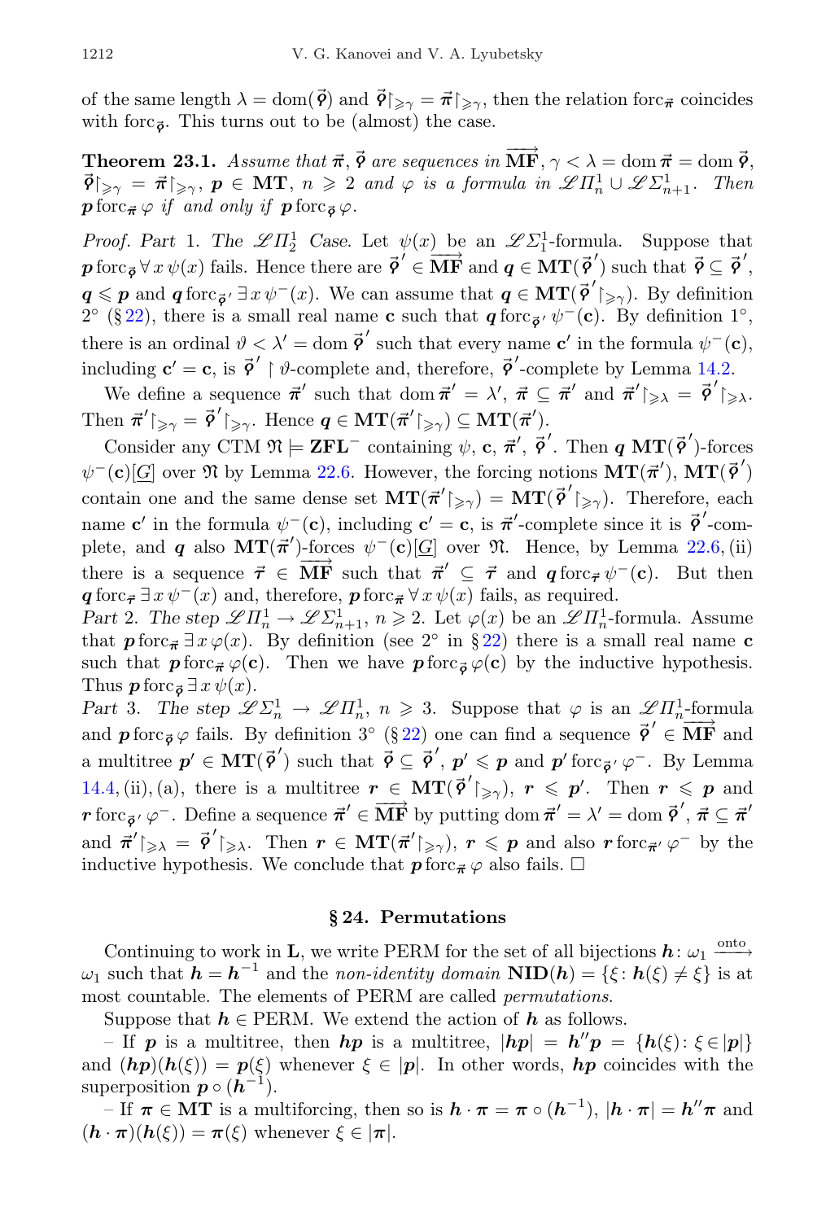of the same length $\lambda = \operatorname{dom}(\vec{\boldsymbol{\varphi}})$ and $\vec{\boldsymbol{\varphi}}\restriction_{\geqslant\gamma} = \vec{\boldsymbol{\pi}}\restriction_{\geqslant\gamma}$, then the relation $\operatorname{forc}_{\vec{\boldsymbol{\pi}}}$ coincides with $\operatorname{forc}_{\vec{\boldsymbol{\varphi}}}$. This turns out to be (almost) the case.

**Theorem 23.1.** *Assume that $\vec{\boldsymbol{\pi}}, \vec{\boldsymbol{\varphi}}$ are sequences in $\overrightarrow{\mathbf{MF}}$, $\gamma < \lambda = \operatorname{dom}\vec{\boldsymbol{\pi}} = \operatorname{dom}\vec{\boldsymbol{\varphi}}$, $\vec{\boldsymbol{\varphi}}\restriction_{\geqslant\gamma} = \vec{\boldsymbol{\pi}}\restriction_{\geqslant\gamma}$, $\boldsymbol{p} \in \mathbf{MT}$, $n \geqslant 2$ and $\varphi$ is a formula in $\mathscr{L}\Pi^1_n \cup \mathscr{L}\Sigma^1_{n+1}$. Then $\boldsymbol{p} \operatorname{forc}_{\vec{\boldsymbol{\pi}}} \varphi$ if and only if $\boldsymbol{p} \operatorname{forc}_{\vec{\boldsymbol{\varphi}}} \varphi$.*

*Proof. Part* 1. *The $\mathscr{L}\Pi^1_2$ Case.* Let $\psi(x)$ be an $\mathscr{L}\Sigma^1_1$-formula. Suppose that $\boldsymbol{p} \operatorname{forc}_{\vec{\boldsymbol{\varphi}}} \forall x\, \psi(x)$ fails. Hence there are $\vec{\boldsymbol{\varphi}}' \in \overrightarrow{\mathbf{MF}}$ and $\boldsymbol{q} \in \mathbf{MT}(\vec{\boldsymbol{\varphi}}')$ such that $\vec{\boldsymbol{\varphi}} \subseteq \vec{\boldsymbol{\varphi}}'$, $\boldsymbol{q} \leqslant \boldsymbol{p}$ and $\boldsymbol{q} \operatorname{forc}_{\vec{\boldsymbol{\varphi}}'} \exists x\, \psi^-(x)$. We can assume that $\boldsymbol{q} \in \mathbf{MT}(\vec{\boldsymbol{\varphi}}'\restriction_{\geqslant\gamma})$. By definition 2° (§ 22), there is a small real name $\mathbf{c}$ such that $\boldsymbol{q} \operatorname{forc}_{\vec{\boldsymbol{\varphi}}'} \psi^-(\mathbf{c})$. By definition 1°, there is an ordinal $\vartheta < \lambda' = \operatorname{dom}\vec{\boldsymbol{\varphi}}'$ such that every name $\mathbf{c}'$ in the formula $\psi^-(\mathbf{c})$, including $\mathbf{c}' = \mathbf{c}$, is $\vec{\boldsymbol{\varphi}}' \restriction \vartheta$-complete and, therefore, $\vec{\boldsymbol{\varphi}}'$-complete by Lemma 14.2.

We define a sequence $\vec{\boldsymbol{\pi}}'$ such that $\operatorname{dom}\vec{\boldsymbol{\pi}}' = \lambda'$, $\vec{\boldsymbol{\pi}} \subseteq \vec{\boldsymbol{\pi}}'$ and $\vec{\boldsymbol{\pi}}'\restriction_{\geqslant\lambda} = \vec{\boldsymbol{\varphi}}'\restriction_{\geqslant\lambda}$. Then $\vec{\boldsymbol{\pi}}'\restriction_{\geqslant\gamma} = \vec{\boldsymbol{\varphi}}'\restriction_{\geqslant\gamma}$. Hence $\boldsymbol{q} \in \mathbf{MT}(\vec{\boldsymbol{\pi}}'\restriction_{\geqslant\gamma}) \subseteq \mathbf{MT}(\vec{\boldsymbol{\pi}}')$.

Consider any CTM $\mathfrak{N} \models \mathbf{ZFL}^-$ containing $\psi$, $\mathbf{c}$, $\vec{\boldsymbol{\pi}}'$, $\vec{\boldsymbol{\varphi}}'$. Then $\boldsymbol{q}$ $\mathbf{MT}(\vec{\boldsymbol{\varphi}}')$-forces $\psi^-(\mathbf{c})[\underline{G}]$ over $\mathfrak{N}$ by Lemma 22.6. However, the forcing notions $\mathbf{MT}(\vec{\boldsymbol{\pi}}')$, $\mathbf{MT}(\vec{\boldsymbol{\varphi}}')$ contain one and the same dense set $\mathbf{MT}(\vec{\boldsymbol{\pi}}'\restriction_{\geqslant\gamma}) = \mathbf{MT}(\vec{\boldsymbol{\varphi}}'\restriction_{\geqslant\gamma})$. Therefore, each name $\mathbf{c}'$ in the formula $\psi^-(\mathbf{c})$, including $\mathbf{c}' = \mathbf{c}$, is $\vec{\boldsymbol{\pi}}'$-complete since it is $\vec{\boldsymbol{\varphi}}'$-complete, and $\boldsymbol{q}$ also $\mathbf{MT}(\vec{\boldsymbol{\pi}}')$-forces $\psi^-(\mathbf{c})[\underline{G}]$ over $\mathfrak{N}$. Hence, by Lemma 22.6, (ii) there is a sequence $\vec{\boldsymbol{\tau}} \in \overrightarrow{\mathbf{MF}}$ such that $\vec{\boldsymbol{\pi}}' \subseteq \vec{\boldsymbol{\tau}}$ and $\boldsymbol{q} \operatorname{forc}_{\vec{\boldsymbol{\tau}}} \psi^-(\mathbf{c})$. But then $\boldsymbol{q} \operatorname{forc}_{\vec{\boldsymbol{\tau}}} \exists x\, \psi^-(x)$ and, therefore, $\boldsymbol{p} \operatorname{forc}_{\vec{\boldsymbol{\pi}}} \forall x\, \psi(x)$ fails, as required.

*Part* 2. *The step $\mathscr{L}\Pi^1_n \to \mathscr{L}\Sigma^1_{n+1}$, $n \geqslant 2$.* Let $\varphi(x)$ be an $\mathscr{L}\Pi^1_n$-formula. Assume that $\boldsymbol{p} \operatorname{forc}_{\vec{\boldsymbol{\pi}}} \exists x\, \varphi(x)$. By definition (see 2° in § 22) there is a small real name $\mathbf{c}$ such that $\boldsymbol{p} \operatorname{forc}_{\vec{\boldsymbol{\pi}}} \varphi(\mathbf{c})$. Then we have $\boldsymbol{p} \operatorname{forc}_{\vec{\boldsymbol{\varphi}}} \varphi(\mathbf{c})$ by the inductive hypothesis. Thus $\boldsymbol{p} \operatorname{forc}_{\vec{\boldsymbol{\varphi}}} \exists x\, \psi(x)$.

*Part* 3. *The step $\mathscr{L}\Sigma^1_n \to \mathscr{L}\Pi^1_n$, $n \geqslant 3$.* Suppose that $\varphi$ is an $\mathscr{L}\Pi^1_n$-formula and $\boldsymbol{p} \operatorname{forc}_{\vec{\boldsymbol{\varphi}}} \varphi$ fails. By definition 3° (§ 22) one can find a sequence $\vec{\boldsymbol{\varphi}}' \in \overrightarrow{\mathbf{MF}}$ and a multitree $\boldsymbol{p}' \in \mathbf{MT}(\vec{\boldsymbol{\varphi}}')$ such that $\vec{\boldsymbol{\varphi}} \subseteq \vec{\boldsymbol{\varphi}}'$, $\boldsymbol{p}' \leqslant \boldsymbol{p}$ and $\boldsymbol{p}' \operatorname{forc}_{\vec{\boldsymbol{\varphi}}'} \varphi^-$. By Lemma 14.4, (ii), (a), there is a multitree $\boldsymbol{r} \in \mathbf{MT}(\vec{\boldsymbol{\varphi}}'\restriction_{\geqslant\gamma})$, $\boldsymbol{r} \leqslant \boldsymbol{p}'$. Then $\boldsymbol{r} \leqslant \boldsymbol{p}$ and $\boldsymbol{r} \operatorname{forc}_{\vec{\boldsymbol{\varphi}}'} \varphi^-$. Define a sequence $\vec{\boldsymbol{\pi}}' \in \overrightarrow{\mathbf{MF}}$ by putting $\operatorname{dom}\vec{\boldsymbol{\pi}}' = \lambda' = \operatorname{dom}\vec{\boldsymbol{\varphi}}'$, $\vec{\boldsymbol{\pi}} \subseteq \vec{\boldsymbol{\pi}}'$ and $\vec{\boldsymbol{\pi}}'\restriction_{\geqslant\lambda} = \vec{\boldsymbol{\varphi}}'\restriction_{\geqslant\lambda}$. Then $\boldsymbol{r} \in \mathbf{MT}(\vec{\boldsymbol{\pi}}'\restriction_{\geqslant\gamma})$, $\boldsymbol{r} \leqslant \boldsymbol{p}$ and also $\boldsymbol{r} \operatorname{forc}_{\vec{\boldsymbol{\pi}}'} \varphi^-$ by the inductive hypothesis. We conclude that $\boldsymbol{p} \operatorname{forc}_{\vec{\boldsymbol{\pi}}} \varphi$ also fails. □

## § 24. Permutations

Continuing to work in $\mathbf{L}$, we write PERM for the set of all bijections $\boldsymbol{h}\colon \omega_1 \xrightarrow{\text{onto}} \omega_1$ such that $\boldsymbol{h} = \boldsymbol{h}^{-1}$ and the *non-identity domain* $\mathbf{NID}(\boldsymbol{h}) = \{\xi\colon \boldsymbol{h}(\xi) \neq \xi\}$ is at most countable. The elements of PERM are called *permutations*.

Suppose that $\boldsymbol{h} \in \text{PERM}$. We extend the action of $\boldsymbol{h}$ as follows.

– If $\boldsymbol{p}$ is a multitree, then $\boldsymbol{hp}$ is a multitree, $|\boldsymbol{hp}| = \boldsymbol{h}''\boldsymbol{p} = \{\boldsymbol{h}(\xi)\colon \xi \in |\boldsymbol{p}|\}$ and $(\boldsymbol{hp})(\boldsymbol{h}(\xi)) = \boldsymbol{p}(\xi)$ whenever $\xi \in |\boldsymbol{p}|$. In other words, $\boldsymbol{hp}$ coincides with the superposition $\boldsymbol{p} \circ (\boldsymbol{h}^{-1})$.

– If $\boldsymbol{\pi} \in \mathbf{MT}$ is a multiforcing, then so is $\boldsymbol{h} \cdot \boldsymbol{\pi} = \boldsymbol{\pi} \circ (\boldsymbol{h}^{-1})$, $|\boldsymbol{h} \cdot \boldsymbol{\pi}| = \boldsymbol{h}''\boldsymbol{\pi}$ and $(\boldsymbol{h} \cdot \boldsymbol{\pi})(\boldsymbol{h}(\xi)) = \boldsymbol{\pi}(\xi)$ whenever $\xi \in |\boldsymbol{\pi}|$.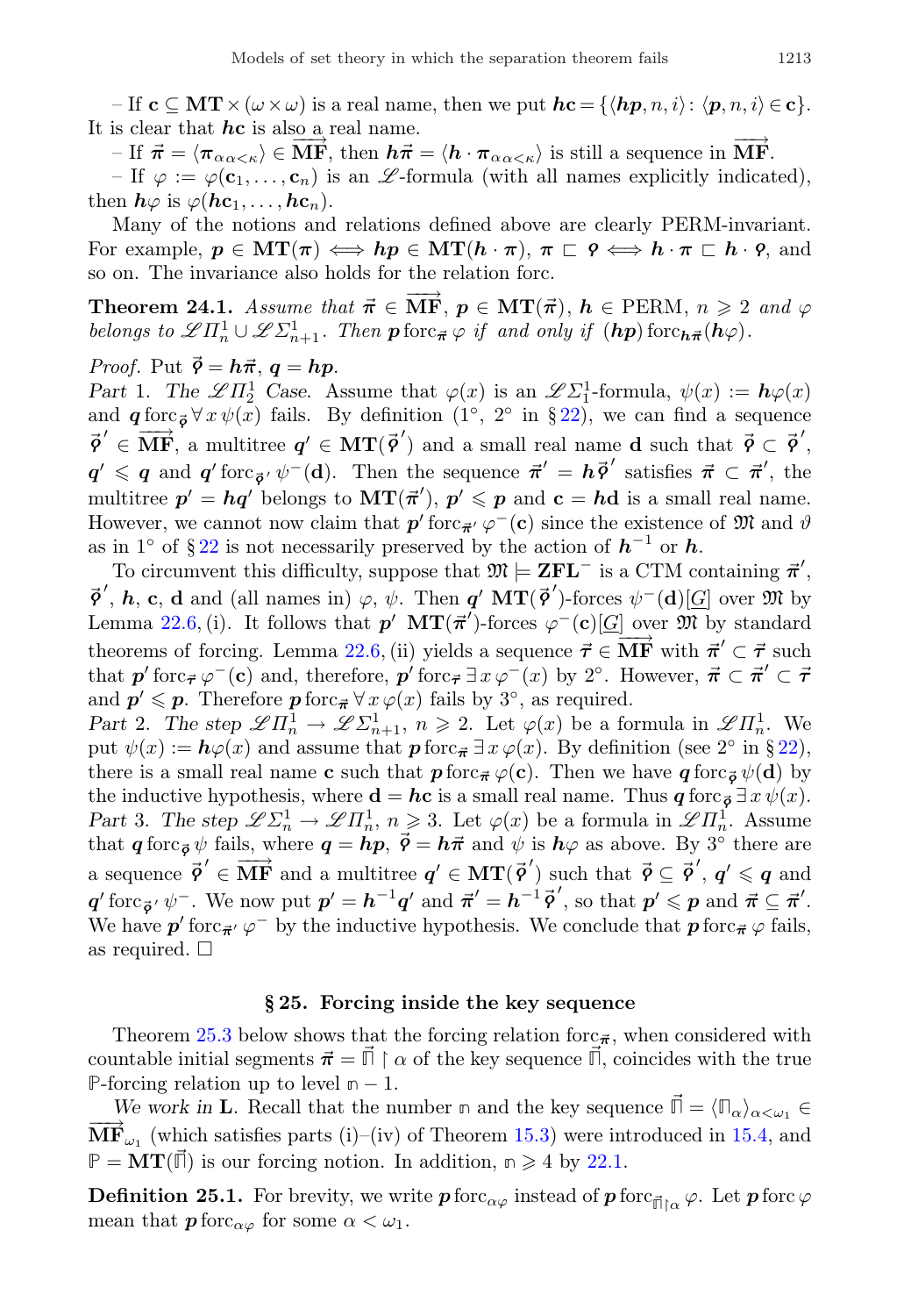– If $\mathbf{c} \subseteq \mathbf{MT} \times (\omega \times \omega)$ is a real name, then we put $\boldsymbol{h}\mathbf{c} = \{\langle \boldsymbol{hp}, n, i\rangle : \langle \boldsymbol{p}, n, i\rangle \in \mathbf{c}\}$. It is clear that $\boldsymbol{h}\mathbf{c}$ is also a real name.

– If $\vec{\boldsymbol{\pi}} = \langle \boldsymbol{\pi}_\alpha{}_{\alpha<\kappa}\rangle \in \overrightarrow{\mathbf{MF}}$, then $\boldsymbol{h}\vec{\boldsymbol{\pi}} = \langle \boldsymbol{h} \cdot \boldsymbol{\pi}_\alpha{}_{\alpha<\kappa}\rangle$ is still a sequence in $\overrightarrow{\mathbf{MF}}$.

– If $\varphi := \varphi(\mathbf{c}_1, \ldots, \mathbf{c}_n)$ is an $\mathscr{L}$-formula (with all names explicitly indicated), then $\boldsymbol{h}\varphi$ is $\varphi(\boldsymbol{h}\mathbf{c}_1, \ldots, \boldsymbol{h}\mathbf{c}_n)$.

Many of the notions and relations defined above are clearly PERM-invariant. For example, $\boldsymbol{p} \in \mathbf{MT}(\boldsymbol{\pi}) \iff \boldsymbol{hp} \in \mathbf{MT}(\boldsymbol{h} \cdot \boldsymbol{\pi})$, $\boldsymbol{\pi} \sqsubset \boldsymbol{\varrho} \iff \boldsymbol{h} \cdot \boldsymbol{\pi} \sqsubset \boldsymbol{h} \cdot \boldsymbol{\varrho}$, and so on. The invariance also holds for the relation forc.

**Theorem 24.1.** *Assume that $\vec{\boldsymbol{\pi}} \in \overrightarrow{\mathbf{MF}}$, $\boldsymbol{p} \in \mathbf{MT}(\vec{\boldsymbol{\pi}})$, $\boldsymbol{h} \in$ PERM, $n \geqslant 2$ and $\varphi$ belongs to $\mathscr{L}\Pi^1_n \cup \mathscr{L}\Sigma^1_{n+1}$. Then $\boldsymbol{p} \operatorname{forc}_{\vec{\boldsymbol{\pi}}} \varphi$ if and only if $(\boldsymbol{hp}) \operatorname{forc}_{\boldsymbol{h}\vec{\boldsymbol{\pi}}} (\boldsymbol{h}\varphi)$.*

*Proof.* Put $\vec{\boldsymbol{\varrho}} = \boldsymbol{h}\vec{\boldsymbol{\pi}}$, $\boldsymbol{q} = \boldsymbol{hp}$.

*Part* 1. *The $\mathscr{L}\Pi^1_2$ Case.* Assume that $\varphi(x)$ is an $\mathscr{L}\Sigma^1_1$-formula, $\psi(x) := \boldsymbol{h}\varphi(x)$ and $\boldsymbol{q} \operatorname{forc}_{\vec{\boldsymbol{\varrho}}} \forall x\, \psi(x)$ fails. By definition (1°, 2° in § 22), we can find a sequence $\vec{\boldsymbol{\varrho}}\,' \in \overrightarrow{\mathbf{MF}}$, a multitree $\boldsymbol{q}' \in \mathbf{MT}(\vec{\boldsymbol{\varrho}}\,')$ and a small real name $\mathbf{d}$ such that $\vec{\boldsymbol{\varrho}} \subset \vec{\boldsymbol{\varrho}}\,'$, $\boldsymbol{q}' \leqslant \boldsymbol{q}$ and $\boldsymbol{q}' \operatorname{forc}_{\vec{\boldsymbol{\varrho}}\,'} \psi^-(\mathbf{d})$. Then the sequence $\vec{\boldsymbol{\pi}}\,' = \boldsymbol{h}\vec{\boldsymbol{\varrho}}\,'$ satisfies $\vec{\boldsymbol{\pi}} \subset \vec{\boldsymbol{\pi}}\,'$, the multitree $\boldsymbol{p}' = \boldsymbol{hq}'$ belongs to $\mathbf{MT}(\vec{\boldsymbol{\pi}}\,')$, $\boldsymbol{p}' \leqslant \boldsymbol{p}$ and $\mathbf{c} = \boldsymbol{h}\mathbf{d}$ is a small real name. However, we cannot now claim that $\boldsymbol{p}' \operatorname{forc}_{\vec{\boldsymbol{\pi}}\,'} \varphi^-(\mathbf{c})$ since the existence of $\mathfrak{M}$ and $\vartheta$ as in 1° of § 22 is not necessarily preserved by the action of $\boldsymbol{h}^{-1}$ or $\boldsymbol{h}$.

To circumvent this difficulty, suppose that $\mathfrak{M} \models \mathbf{ZFL}^-$ is a CTM containing $\vec{\boldsymbol{\pi}}\,'$, $\vec{\boldsymbol{\varrho}}\,'$, $\boldsymbol{h}$, $\mathbf{c}$, $\mathbf{d}$ and (all names in) $\varphi$, $\psi$. Then $\boldsymbol{q}'$ $\mathbf{MT}(\vec{\boldsymbol{\varrho}}\,')$-forces $\psi^-(\mathbf{d})[\underline{G}]$ over $\mathfrak{M}$ by Lemma 22.6, (i). It follows that $\boldsymbol{p}'$ $\mathbf{MT}(\vec{\boldsymbol{\pi}}\,')$-forces $\varphi^-(\mathbf{c})[\underline{G}]$ over $\mathfrak{M}$ by standard theorems of forcing. Lemma 22.6, (ii) yields a sequence $\vec{\boldsymbol{\tau}} \in \overrightarrow{\mathbf{MF}}$ with $\vec{\boldsymbol{\pi}}\,' \subset \vec{\boldsymbol{\tau}}$ such that $\boldsymbol{p}' \operatorname{forc}_{\vec{\boldsymbol{\tau}}} \varphi^-(\mathbf{c})$ and, therefore, $\boldsymbol{p}' \operatorname{forc}_{\vec{\boldsymbol{\tau}}} \exists x\, \varphi^-(x)$ by 2°. However, $\vec{\boldsymbol{\pi}} \subset \vec{\boldsymbol{\pi}}\,' \subset \vec{\boldsymbol{\tau}}$ and $\boldsymbol{p}' \leqslant \boldsymbol{p}$. Therefore $\boldsymbol{p} \operatorname{forc}_{\vec{\boldsymbol{\pi}}} \forall x\, \varphi(x)$ fails by 3°, as required.

*Part* 2. *The step $\mathscr{L}\Pi^1_n \to \mathscr{L}\Sigma^1_{n+1}$, $n \geqslant 2$.* Let $\varphi(x)$ be a formula in $\mathscr{L}\Pi^1_n$. We put $\psi(x) := \boldsymbol{h}\varphi(x)$ and assume that $\boldsymbol{p} \operatorname{forc}_{\vec{\boldsymbol{\pi}}} \exists x\, \varphi(x)$. By definition (see 2° in § 22), there is a small real name $\mathbf{c}$ such that $\boldsymbol{p} \operatorname{forc}_{\vec{\boldsymbol{\pi}}} \varphi(\mathbf{c})$. Then we have $\boldsymbol{q} \operatorname{forc}_{\vec{\boldsymbol{\varrho}}} \psi(\mathbf{d})$ by the inductive hypothesis, where $\mathbf{d} = \boldsymbol{h}\mathbf{c}$ is a small real name. Thus $\boldsymbol{q} \operatorname{forc}_{\vec{\boldsymbol{\varrho}}} \exists x\, \psi(x)$.

*Part* 3. *The step $\mathscr{L}\Sigma^1_n \to \mathscr{L}\Pi^1_n$, $n \geqslant 3$.* Let $\varphi(x)$ be a formula in $\mathscr{L}\Pi^1_n$. Assume that $\boldsymbol{q} \operatorname{forc}_{\vec{\boldsymbol{\varrho}}} \psi$ fails, where $\boldsymbol{q} = \boldsymbol{hp}$, $\vec{\boldsymbol{\varrho}} = \boldsymbol{h}\vec{\boldsymbol{\pi}}$ and $\psi$ is $\boldsymbol{h}\varphi$ as above. By 3° there are a sequence $\vec{\boldsymbol{\varrho}}\,' \in \overrightarrow{\mathbf{MF}}$ and a multitree $\boldsymbol{q}' \in \mathbf{MT}(\vec{\boldsymbol{\varrho}}\,')$ such that $\vec{\boldsymbol{\varrho}} \subseteq \vec{\boldsymbol{\varrho}}\,'$, $\boldsymbol{q}' \leqslant \boldsymbol{q}$ and $\boldsymbol{q}' \operatorname{forc}_{\vec{\boldsymbol{\varrho}}\,'} \psi^-$. We now put $\boldsymbol{p}' = \boldsymbol{h}^{-1}\boldsymbol{q}'$ and $\vec{\boldsymbol{\pi}}\,' = \boldsymbol{h}^{-1}\vec{\boldsymbol{\varrho}}\,'$, so that $\boldsymbol{p}' \leqslant \boldsymbol{p}$ and $\vec{\boldsymbol{\pi}} \subseteq \vec{\boldsymbol{\pi}}\,'$. We have $\boldsymbol{p}' \operatorname{forc}_{\vec{\boldsymbol{\pi}}\,'} \varphi^-$ by the inductive hypothesis. We conclude that $\boldsymbol{p} \operatorname{forc}_{\vec{\boldsymbol{\pi}}} \varphi$ fails, as required. $\square$

## § 25. Forcing inside the key sequence

Theorem 25.3 below shows that the forcing relation $\operatorname{forc}_{\vec{\boldsymbol{\pi}}}$, when considered with countable initial segments $\vec{\boldsymbol{\pi}} = \vec{\sqcap} \restriction \alpha$ of the key sequence $\vec{\sqcap}$, coincides with the true $\mathbb{P}$-forcing relation up to level $\mathfrak{n} - 1$.

*We work in* $\mathbf{L}$. Recall that the number $\mathfrak{n}$ and the key sequence $\vec{\sqcap} = \langle \sqcap_\alpha \rangle_{\alpha<\omega_1} \in \overrightarrow{\mathbf{MF}}_{\omega_1}$ (which satisfies parts (i)–(iv) of Theorem 15.3) were introduced in 15.4, and $\mathbb{P} = \mathbf{MT}(\vec{\sqcap})$ is our forcing notion. In addition, $\mathfrak{n} \geqslant 4$ by 22.1.

**Definition 25.1.** For brevity, we write $\boldsymbol{p} \operatorname{forc}_{\alpha\varphi}$ instead of $\boldsymbol{p} \operatorname{forc}_{\vec{\sqcap}\restriction\alpha} \varphi$. Let $\boldsymbol{p} \operatorname{forc} \varphi$ mean that $\boldsymbol{p} \operatorname{forc}_{\alpha\varphi}$ for some $\alpha < \omega_1$.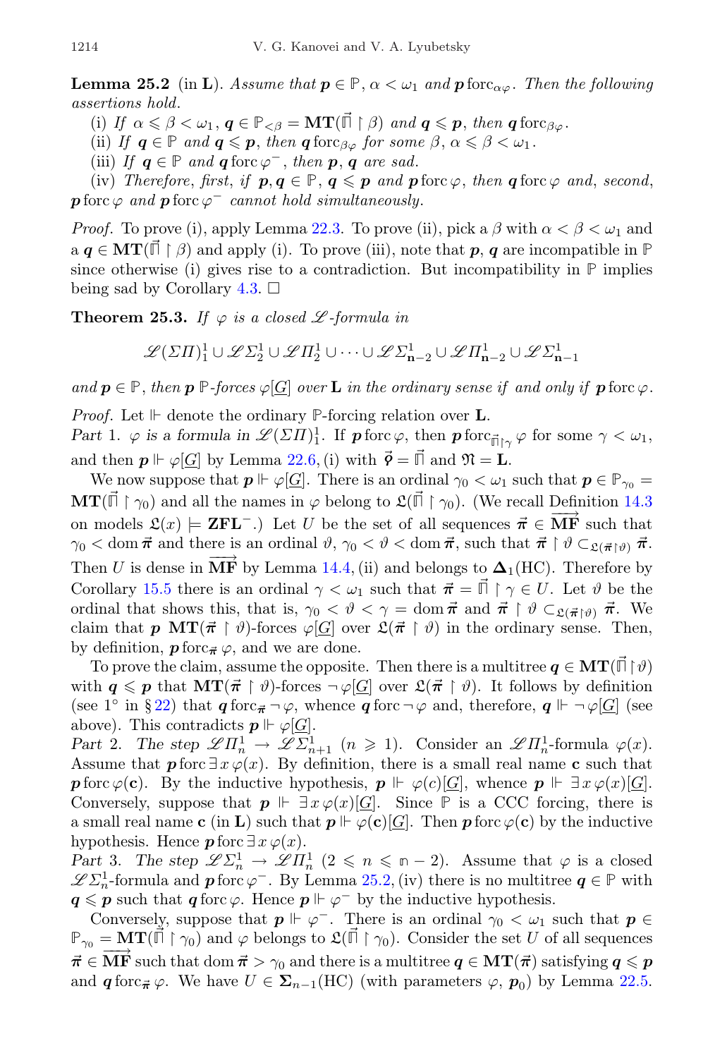**Lemma 25.2** (in $\mathbf{L}$). *Assume that $\boldsymbol{p} \in \mathbb{P}$, $\alpha < \omega_1$ and $\boldsymbol{p}\,\mathrm{forc}_{\alpha\varphi}$. Then the following assertions hold.*

(i) *If $\alpha \leqslant \beta < \omega_1$, $\boldsymbol{q} \in \mathbb{P}_{<\beta} = \mathbf{MT}(\vec{\mathbb{\Pi}} \restriction \beta)$ and $\boldsymbol{q} \leqslant \boldsymbol{p}$, then $\boldsymbol{q}\,\mathrm{forc}_{\beta\varphi}$.*

(ii) *If $\boldsymbol{q} \in \mathbb{P}$ and $\boldsymbol{q} \leqslant \boldsymbol{p}$, then $\boldsymbol{q}\,\mathrm{forc}_{\beta\varphi}$ for some $\beta$, $\alpha \leqslant \beta < \omega_1$.*

(iii) *If $\boldsymbol{q} \in \mathbb{P}$ and $\boldsymbol{q}\,\mathrm{forc}\,\varphi^-$, then $\boldsymbol{p}$, $\boldsymbol{q}$ are sad.*

(iv) *Therefore, first, if $\boldsymbol{p}, \boldsymbol{q} \in \mathbb{P}$, $\boldsymbol{q} \leqslant \boldsymbol{p}$ and $\boldsymbol{p}\,\mathrm{forc}\,\varphi$, then $\boldsymbol{q}\,\mathrm{forc}\,\varphi$ and, second, $\boldsymbol{p}\,\mathrm{forc}\,\varphi$ and $\boldsymbol{p}\,\mathrm{forc}\,\varphi^-$ cannot hold simultaneously.*

*Proof.* To prove (i), apply Lemma 22.3. To prove (ii), pick a $\beta$ with $\alpha < \beta < \omega_1$ and a $\boldsymbol{q} \in \mathbf{MT}(\vec{\mathbb{\Pi}} \restriction \beta)$ and apply (i). To prove (iii), note that $\boldsymbol{p}$, $\boldsymbol{q}$ are incompatible in $\mathbb{P}$ since otherwise (i) gives rise to a contradiction. But incompatibility in $\mathbb{P}$ implies being sad by Corollary 4.3. $\square$

**Theorem 25.3.** *If $\varphi$ is a closed $\mathscr{L}$-formula in*

$$\mathscr{L}(\Sigma\Pi)^1_1 \cup \mathscr{L}\Sigma^1_2 \cup \mathscr{L}\Pi^1_2 \cup \dots \cup \mathscr{L}\Sigma^1_{\mathbf{n}-2} \cup \mathscr{L}\Pi^1_{\mathbf{n}-2} \cup \mathscr{L}\Sigma^1_{\mathbf{n}-1}$$

*and $\boldsymbol{p} \in \mathbb{P}$, then $\boldsymbol{p}$ $\mathbb{P}$-forces $\varphi[\underline{G}]$ over $\mathbf{L}$ in the ordinary sense if and only if $\boldsymbol{p}\,\mathrm{forc}\,\varphi$.*

*Proof.* Let $\Vdash$ denote the ordinary $\mathbb{P}$-forcing relation over $\mathbf{L}$.

*Part* 1. *$\varphi$ is a formula in $\mathscr{L}(\Sigma\Pi)^1_1$.* If $\boldsymbol{p}\,\mathrm{forc}\,\varphi$, then $\boldsymbol{p}\,\mathrm{forc}_{\vec{\mathbb{\Pi}}\restriction\gamma}\,\varphi$ for some $\gamma < \omega_1$, and then $\boldsymbol{p} \Vdash \varphi[\underline{G}]$ by Lemma 22.6, (i) with $\vec{\boldsymbol{\varphi}} = \vec{\mathbb{\Pi}}$ and $\mathfrak{N} = \mathbf{L}$.

We now suppose that $\boldsymbol{p} \Vdash \varphi[\underline{G}]$. There is an ordinal $\gamma_0 < \omega_1$ such that $\boldsymbol{p} \in \mathbb{P}_{\gamma_0} = \mathbf{MT}(\vec{\mathbb{\Pi}} \restriction \gamma_0)$ and all the names in $\varphi$ belong to $\mathfrak{L}(\vec{\mathbb{\Pi}} \restriction \gamma_0)$. (We recall Definition 14.3 on models $\mathfrak{L}(x) \models \mathbf{ZFL}^-$.) Let $U$ be the set of all sequences $\vec{\boldsymbol{\pi}} \in \overrightarrow{\mathbf{MF}}$ such that $\gamma_0 < \operatorname{dom} \vec{\boldsymbol{\pi}}$ and there is an ordinal $\vartheta$, $\gamma_0 < \vartheta < \operatorname{dom} \vec{\boldsymbol{\pi}}$, such that $\vec{\boldsymbol{\pi}} \restriction \vartheta \subset_{\mathfrak{L}(\vec{\boldsymbol{\pi}}\restriction\vartheta)} \vec{\boldsymbol{\pi}}$. Then $U$ is dense in $\overrightarrow{\mathbf{MF}}$ by Lemma 14.4, (ii) and belongs to $\boldsymbol{\Delta}_1(\mathrm{HC})$. Therefore by Corollary 15.5 there is an ordinal $\gamma < \omega_1$ such that $\vec{\boldsymbol{\pi}} = \vec{\mathbb{\Pi}} \restriction \gamma \in U$. Let $\vartheta$ be the ordinal that shows this, that is, $\gamma_0 < \vartheta < \gamma = \operatorname{dom} \vec{\boldsymbol{\pi}}$ and $\vec{\boldsymbol{\pi}} \restriction \vartheta \subset_{\mathfrak{L}(\vec{\boldsymbol{\pi}}\restriction\vartheta)} \vec{\boldsymbol{\pi}}$. We claim that $\boldsymbol{p}$ $\mathbf{MT}(\vec{\boldsymbol{\pi}} \restriction \vartheta)$-forces $\varphi[\underline{G}]$ over $\mathfrak{L}(\vec{\boldsymbol{\pi}} \restriction \vartheta)$ in the ordinary sense. Then, by definition, $\boldsymbol{p}\,\mathrm{forc}_{\vec{\boldsymbol{\pi}}}\,\varphi$, and we are done.

To prove the claim, assume the opposite. Then there is a multitree $\boldsymbol{q} \in \mathbf{MT}(\vec{\mathbb{\Pi}} \restriction \vartheta)$ with $\boldsymbol{q} \leqslant \boldsymbol{p}$ that $\mathbf{MT}(\vec{\boldsymbol{\pi}} \restriction \vartheta)$-forces $\neg\varphi[\underline{G}]$ over $\mathfrak{L}(\vec{\boldsymbol{\pi}} \restriction \vartheta)$. It follows by definition (see 1° in §22) that $\boldsymbol{q}\,\mathrm{forc}_{\vec{\boldsymbol{\pi}}}\,\neg\varphi$, whence $\boldsymbol{q}\,\mathrm{forc}\,\neg\varphi$ and, therefore, $\boldsymbol{q} \Vdash \neg\varphi[\underline{G}]$ (see above). This contradicts $\boldsymbol{p} \Vdash \varphi[\underline{G}]$.

*Part* 2. *The step $\mathscr{L}\Pi^1_n \to \mathscr{L}\Sigma^1_{n+1}$ ($n \geqslant 1$).* Consider an $\mathscr{L}\Pi^1_n$-formula $\varphi(x)$. Assume that $\boldsymbol{p}\,\mathrm{forc}\,\exists x\,\varphi(x)$. By definition, there is a small real name $\mathbf{c}$ such that $\boldsymbol{p}\,\mathrm{forc}\,\varphi(\mathbf{c})$. By the inductive hypothesis, $\boldsymbol{p} \Vdash \varphi(c)[\underline{G}]$, whence $\boldsymbol{p} \Vdash \exists x\,\varphi(x)[\underline{G}]$. Conversely, suppose that $\boldsymbol{p} \Vdash \exists x\,\varphi(x)[\underline{G}]$. Since $\mathbb{P}$ is a CCC forcing, there is a small real name $\mathbf{c}$ (in $\mathbf{L}$) such that $\boldsymbol{p} \Vdash \varphi(\mathbf{c})[\underline{G}]$. Then $\boldsymbol{p}\,\mathrm{forc}\,\varphi(\mathbf{c})$ by the inductive hypothesis. Hence $\boldsymbol{p}\,\mathrm{forc}\,\exists x\,\varphi(x)$.

*Part* 3. *The step $\mathscr{L}\Sigma^1_n \to \mathscr{L}\Pi^1_n$ ($2 \leqslant n \leqslant \mathbf{n} - 2$).* Assume that $\varphi$ is a closed $\mathscr{L}\Sigma^1_n$-formula and $\boldsymbol{p}\,\mathrm{forc}\,\varphi^-$. By Lemma 25.2, (iv) there is no multitree $\boldsymbol{q} \in \mathbb{P}$ with $\boldsymbol{q} \leqslant \boldsymbol{p}$ such that $\boldsymbol{q}\,\mathrm{forc}\,\varphi$. Hence $\boldsymbol{p} \Vdash \varphi^-$ by the inductive hypothesis.

Conversely, suppose that $\boldsymbol{p} \Vdash \varphi^-$. There is an ordinal $\gamma_0 < \omega_1$ such that $\boldsymbol{p} \in \mathbb{P}_{\gamma_0} = \mathbf{MT}(\vec{\mathbb{\Pi}} \restriction \gamma_0)$ and $\varphi$ belongs to $\mathfrak{L}(\vec{\mathbb{\Pi}} \restriction \gamma_0)$. Consider the set $U$ of all sequences $\vec{\boldsymbol{\pi}} \in \overrightarrow{\mathbf{MF}}$ such that $\operatorname{dom} \vec{\boldsymbol{\pi}} > \gamma_0$ and there is a multitree $\boldsymbol{q} \in \mathbf{MT}(\vec{\boldsymbol{\pi}})$ satisfying $\boldsymbol{q} \leqslant \boldsymbol{p}$ and $\boldsymbol{q}\,\mathrm{forc}_{\vec{\boldsymbol{\pi}}}\,\varphi$. We have $U \in \boldsymbol{\Sigma}_{n-1}(\mathrm{HC})$ (with parameters $\varphi$, $\boldsymbol{p}_0$) by Lemma 22.5.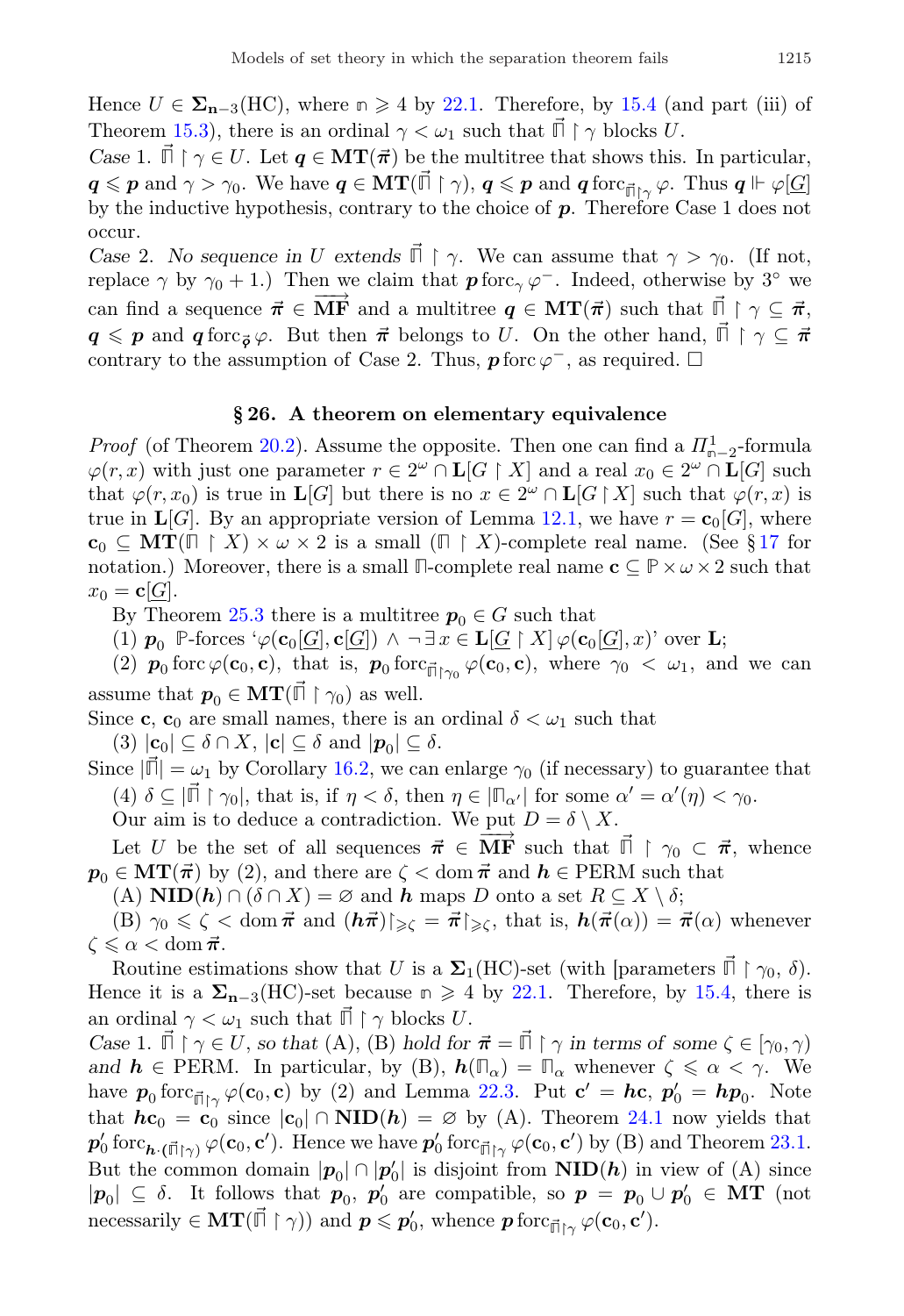Hence $U \in \mathbf{\Sigma}_{\mathbf{n}-3}(\mathrm{HC})$, where $\mathbb{n} \geqslant 4$ by 22.1. Therefore, by 15.4 (and part (iii) of Theorem 15.3), there is an ordinal $\gamma < \omega_1$ such that $\vec{\Pi} \upharpoonright \gamma$ blocks $U$.

*Case* 1. $\vec{\Pi} \upharpoonright \gamma \in U$. Let $\boldsymbol{q} \in \mathbf{MT}(\vec{\boldsymbol{\pi}})$ be the multitree that shows this. In particular, $\boldsymbol{q} \leqslant \boldsymbol{p}$ and $\gamma > \gamma_0$. We have $\boldsymbol{q} \in \mathbf{MT}(\vec{\Pi} \upharpoonright \gamma)$, $\boldsymbol{q} \leqslant \boldsymbol{p}$ and $\boldsymbol{q}\,\mathrm{forc}_{\vec{\Pi}\upharpoonright\gamma}\,\varphi$. Thus $\boldsymbol{q} \Vdash \varphi[\underline{G}]$ by the inductive hypothesis, contrary to the choice of $\boldsymbol{p}$. Therefore Case 1 does not occur.

*Case* 2. *No sequence in $U$ extends* $\vec{\Pi} \upharpoonright \gamma$. We can assume that $\gamma > \gamma_0$. (If not, replace $\gamma$ by $\gamma_0 + 1$.) Then we claim that $\boldsymbol{p}\,\mathrm{forc}_\gamma\,\varphi^-$. Indeed, otherwise by 3° we can find a sequence $\vec{\boldsymbol{\pi}} \in \overrightarrow{\mathbf{MF}}$ and a multitree $\boldsymbol{q} \in \mathbf{MT}(\vec{\boldsymbol{\pi}})$ such that $\vec{\Pi} \upharpoonright \gamma \subseteq \vec{\boldsymbol{\pi}}$, $\boldsymbol{q} \leqslant \boldsymbol{p}$ and $\boldsymbol{q}\,\mathrm{forc}_{\vec{\boldsymbol{\pi}}}\,\varphi$. But then $\vec{\boldsymbol{\pi}}$ belongs to $U$. On the other hand, $\vec{\Pi} \upharpoonright \gamma \subseteq \vec{\boldsymbol{\pi}}$ contrary to the assumption of Case 2. Thus, $\boldsymbol{p}\,\mathrm{forc}\,\varphi^-$, as required. □

## § 26. A theorem on elementary equivalence

*Proof* (of Theorem 20.2). Assume the opposite. Then one can find a $\Pi^1_{\mathbb{n}-2}$-formula $\varphi(r, x)$ with just one parameter $r \in 2^\omega \cap \mathbf{L}[G \upharpoonright X]$ and a real $x_0 \in 2^\omega \cap \mathbf{L}[G]$ such that $\varphi(r, x_0)$ is true in $\mathbf{L}[G]$ but there is no $x \in 2^\omega \cap \mathbf{L}[G \upharpoonright X]$ such that $\varphi(r, x)$ is true in $\mathbf{L}[G]$. By an appropriate version of Lemma 12.1, we have $r = \mathbf{c}_0[G]$, where $\mathbf{c}_0 \subseteq \mathbf{MT}(\Pi \upharpoonright X) \times \omega \times 2$ is a small $(\Pi \upharpoonright X)$-complete real name. (See § 17 for notation.) Moreover, there is a small $\Pi$-complete real name $\mathbf{c} \subseteq \mathbb{P} \times \omega \times 2$ such that $x_0 = \mathbf{c}[\underline{G}]$.

By Theorem 25.3 there is a multitree $\boldsymbol{p}_0 \in G$ such that

(1) $\boldsymbol{p}_0$ $\mathbb{P}$-forces '$\varphi(\mathbf{c}_0[\underline{G}], \mathbf{c}[\underline{G}]) \wedge \neg \exists\, x \in \mathbf{L}[\underline{G} \upharpoonright X]\, \varphi(\mathbf{c}_0[\underline{G}], x)$' over $\mathbf{L}$;

(2) $\boldsymbol{p}_0\,\mathrm{forc}\,\varphi(\mathbf{c}_0, \mathbf{c})$, that is, $\boldsymbol{p}_0\,\mathrm{forc}_{\vec{\Pi}\upharpoonright\gamma_0}\,\varphi(\mathbf{c}_0, \mathbf{c})$, where $\gamma_0 < \omega_1$, and we can assume that $\boldsymbol{p}_0 \in \mathbf{MT}(\vec{\Pi} \upharpoonright \gamma_0)$ as well.

Since $\mathbf{c}$, $\mathbf{c}_0$ are small names, there is an ordinal $\delta < \omega_1$ such that

(3) $|\mathbf{c}_0| \subseteq \delta \cap X$, $|\mathbf{c}| \subseteq \delta$ and $|\boldsymbol{p}_0| \subseteq \delta$.

Since $|\vec{\Pi}| = \omega_1$ by Corollary 16.2, we can enlarge $\gamma_0$ (if necessary) to guarantee that

(4) $\delta \subseteq |\vec{\Pi} \upharpoonright \gamma_0|$, that is, if $\eta < \delta$, then $\eta \in |\Pi_{\alpha'}|$ for some $\alpha' = \alpha'(\eta) < \gamma_0$.

Our aim is to deduce a contradiction. We put $D = \delta \setminus X$.

Let $U$ be the set of all sequences $\vec{\boldsymbol{\pi}} \in \overrightarrow{\mathbf{MF}}$ such that $\vec{\Pi} \upharpoonright \gamma_0 \subset \vec{\boldsymbol{\pi}}$, whence $\boldsymbol{p}_0 \in \mathbf{MT}(\vec{\boldsymbol{\pi}})$ by (2), and there are $\zeta < \mathrm{dom}\,\vec{\boldsymbol{\pi}}$ and $\boldsymbol{h} \in \mathrm{PERM}$ such that

(A) $\mathbf{NID}(\boldsymbol{h}) \cap (\delta \cap X) = \varnothing$ and $\boldsymbol{h}$ maps $D$ onto a set $R \subseteq X \setminus \delta$;

(B) $\gamma_0 \leqslant \zeta < \mathrm{dom}\,\vec{\boldsymbol{\pi}}$ and $(\boldsymbol{h}\vec{\boldsymbol{\pi}})\upharpoonright_{\geqslant\zeta} = \vec{\boldsymbol{\pi}}\upharpoonright_{\geqslant\zeta}$, that is, $\boldsymbol{h}(\vec{\boldsymbol{\pi}}(\alpha)) = \vec{\boldsymbol{\pi}}(\alpha)$ whenever $\zeta \leqslant \alpha < \mathrm{dom}\,\vec{\boldsymbol{\pi}}$.

Routine estimations show that $U$ is a $\mathbf{\Sigma}_1(\mathrm{HC})$-set (with [parameters $\vec{\Pi} \upharpoonright \gamma_0$, $\delta$). Hence it is a $\mathbf{\Sigma}_{\mathbf{n}-3}(\mathrm{HC})$-set because $\mathbb{n} \geqslant 4$ by 22.1. Therefore, by 15.4, there is an ordinal $\gamma < \omega_1$ such that $\vec{\Pi} \upharpoonright \gamma$ blocks $U$.

*Case* 1. $\vec{\Pi} \upharpoonright \gamma \in U$, *so that* (A), (B) *hold for* $\vec{\boldsymbol{\pi}} = \vec{\Pi} \upharpoonright \gamma$ *in terms of some* $\zeta \in [\gamma_0, \gamma)$ *and* $\boldsymbol{h} \in \mathrm{PERM}$. In particular, by (B), $\boldsymbol{h}(\Pi_\alpha) = \Pi_\alpha$ whenever $\zeta \leqslant \alpha < \gamma$. We have $\boldsymbol{p}_0\,\mathrm{forc}_{\vec{\Pi}\upharpoonright\gamma}\,\varphi(\mathbf{c}_0, \mathbf{c})$ by (2) and Lemma 22.3. Put $\mathbf{c}' = \boldsymbol{h}\mathbf{c}$, $\boldsymbol{p}_0' = \boldsymbol{h}\boldsymbol{p}_0$. Note that $\boldsymbol{h}\mathbf{c}_0 = \mathbf{c}_0$ since $|\mathbf{c}_0| \cap \mathbf{NID}(\boldsymbol{h}) = \varnothing$ by (A). Theorem 24.1 now yields that $\boldsymbol{p}_0'\,\mathrm{forc}_{\boldsymbol{h}\cdot(\vec{\Pi}\upharpoonright\gamma)}\,\varphi(\mathbf{c}_0, \mathbf{c}')$. Hence we have $\boldsymbol{p}_0'\,\mathrm{forc}_{\vec{\Pi}\upharpoonright\gamma}\,\varphi(\mathbf{c}_0, \mathbf{c}')$ by (B) and Theorem 23.1. But the common domain $|\boldsymbol{p}_0| \cap |\boldsymbol{p}_0'|$ is disjoint from $\mathbf{NID}(\boldsymbol{h})$ in view of (A) since $|\boldsymbol{p}_0| \subseteq \delta$. It follows that $\boldsymbol{p}_0$, $\boldsymbol{p}_0'$ are compatible, so $\boldsymbol{p} = \boldsymbol{p}_0 \cup \boldsymbol{p}_0' \in \mathbf{MT}$ (not necessarily $\in \mathbf{MT}(\vec{\Pi} \upharpoonright \gamma)$) and $\boldsymbol{p} \leqslant \boldsymbol{p}_0'$, whence $\boldsymbol{p}\,\mathrm{forc}_{\vec{\Pi}\upharpoonright\gamma}\,\varphi(\mathbf{c}_0, \mathbf{c}')$.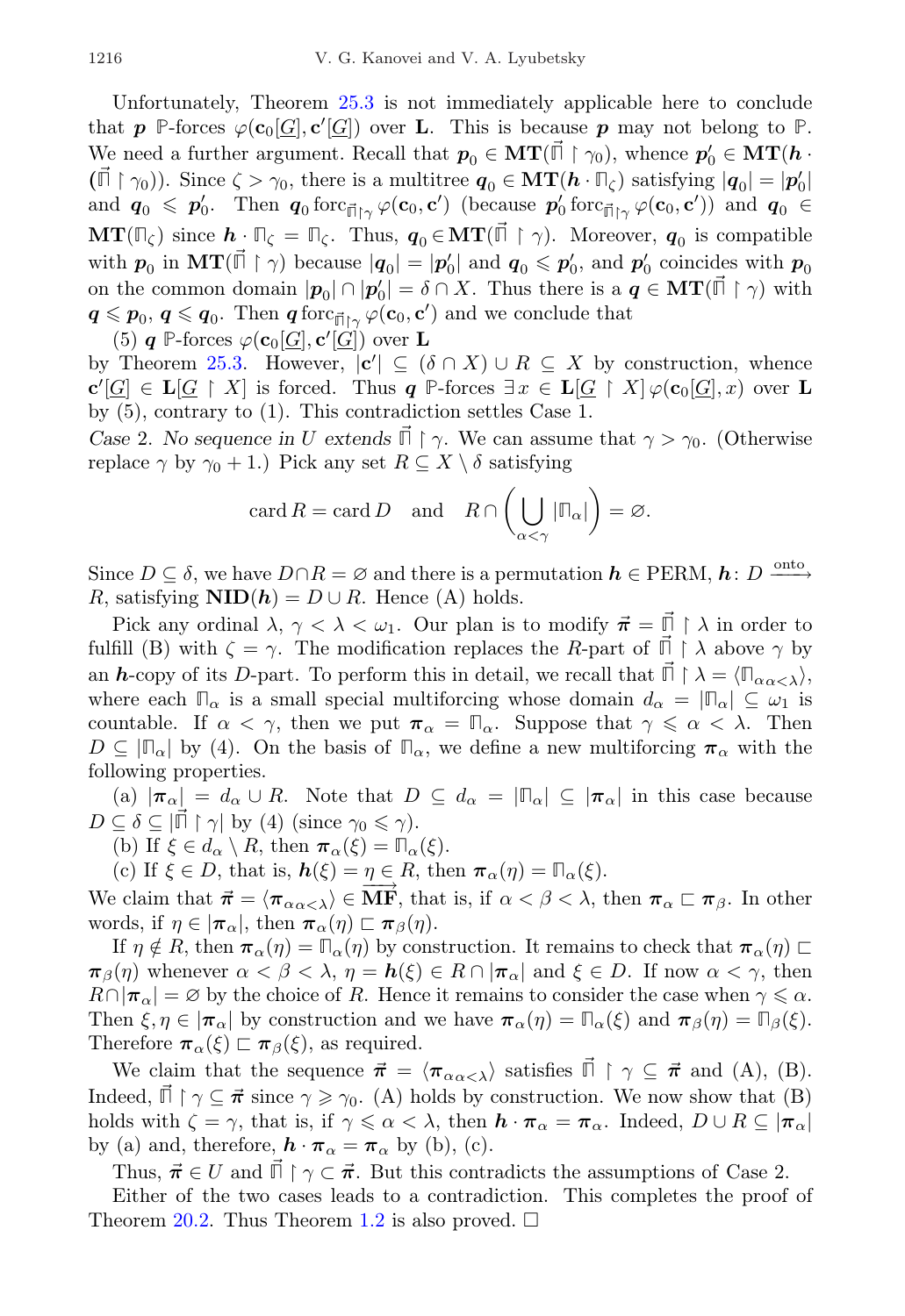Unfortunately, Theorem 25.3 is not immediately applicable here to conclude that $\boldsymbol{p}$ $\mathbb{P}$-forces $\varphi(\mathbf{c}_0[\underline{G}], \mathbf{c}'[\underline{G}])$ over $\mathbf{L}$. This is because $\boldsymbol{p}$ may not belong to $\mathbb{P}$. We need a further argument. Recall that $\boldsymbol{p}_0 \in \mathbf{MT}(\vec{\sqcap} \restriction \gamma_0)$, whence $\boldsymbol{p}'_0 \in \mathbf{MT}(\boldsymbol{h} \cdot (\vec{\sqcap} \restriction \gamma_0))$. Since $\zeta > \gamma_0$, there is a multitree $\boldsymbol{q}_0 \in \mathbf{MT}(\boldsymbol{h} \cdot \sqcap_\zeta)$ satisfying $|\boldsymbol{q}_0| = |\boldsymbol{p}'_0|$ and $\boldsymbol{q}_0 \leqslant \boldsymbol{p}'_0$. Then $\boldsymbol{q}_0 \operatorname{forc}_{\vec{\sqcap} \restriction \gamma} \varphi(\mathbf{c}_0, \mathbf{c}')$ (because $\boldsymbol{p}'_0 \operatorname{forc}_{\vec{\sqcap} \restriction \gamma} \varphi(\mathbf{c}_0, \mathbf{c}')$) and $\boldsymbol{q}_0 \in \mathbf{MT}(\sqcap_\zeta)$ since $\boldsymbol{h} \cdot \sqcap_\zeta = \sqcap_\zeta$. Thus, $\boldsymbol{q}_0 \in \mathbf{MT}(\vec{\sqcap} \restriction \gamma)$. Moreover, $\boldsymbol{q}_0$ is compatible with $\boldsymbol{p}_0$ in $\mathbf{MT}(\vec{\sqcap} \restriction \gamma)$ because $|\boldsymbol{q}_0| = |\boldsymbol{p}'_0|$ and $\boldsymbol{q}_0 \leqslant \boldsymbol{p}'_0$, and $\boldsymbol{p}'_0$ coincides with $\boldsymbol{p}_0$ on the common domain $|\boldsymbol{p}_0| \cap |\boldsymbol{p}'_0| = \delta \cap X$. Thus there is a $\boldsymbol{q} \in \mathbf{MT}(\vec{\sqcap} \restriction \gamma)$ with $\boldsymbol{q} \leqslant \boldsymbol{p}_0$, $\boldsymbol{q} \leqslant \boldsymbol{q}_0$. Then $\boldsymbol{q} \operatorname{forc}_{\vec{\sqcap} \restriction \gamma} \varphi(\mathbf{c}_0, \mathbf{c}')$ and we conclude that

(5) $\boldsymbol{q}$ $\mathbb{P}$-forces $\varphi(\mathbf{c}_0[\underline{G}], \mathbf{c}'[\underline{G}])$ over $\mathbf{L}$

by Theorem 25.3. However, $|\mathbf{c}'| \subseteq (\delta \cap X) \cup R \subseteq X$ by construction, whence $\mathbf{c}'[\underline{G}] \in \mathbf{L}[\underline{G} \restriction X]$ is forced. Thus $\boldsymbol{q}$ $\mathbb{P}$-forces $\exists x \in \mathbf{L}[\underline{G} \restriction X]\, \varphi(\mathbf{c}_0[\underline{G}], x)$ over $\mathbf{L}$ by (5), contrary to (1). This contradiction settles Case 1.

*Case* 2. *No sequence in* $U$ *extends* $\vec{\sqcap} \restriction \gamma$. We can assume that $\gamma > \gamma_0$. (Otherwise replace $\gamma$ by $\gamma_0 + 1$.) Pick any set $R \subseteq X \setminus \delta$ satisfying

$$\operatorname{card} R = \operatorname{card} D \quad \text{and} \quad R \cap \left( \bigcup_{\alpha < \gamma} |\sqcap_\alpha| \right) = \varnothing.$$

Since $D \subseteq \delta$, we have $D \cap R = \varnothing$ and there is a permutation $\boldsymbol{h} \in \mathrm{PERM}$, $\boldsymbol{h}\colon D \xrightarrow{\text{onto}} R$, satisfying $\mathbf{NID}(\boldsymbol{h}) = D \cup R$. Hence (A) holds.

Pick any ordinal $\lambda$, $\gamma < \lambda < \omega_1$. Our plan is to modify $\vec{\boldsymbol{\pi}} = \vec{\sqcap} \restriction \lambda$ in order to fulfill (B) with $\zeta = \gamma$. The modification replaces the $R$-part of $\vec{\sqcap} \restriction \lambda$ above $\gamma$ by an $\boldsymbol{h}$-copy of its $D$-part. To perform this in detail, we recall that $\vec{\sqcap} \restriction \lambda = \langle \sqcap_\alpha \rangle_{\alpha < \lambda}$, where each $\sqcap_\alpha$ is a small special multiforcing whose domain $d_\alpha = |\sqcap_\alpha| \subseteq \omega_1$ is countable. If $\alpha < \gamma$, then we put $\boldsymbol{\pi}_\alpha = \sqcap_\alpha$. Suppose that $\gamma \leqslant \alpha < \lambda$. Then $D \subseteq |\sqcap_\alpha|$ by (4). On the basis of $\sqcap_\alpha$, we define a new multiforcing $\boldsymbol{\pi}_\alpha$ with the following properties.

(a) $|\boldsymbol{\pi}_\alpha| = d_\alpha \cup R$. Note that $D \subseteq d_\alpha = |\sqcap_\alpha| \subseteq |\boldsymbol{\pi}_\alpha|$ in this case because $D \subseteq \delta \subseteq |\vec{\sqcap} \restriction \gamma|$ by (4) (since $\gamma_0 \leqslant \gamma$).

(b) If $\xi \in d_\alpha \setminus R$, then $\boldsymbol{\pi}_\alpha(\xi) = \sqcap_\alpha(\xi)$.

(c) If $\xi \in D$, that is, $\boldsymbol{h}(\xi) = \eta \in R$, then $\boldsymbol{\pi}_\alpha(\eta) = \sqcap_\alpha(\xi)$.

We claim that $\vec{\boldsymbol{\pi}} = \langle \boldsymbol{\pi}_\alpha \rangle_{\alpha < \lambda} \in \overrightarrow{\mathbf{MF}}$, that is, if $\alpha < \beta < \lambda$, then $\boldsymbol{\pi}_\alpha \sqsubset \boldsymbol{\pi}_\beta$. In other words, if $\eta \in |\boldsymbol{\pi}_\alpha|$, then $\boldsymbol{\pi}_\alpha(\eta) \sqsubset \boldsymbol{\pi}_\beta(\eta)$.

If $\eta \notin R$, then $\boldsymbol{\pi}_\alpha(\eta) = \sqcap_\alpha(\eta)$ by construction. It remains to check that $\boldsymbol{\pi}_\alpha(\eta) \sqsubset \boldsymbol{\pi}_\beta(\eta)$ whenever $\alpha < \beta < \lambda$, $\eta = \boldsymbol{h}(\xi) \in R \cap |\boldsymbol{\pi}_\alpha|$ and $\xi \in D$. If now $\alpha < \gamma$, then $R \cap |\boldsymbol{\pi}_\alpha| = \varnothing$ by the choice of $R$. Hence it remains to consider the case when $\gamma \leqslant \alpha$. Then $\xi, \eta \in |\boldsymbol{\pi}_\alpha|$ by construction and we have $\boldsymbol{\pi}_\alpha(\eta) = \sqcap_\alpha(\xi)$ and $\boldsymbol{\pi}_\beta(\eta) = \sqcap_\beta(\xi)$. Therefore $\boldsymbol{\pi}_\alpha(\xi) \sqsubset \boldsymbol{\pi}_\beta(\xi)$, as required.

We claim that the sequence $\vec{\boldsymbol{\pi}} = \langle \boldsymbol{\pi}_\alpha \rangle_{\alpha < \lambda}$ satisfies $\vec{\sqcap} \restriction \gamma \subseteq \vec{\boldsymbol{\pi}}$ and (A), (B). Indeed, $\vec{\sqcap} \restriction \gamma \subseteq \vec{\boldsymbol{\pi}}$ since $\gamma \geqslant \gamma_0$. (A) holds by construction. We now show that (B) holds with $\zeta = \gamma$, that is, if $\gamma \leqslant \alpha < \lambda$, then $\boldsymbol{h} \cdot \boldsymbol{\pi}_\alpha = \boldsymbol{\pi}_\alpha$. Indeed, $D \cup R \subseteq |\boldsymbol{\pi}_\alpha|$ by (a) and, therefore, $\boldsymbol{h} \cdot \boldsymbol{\pi}_\alpha = \boldsymbol{\pi}_\alpha$ by (b), (c).

Thus, $\vec{\boldsymbol{\pi}} \in U$ and $\vec{\sqcap} \restriction \gamma \subset \vec{\boldsymbol{\pi}}$. But this contradicts the assumptions of Case 2.

Either of the two cases leads to a contradiction. This completes the proof of Theorem 20.2. Thus Theorem 1.2 is also proved. □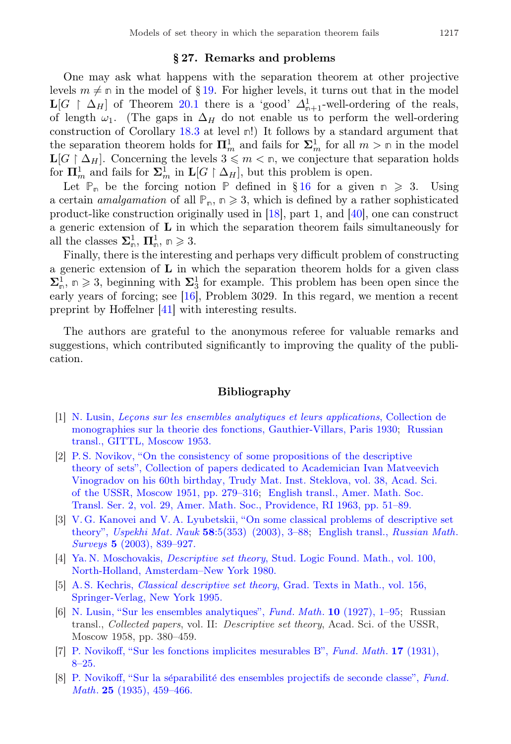## § 27. Remarks and problems

One may ask what happens with the separation theorem at other projective levels $m \neq \mathbb{n}$ in the model of § 19. For higher levels, it turns out that in the model $\mathbf{L}[G \restriction \Delta_H]$ of Theorem 20.1 there is a 'good' $\Delta^1_{\mathbb{n}+1}$-well-ordering of the reals, of length $\omega_1$. (The gaps in $\Delta_H$ do not enable us to perform the well-ordering construction of Corollary 18.3 at level $\mathbb{n}$!) It follows by a standard argument that the separation theorem holds for $\mathbf{\Pi}^1_m$ and fails for $\mathbf{\Sigma}^1_m$ for all $m > \mathbb{n}$ in the model $\mathbf{L}[G \restriction \Delta_H]$. Concerning the levels $3 \leqslant m < \mathbb{n}$, we conjecture that separation holds for $\mathbf{\Pi}^1_m$ and fails for $\mathbf{\Sigma}^1_m$ in $\mathbf{L}[G \restriction \Delta_H]$, but this problem is open.

Let $\mathbb{P}_\mathbb{n}$ be the forcing notion $\mathbb{P}$ defined in § 16 for a given $\mathbb{n} \geqslant 3$. Using a certain *amalgamation* of all $\mathbb{P}_\mathbb{n}$, $\mathbb{n} \geqslant 3$, which is defined by a rather sophisticated product-like construction originally used in [18], part 1, and [40], one can construct a generic extension of $\mathbf{L}$ in which the separation theorem fails simultaneously for all the classes $\mathbf{\Sigma}^1_\mathbb{n}$, $\mathbf{\Pi}^1_\mathbb{n}$, $\mathbb{n} \geqslant 3$.

Finally, there is the interesting and perhaps very difficult problem of constructing a generic extension of $\mathbf{L}$ in which the separation theorem holds for a given class $\mathbf{\Sigma}^1_\mathbb{n}$, $\mathbb{n} \geqslant 3$, beginning with $\mathbf{\Sigma}^1_3$ for example. This problem has been open since the early years of forcing; see [16], Problem 3029. In this regard, we mention a recent preprint by Hoffelner [41] with interesting results.

The authors are grateful to the anonymous referee for valuable remarks and suggestions, which contributed significantly to improving the quality of the publication.

## Bibliography

[1] N. Lusin, *Leçons sur les ensembles analytiques et leurs applications*, Collection de monographies sur la theorie des fonctions, Gauthier-Villars, Paris 1930; Russian transl., GITTL, Moscow 1953.

[2] P. S. Novikov, "On the consistency of some propositions of the descriptive theory of sets", Collection of papers dedicated to Academician Ivan Matveevich Vinogradov on his 60th birthday, Trudy Mat. Inst. Steklova, vol. 38, Acad. Sci. of the USSR, Moscow 1951, pp. 279–316; English transl., Amer. Math. Soc. Transl. Ser. 2, vol. 29, Amer. Math. Soc., Providence, RI 1963, pp. 51–89.

[3] V. G. Kanovei and V. A. Lyubetskii, "On some classical problems of descriptive set theory", *Uspekhi Mat. Nauk* **58**:5(353) (2003), 3–88; English transl., *Russian Math. Surveys* **5** (2003), 839–927.

[4] Ya. N. Moschovakis, *Descriptive set theory*, Stud. Logic Found. Math., vol. 100, North-Holland, Amsterdam–New York 1980.

[5] A. S. Kechris, *Classical descriptive set theory*, Grad. Texts in Math., vol. 156, Springer-Verlag, New York 1995.

[6] N. Lusin, "Sur les ensembles analytiques", *Fund. Math.* **10** (1927), 1–95; Russian transl., *Collected papers*, vol. II: *Descriptive set theory*, Acad. Sci. of the USSR, Moscow 1958, pp. 380–459.

[7] P. Novikoff, "Sur les fonctions implicites mesurables B", *Fund. Math.* **17** (1931), 8–25.

[8] P. Novikoff, "Sur la séparabilité des ensembles projectifs de seconde classe", *Fund. Math.* **25** (1935), 459–466.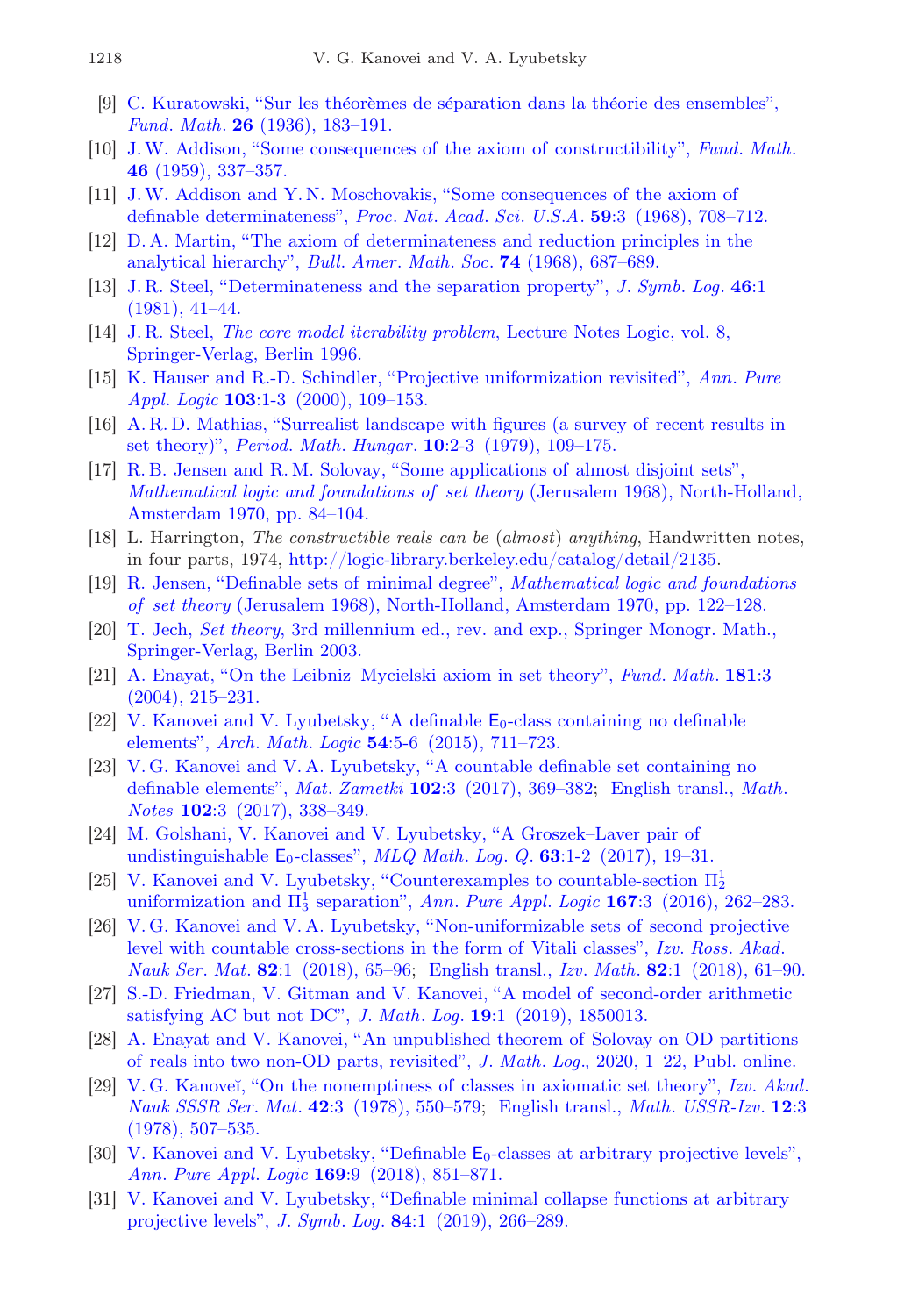[9] C. Kuratowski, "Sur les théorèmes de séparation dans la théorie des ensembles", *Fund. Math.* **26** (1936), 183–191.

[10] J. W. Addison, "Some consequences of the axiom of constructibility", *Fund. Math.* **46** (1959), 337–357.

[11] J. W. Addison and Y. N. Moschovakis, "Some consequences of the axiom of definable determinateness", *Proc. Nat. Acad. Sci. U.S.A.* **59**:3 (1968), 708–712.

[12] D. A. Martin, "The axiom of determinateness and reduction principles in the analytical hierarchy", *Bull. Amer. Math. Soc.* **74** (1968), 687–689.

[13] J. R. Steel, "Determinateness and the separation property", *J. Symb. Log.* **46**:1 (1981), 41–44.

[14] J. R. Steel, *The core model iterability problem*, Lecture Notes Logic, vol. 8, Springer-Verlag, Berlin 1996.

[15] K. Hauser and R.-D. Schindler, "Projective uniformization revisited", *Ann. Pure Appl. Logic* **103**:1-3 (2000), 109–153.

[16] A. R. D. Mathias, "Surrealist landscape with figures (a survey of recent results in set theory)", *Period. Math. Hungar.* **10**:2-3 (1979), 109–175.

[17] R. B. Jensen and R. M. Solovay, "Some applications of almost disjoint sets", *Mathematical logic and foundations of set theory* (Jerusalem 1968), North-Holland, Amsterdam 1970, pp. 84–104.

[18] L. Harrington, *The constructible reals can be (almost) anything*, Handwritten notes, in four parts, 1974, http://logic-library.berkeley.edu/catalog/detail/2135.

[19] R. Jensen, "Definable sets of minimal degree", *Mathematical logic and foundations of set theory* (Jerusalem 1968), North-Holland, Amsterdam 1970, pp. 122–128.

[20] T. Jech, *Set theory*, 3rd millennium ed., rev. and exp., Springer Monogr. Math., Springer-Verlag, Berlin 2003.

[21] A. Enayat, "On the Leibniz–Mycielski axiom in set theory", *Fund. Math.* **181**:3 (2004), 215–231.

[22] V. Kanovei and V. Lyubetsky, "A definable $\mathsf{E}_0$-class containing no definable elements", *Arch. Math. Logic* **54**:5-6 (2015), 711–723.

[23] V. G. Kanovei and V. A. Lyubetsky, "A countable definable set containing no definable elements", *Mat. Zametki* **102**:3 (2017), 369–382; English transl., *Math. Notes* **102**:3 (2017), 338–349.

[24] M. Golshani, V. Kanovei and V. Lyubetsky, "A Groszek–Laver pair of undistinguishable $\mathsf{E}_0$-classes", *MLQ Math. Log. Q.* **63**:1-2 (2017), 19–31.

[25] V. Kanovei and V. Lyubetsky, "Counterexamples to countable-section $\Pi^1_2$ uniformization and $\Pi^1_3$ separation", *Ann. Pure Appl. Logic* **167**:3 (2016), 262–283.

[26] V. G. Kanovei and V. A. Lyubetsky, "Non-uniformizable sets of second projective level with countable cross-sections in the form of Vitali classes", *Izv. Ross. Akad. Nauk Ser. Mat.* **82**:1 (2018), 65–96; English transl., *Izv. Math.* **82**:1 (2018), 61–90.

[27] S.-D. Friedman, V. Gitman and V. Kanovei, "A model of second-order arithmetic satisfying AC but not DC", *J. Math. Log.* **19**:1 (2019), 1850013.

[28] A. Enayat and V. Kanovei, "An unpublished theorem of Solovay on OD partitions of reals into two non-OD parts, revisited", *J. Math. Log.*, 2020, 1–22, Publ. online.

[29] V. G. Kanoveĭ, "On the nonemptiness of classes in axiomatic set theory", *Izv. Akad. Nauk SSSR Ser. Mat.* **42**:3 (1978), 550–579; English transl., *Math. USSR-Izv.* **12**:3 (1978), 507–535.

[30] V. Kanovei and V. Lyubetsky, "Definable $\mathsf{E}_0$-classes at arbitrary projective levels", *Ann. Pure Appl. Logic* **169**:9 (2018), 851–871.

[31] V. Kanovei and V. Lyubetsky, "Definable minimal collapse functions at arbitrary projective levels", *J. Symb. Log.* **84**:1 (2019), 266–289.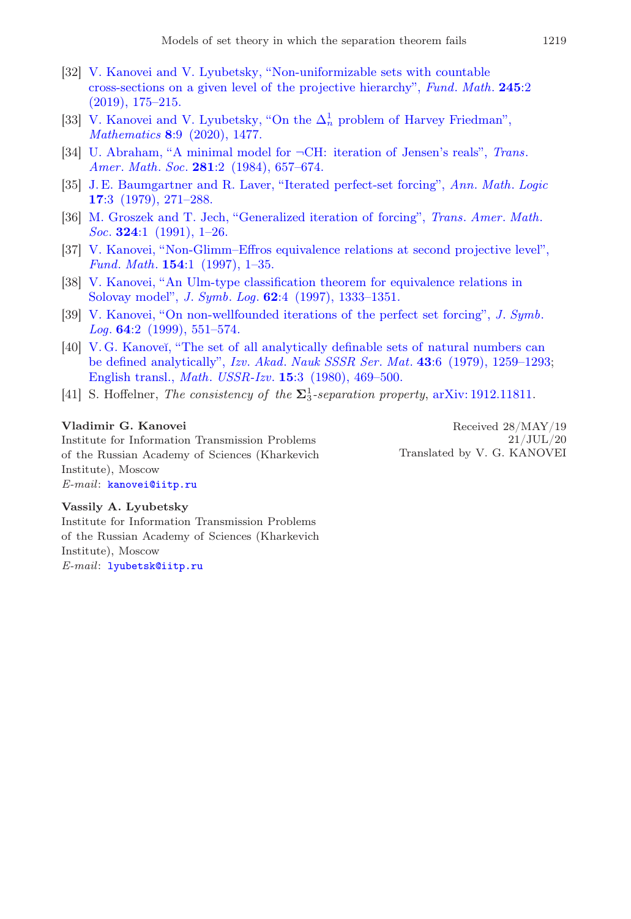[32] V. Kanovei and V. Lyubetsky, "Non-uniformizable sets with countable cross-sections on a given level of the projective hierarchy", *Fund. Math.* **245**:2 (2019), 175–215.

[33] V. Kanovei and V. Lyubetsky, "On the $\Delta^1_n$ problem of Harvey Friedman", *Mathematics* **8**:9 (2020), 1477.

[34] U. Abraham, "A minimal model for ¬CH: iteration of Jensen's reals", *Trans. Amer. Math. Soc.* **281**:2 (1984), 657–674.

[35] J. E. Baumgartner and R. Laver, "Iterated perfect-set forcing", *Ann. Math. Logic* **17**:3 (1979), 271–288.

[36] M. Groszek and T. Jech, "Generalized iteration of forcing", *Trans. Amer. Math. Soc.* **324**:1 (1991), 1–26.

[37] V. Kanovei, "Non-Glimm–Effros equivalence relations at second projective level", *Fund. Math.* **154**:1 (1997), 1–35.

[38] V. Kanovei, "An Ulm-type classification theorem for equivalence relations in Solovay model", *J. Symb. Log.* **62**:4 (1997), 1333–1351.

[39] V. Kanovei, "On non-wellfounded iterations of the perfect set forcing", *J. Symb. Log.* **64**:2 (1999), 551–574.

[40] V. G. Kanoveĭ, "The set of all analytically definable sets of natural numbers can be defined analytically", *Izv. Akad. Nauk SSSR Ser. Mat.* **43**:6 (1979), 1259–1293; English transl., *Math. USSR-Izv.* **15**:3 (1980), 469–500.

[41] S. Hoffelner, *The consistency of the* $\mathbf{\Sigma}^1_3$*-separation property*, arXiv: 1912.11811.

**Vladimir G. Kanovei**
Institute for Information Transmission Problems of the Russian Academy of Sciences (Kharkevich Institute), Moscow
*E-mail*: kanovei@iitp.ru

**Vassily A. Lyubetsky**
Institute for Information Transmission Problems of the Russian Academy of Sciences (Kharkevich Institute), Moscow
*E-mail*: lyubetsk@iitp.ru

Received 28/MAY/19
21/JUL/20
Translated by V. G. KANOVEI